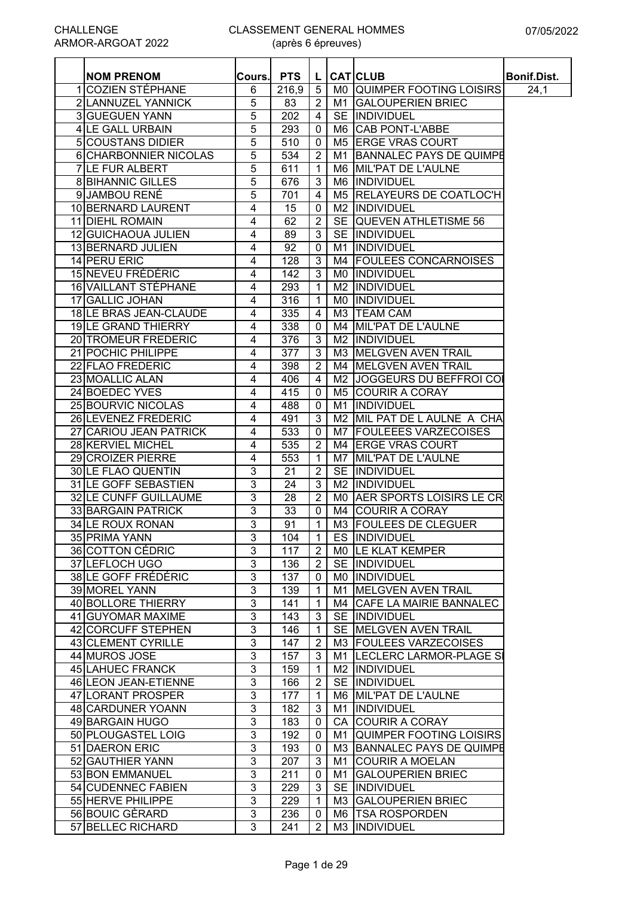CHALLENGE ARMOR-ARGOAT 2022

# CLASSEMENT GENERAL HOMMES

(après 6 épreuves)

07/05/2022

| | NOM PRENOM | Cours. | PTS | L | CAT | CLUB | Bonif.Dist. |
|---|---|---|---|---|---|---|---|
| 1 | COZIEN STÉPHANE | 6 | 216,9 | 5 | M0 | QUIMPER FOOTING LOISIRS | 24,1 |
| 2 | LANNUZEL YANNICK | 5 | 83 | 2 | M1 | GALOUPERIEN BRIEC | |
| 3 | GUEGUEN YANN | 5 | 202 | 4 | SE | INDIVIDUEL | |
| 4 | LE GALL URBAIN | 5 | 293 | 0 | M6 | CAB PONT-L'ABBE | |
| 5 | COUSTANS DIDIER | 5 | 510 | 0 | M5 | ERGE VRAS COURT | |
| 6 | CHARBONNIER NICOLAS | 5 | 534 | 2 | M1 | BANNALEC PAYS DE QUIMPE | |
| 7 | LE FUR ALBERT | 5 | 611 | 1 | M6 | MIL'PAT DE L'AULNE | |
| 8 | BIHANNIC GILLES | 5 | 676 | 3 | M6 | INDIVIDUEL | |
| 9 | JAMBOU RENÉ | 5 | 701 | 4 | M5 | RELAYEURS DE COATLOC'H | |
| 10 | BERNARD LAURENT | 4 | 15 | 0 | M2 | INDIVIDUEL | |
| 11 | DIEHL ROMAIN | 4 | 62 | 2 | SE | QUEVEN ATHLETISME 56 | |
| 12 | GUICHAOUA JULIEN | 4 | 89 | 3 | SE | INDIVIDUEL | |
| 13 | BERNARD JULIEN | 4 | 92 | 0 | M1 | INDIVIDUEL | |
| 14 | PERU ERIC | 4 | 128 | 3 | M4 | FOULEES CONCARNOISES | |
| 15 | NEVEU FRÉDÉRIC | 4 | 142 | 3 | M0 | INDIVIDUEL | |
| 16 | VAILLANT STÉPHANE | 4 | 293 | 1 | M2 | INDIVIDUEL | |
| 17 | GALLIC JOHAN | 4 | 316 | 1 | M0 | INDIVIDUEL | |
| 18 | LE BRAS JEAN-CLAUDE | 4 | 335 | 4 | M3 | TEAM CAM | |
| 19 | LE GRAND THIERRY | 4 | 338 | 0 | M4 | MIL'PAT DE L'AULNE | |
| 20 | TROMEUR FREDERIC | 4 | 376 | 3 | M2 | INDIVIDUEL | |
| 21 | POCHIC PHILIPPE | 4 | 377 | 3 | M3 | MELGVEN AVEN TRAIL | |
| 22 | FLAO FREDERIC | 4 | 398 | 2 | M4 | MELGVEN AVEN TRAIL | |
| 23 | MOALLIC ALAN | 4 | 406 | 4 | M2 | JOGGEURS DU BEFFROI CO | |
| 24 | BOEDEC YVES | 4 | 415 | 0 | M5 | COURIR A CORAY | |
| 25 | BOURVIC NICOLAS | 4 | 488 | 0 | M1 | INDIVIDUEL | |
| 26 | LEVENEZ FREDERIC | 4 | 491 | 3 | M2 | MIL PAT DE L AULNE A CHA | |
| 27 | CARIOU JEAN PATRICK | 4 | 533 | 0 | M7 | FOULEEES VARZECOISES | |
| 28 | KERVIEL MICHEL | 4 | 535 | 2 | M4 | ERGE VRAS COURT | |
| 29 | CROIZER PIERRE | 4 | 553 | 1 | M7 | MIL'PAT DE L'AULNE | |
| 30 | LE FLAO QUENTIN | 3 | 21 | 2 | SE | INDIVIDUEL | |
| 31 | LE GOFF SEBASTIEN | 3 | 24 | 3 | M2 | INDIVIDUEL | |
| 32 | LE CUNFF GUILLAUME | 3 | 28 | 2 | M0 | AER SPORTS LOISIRS LE CR | |
| 33 | BARGAIN PATRICK | 3 | 33 | 0 | M4 | COURIR A CORAY | |
| 34 | LE ROUX RONAN | 3 | 91 | 1 | M3 | FOULEES DE CLEGUER | |
| 35 | PRIMA YANN | 3 | 104 | 1 | ES | INDIVIDUEL | |
| 36 | COTTON CÉDRIC | 3 | 117 | 2 | M0 | LE KLAT KEMPER | |
| 37 | LEFLOCH UGO | 3 | 136 | 2 | SE | INDIVIDUEL | |
| 38 | LE GOFF FRÉDÉRIC | 3 | 137 | 0 | M0 | INDIVIDUEL | |
| 39 | MOREL YANN | 3 | 139 | 1 | M1 | MELGVEN AVEN TRAIL | |
| 40 | BOLLORE THIERRY | 3 | 141 | 1 | M4 | CAFE LA MAIRIE BANNALEC | |
| 41 | GUYOMAR MAXIME | 3 | 143 | 3 | SE | INDIVIDUEL | |
| 42 | CORCUFF STEPHEN | 3 | 146 | 1 | SE | MELGVEN AVEN TRAIL | |
| 43 | CLEMENT CYRILLE | 3 | 147 | 2 | M3 | FOULEES VARZECOISES | |
| 44 | MUROS JOSE | 3 | 157 | 3 | M1 | LECLERC LARMOR-PLAGE SI | |
| 45 | LAHUEC FRANCK | 3 | 159 | 1 | M2 | INDIVIDUEL | |
| 46 | LEON JEAN-ETIENNE | 3 | 166 | 2 | SE | INDIVIDUEL | |
| 47 | LORANT PROSPER | 3 | 177 | 1 | M6 | MIL'PAT DE L'AULNE | |
| 48 | CARDUNER YOANN | 3 | 182 | 3 | M1 | INDIVIDUEL | |
| 49 | BARGAIN HUGO | 3 | 183 | 0 | CA | COURIR A CORAY | |
| 50 | PLOUGASTEL LOIG | 3 | 192 | 0 | M1 | QUIMPER FOOTING LOISIRS | |
| 51 | DAERON ERIC | 3 | 193 | 0 | M3 | BANNALEC PAYS DE QUIMPE | |
| 52 | GAUTHIER YANN | 3 | 207 | 3 | M1 | COURIR A MOELAN | |
| 53 | BON EMMANUEL | 3 | 211 | 0 | M1 | GALOUPERIEN BRIEC | |
| 54 | CUDENNEC FABIEN | 3 | 229 | 3 | SE | INDIVIDUEL | |
| 55 | HERVE PHILIPPE | 3 | 229 | 1 | M3 | GALOUPERIEN BRIEC | |
| 56 | BOUIC GÈRARD | 3 | 236 | 0 | M6 | TSA ROSPORDEN | |
| 57 | BELLEC RICHARD | 3 | 241 | 2 | M3 | INDIVIDUEL | |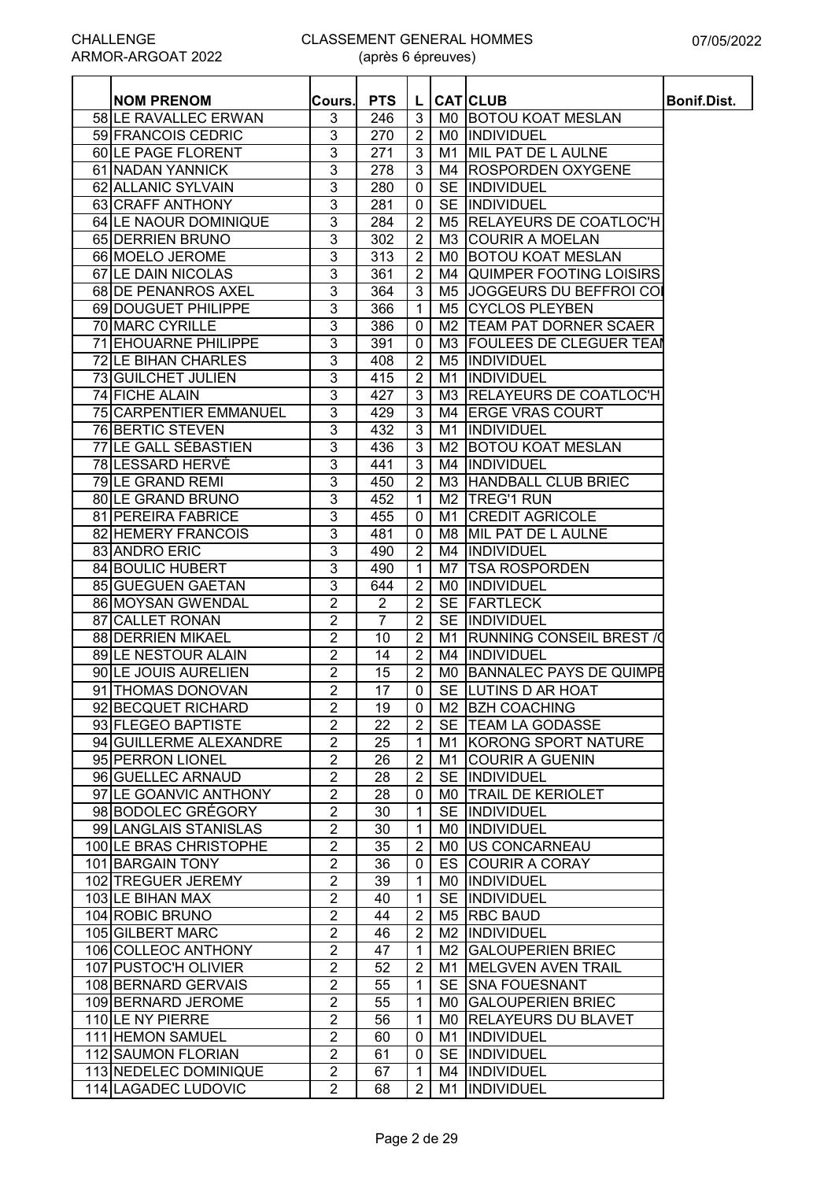CHALLENGE ARMOR-ARGOAT 2022

CLASSEMENT GENERAL HOMMES (après 6 épreuves)

07/05/2022

| | NOM PRENOM | Cours. | PTS | L | CAT | CLUB | Bonif.Dist. |
|---|---|---|---|---|---|---|---|
| 58 | LE RAVALLEC ERWAN | 3 | 246 | 3 | M0 | BOTOU KOAT MESLAN | |
| 59 | FRANCOIS CEDRIC | 3 | 270 | 2 | M0 | INDIVIDUEL | |
| 60 | LE PAGE FLORENT | 3 | 271 | 3 | M1 | MIL PAT DE L AULNE | |
| 61 | NADAN YANNICK | 3 | 278 | 3 | M4 | ROSPORDEN OXYGENE | |
| 62 | ALLANIC SYLVAIN | 3 | 280 | 0 | SE | INDIVIDUEL | |
| 63 | CRAFF ANTHONY | 3 | 281 | 0 | SE | INDIVIDUEL | |
| 64 | LE NAOUR DOMINIQUE | 3 | 284 | 2 | M5 | RELAYEURS DE COATLOC'H | |
| 65 | DERRIEN BRUNO | 3 | 302 | 2 | M3 | COURIR A MOELAN | |
| 66 | MOELO JEROME | 3 | 313 | 2 | M0 | BOTOU KOAT MESLAN | |
| 67 | LE DAIN NICOLAS | 3 | 361 | 2 | M4 | QUIMPER FOOTING LOISIRS | |
| 68 | DE PENANROS AXEL | 3 | 364 | 3 | M5 | JOGGEURS DU BEFFROI CO | |
| 69 | DOUGUET PHILIPPE | 3 | 366 | 1 | M5 | CYCLOS PLEYBEN | |
| 70 | MARC CYRILLE | 3 | 386 | 0 | M2 | TEAM PAT DORNER SCAER | |
| 71 | EHOUARNE PHILIPPE | 3 | 391 | 0 | M3 | FOULEES DE CLEGUER TEA | |
| 72 | LE BIHAN CHARLES | 3 | 408 | 2 | M5 | INDIVIDUEL | |
| 73 | GUILCHET JULIEN | 3 | 415 | 2 | M1 | INDIVIDUEL | |
| 74 | FICHE ALAIN | 3 | 427 | 3 | M3 | RELAYEURS DE COATLOC'H | |
| 75 | CARPENTIER EMMANUEL | 3 | 429 | 3 | M4 | ERGE VRAS COURT | |
| 76 | BERTIC STEVEN | 3 | 432 | 3 | M1 | INDIVIDUEL | |
| 77 | LE GALL SÉBASTIEN | 3 | 436 | 3 | M2 | BOTOU KOAT MESLAN | |
| 78 | LESSARD HERVÉ | 3 | 441 | 3 | M4 | INDIVIDUEL | |
| 79 | LE GRAND REMI | 3 | 450 | 2 | M3 | HANDBALL CLUB BRIEC | |
| 80 | LE GRAND BRUNO | 3 | 452 | 1 | M2 | TREG'1 RUN | |
| 81 | PEREIRA FABRICE | 3 | 455 | 0 | M1 | CREDIT AGRICOLE | |
| 82 | HEMERY FRANCOIS | 3 | 481 | 0 | M8 | MIL PAT DE L AULNE | |
| 83 | ANDRO ERIC | 3 | 490 | 2 | M4 | INDIVIDUEL | |
| 84 | BOULIC HUBERT | 3 | 490 | 1 | M7 | TSA ROSPORDEN | |
| 85 | GUEGUEN GAETAN | 3 | 644 | 2 | M0 | INDIVIDUEL | |
| 86 | MOYSAN GWENDAL | 2 | 2 | 2 | SE | FARTLECK | |
| 87 | CALLET RONAN | 2 | 7 | 2 | SE | INDIVIDUEL | |
| 88 | DERRIEN MIKAEL | 2 | 10 | 2 | M1 | RUNNING CONSEIL BREST /( | |
| 89 | LE NESTOUR ALAIN | 2 | 14 | 2 | M4 | INDIVIDUEL | |
| 90 | LE JOUIS AURELIEN | 2 | 15 | 2 | M0 | BANNALEC PAYS DE QUIMPE | |
| 91 | THOMAS DONOVAN | 2 | 17 | 0 | SE | LUTINS D AR HOAT | |
| 92 | BECQUET RICHARD | 2 | 19 | 0 | M2 | BZH COACHING | |
| 93 | FLEGEO BAPTISTE | 2 | 22 | 2 | SE | TEAM LA GODASSE | |
| 94 | GUILLERME ALEXANDRE | 2 | 25 | 1 | M1 | KORONG SPORT NATURE | |
| 95 | PERRON LIONEL | 2 | 26 | 2 | M1 | COURIR A GUENIN | |
| 96 | GUELLEC ARNAUD | 2 | 28 | 2 | SE | INDIVIDUEL | |
| 97 | LE GOANVIC ANTHONY | 2 | 28 | 0 | M0 | TRAIL DE KERIOLET | |
| 98 | BODOLEC GRÉGORY | 2 | 30 | 1 | SE | INDIVIDUEL | |
| 99 | LANGLAIS STANISLAS | 2 | 30 | 1 | M0 | INDIVIDUEL | |
| 100 | LE BRAS CHRISTOPHE | 2 | 35 | 2 | M0 | US CONCARNEAU | |
| 101 | BARGAIN TONY | 2 | 36 | 0 | ES | COURIR A CORAY | |
| 102 | TREGUER JEREMY | 2 | 39 | 1 | M0 | INDIVIDUEL | |
| 103 | LE BIHAN MAX | 2 | 40 | 1 | SE | INDIVIDUEL | |
| 104 | ROBIC BRUNO | 2 | 44 | 2 | M5 | RBC BAUD | |
| 105 | GILBERT MARC | 2 | 46 | 2 | M2 | INDIVIDUEL | |
| 106 | COLLEOC ANTHONY | 2 | 47 | 1 | M2 | GALOUPERIEN BRIEC | |
| 107 | PUSTOC'H OLIVIER | 2 | 52 | 2 | M1 | MELGVEN AVEN TRAIL | |
| 108 | BERNARD GERVAIS | 2 | 55 | 1 | SE | SNA FOUESNANT | |
| 109 | BERNARD JEROME | 2 | 55 | 1 | M0 | GALOUPERIEN BRIEC | |
| 110 | LE NY PIERRE | 2 | 56 | 1 | M0 | RELAYEURS DU BLAVET | |
| 111 | HEMON SAMUEL | 2 | 60 | 0 | M1 | INDIVIDUEL | |
| 112 | SAUMON FLORIAN | 2 | 61 | 0 | SE | INDIVIDUEL | |
| 113 | NEDELEC DOMINIQUE | 2 | 67 | 1 | M4 | INDIVIDUEL | |
| 114 | LAGADEC LUDOVIC | 2 | 68 | 2 | M1 | INDIVIDUEL | |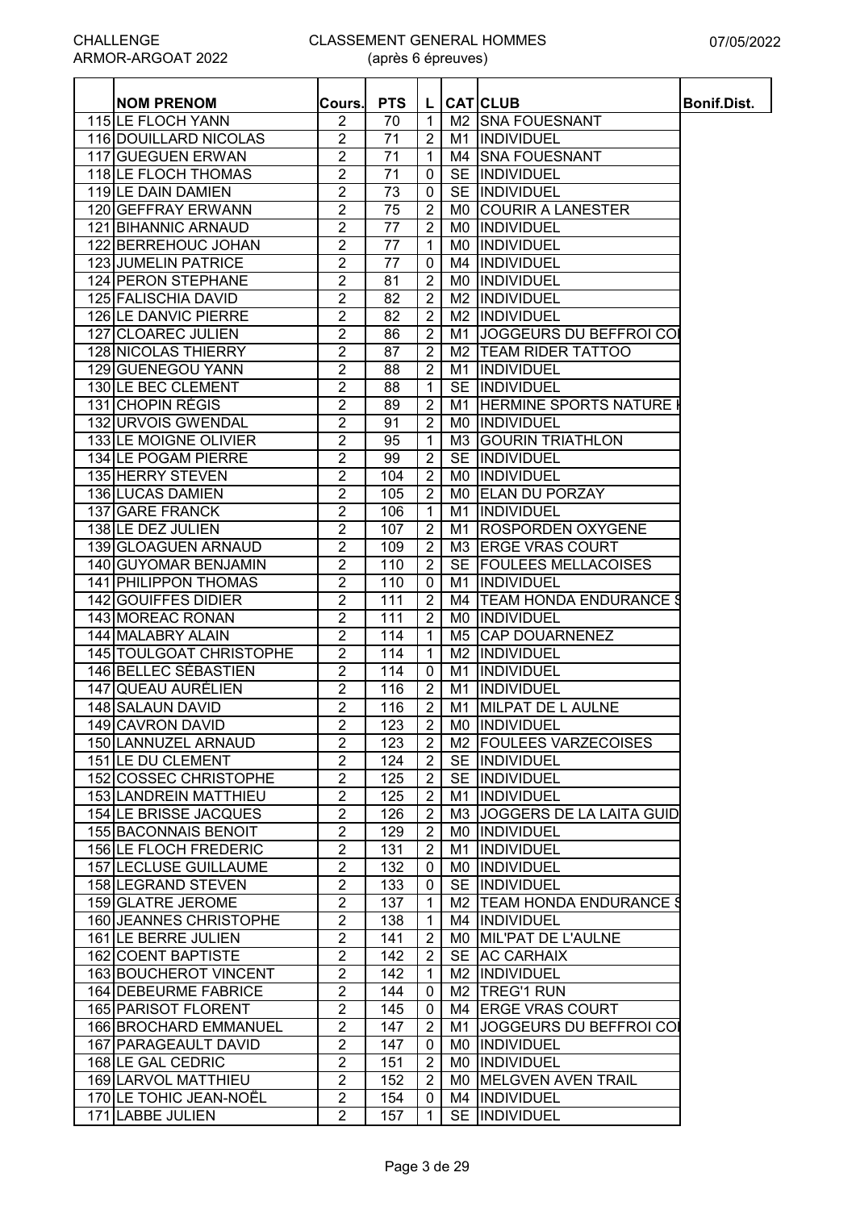CHALLENGE ARMOR-ARGOAT 2022

CLASSEMENT GENERAL HOMMES (après 6 épreuves)

07/05/2022

| | NOM PRENOM | Cours. | PTS | L | CAT | CLUB | Bonif.Dist. |
|---|---|---|---|---|---|---|---|
| 115 | LE FLOCH YANN | 2 | 70 | 1 | M2 | SNA FOUESNANT | |
| 116 | DOUILLARD NICOLAS | 2 | 71 | 2 | M1 | INDIVIDUEL | |
| 117 | GUEGUEN ERWAN | 2 | 71 | 1 | M4 | SNA FOUESNANT | |
| 118 | LE FLOCH THOMAS | 2 | 71 | 0 | SE | INDIVIDUEL | |
| 119 | LE DAIN DAMIEN | 2 | 73 | 0 | SE | INDIVIDUEL | |
| 120 | GEFFRAY ERWANN | 2 | 75 | 2 | M0 | COURIR A LANESTER | |
| 121 | BIHANNIC ARNAUD | 2 | 77 | 2 | M0 | INDIVIDUEL | |
| 122 | BERREHOUC JOHAN | 2 | 77 | 1 | M0 | INDIVIDUEL | |
| 123 | JUMELIN PATRICE | 2 | 77 | 0 | M4 | INDIVIDUEL | |
| 124 | PERON STEPHANE | 2 | 81 | 2 | M0 | INDIVIDUEL | |
| 125 | FALISCHIA DAVID | 2 | 82 | 2 | M2 | INDIVIDUEL | |
| 126 | LE DANVIC PIERRE | 2 | 82 | 2 | M2 | INDIVIDUEL | |
| 127 | CLOAREC JULIEN | 2 | 86 | 2 | M1 | JOGGEURS DU BEFFROI CO | |
| 128 | NICOLAS THIERRY | 2 | 87 | 2 | M2 | TEAM RIDER TATTOO | |
| 129 | GUENEGOU YANN | 2 | 88 | 2 | M1 | INDIVIDUEL | |
| 130 | LE BEC CLEMENT | 2 | 88 | 1 | SE | INDIVIDUEL | |
| 131 | CHOPIN RÉGIS | 2 | 89 | 2 | M1 | HERMINE SPORTS NATURE | |
| 132 | URVOIS GWENDAL | 2 | 91 | 2 | M0 | INDIVIDUEL | |
| 133 | LE MOIGNE OLIVIER | 2 | 95 | 1 | M3 | GOURIN TRIATHLON | |
| 134 | LE POGAM PIERRE | 2 | 99 | 2 | SE | INDIVIDUEL | |
| 135 | HERRY STEVEN | 2 | 104 | 2 | M0 | INDIVIDUEL | |
| 136 | LUCAS DAMIEN | 2 | 105 | 2 | M0 | ELAN DU PORZAY | |
| 137 | GARE FRANCK | 2 | 106 | 1 | M1 | INDIVIDUEL | |
| 138 | LE DEZ JULIEN | 2 | 107 | 2 | M1 | ROSPORDEN OXYGENE | |
| 139 | GLOAGUEN ARNAUD | 2 | 109 | 2 | M3 | ERGE VRAS COURT | |
| 140 | GUYOMAR BENJAMIN | 2 | 110 | 2 | SE | FOULEES MELLACOISES | |
| 141 | PHILIPPON THOMAS | 2 | 110 | 0 | M1 | INDIVIDUEL | |
| 142 | GOUIFFES DIDIER | 2 | 111 | 2 | M4 | TEAM HONDA ENDURANCE S | |
| 143 | MOREAC RONAN | 2 | 111 | 2 | M0 | INDIVIDUEL | |
| 144 | MALABRY ALAIN | 2 | 114 | 1 | M5 | CAP DOUARNENEZ | |
| 145 | TOULGOAT CHRISTOPHE | 2 | 114 | 1 | M2 | INDIVIDUEL | |
| 146 | BELLEC SÉBASTIEN | 2 | 114 | 0 | M1 | INDIVIDUEL | |
| 147 | QUEAU AURÉLIEN | 2 | 116 | 2 | M1 | INDIVIDUEL | |
| 148 | SALAUN DAVID | 2 | 116 | 2 | M1 | MILPAT DE L AULNE | |
| 149 | CAVRON DAVID | 2 | 123 | 2 | M0 | INDIVIDUEL | |
| 150 | LANNUZEL ARNAUD | 2 | 123 | 2 | M2 | FOULEES VARZECOISES | |
| 151 | LE DU CLEMENT | 2 | 124 | 2 | SE | INDIVIDUEL | |
| 152 | COSSEC CHRISTOPHE | 2 | 125 | 2 | SE | INDIVIDUEL | |
| 153 | LANDREIN MATTHIEU | 2 | 125 | 2 | M1 | INDIVIDUEL | |
| 154 | LE BRISSE JACQUES | 2 | 126 | 2 | M3 | JOGGERS DE LA LAITA GUID | |
| 155 | BACONNAIS BENOIT | 2 | 129 | 2 | M0 | INDIVIDUEL | |
| 156 | LE FLOCH FREDERIC | 2 | 131 | 2 | M1 | INDIVIDUEL | |
| 157 | LECLUSE GUILLAUME | 2 | 132 | 0 | M0 | INDIVIDUEL | |
| 158 | LEGRAND STEVEN | 2 | 133 | 0 | SE | INDIVIDUEL | |
| 159 | GLATRE JEROME | 2 | 137 | 1 | M2 | TEAM HONDA ENDURANCE S | |
| 160 | JEANNES CHRISTOPHE | 2 | 138 | 1 | M4 | INDIVIDUEL | |
| 161 | LE BERRE JULIEN | 2 | 141 | 2 | M0 | MIL'PAT DE L'AULNE | |
| 162 | COENT BAPTISTE | 2 | 142 | 2 | SE | AC CARHAIX | |
| 163 | BOUCHEROT VINCENT | 2 | 142 | 1 | M2 | INDIVIDUEL | |
| 164 | DEBEURME FABRICE | 2 | 144 | 0 | M2 | TREG'1 RUN | |
| 165 | PARISOT FLORENT | 2 | 145 | 0 | M4 | ERGE VRAS COURT | |
| 166 | BROCHARD EMMANUEL | 2 | 147 | 2 | M1 | JOGGEURS DU BEFFROI CO | |
| 167 | PARAGEAULT DAVID | 2 | 147 | 0 | M0 | INDIVIDUEL | |
| 168 | LE GAL CEDRIC | 2 | 151 | 2 | M0 | INDIVIDUEL | |
| 169 | LARVOL MATTHIEU | 2 | 152 | 2 | M0 | MELGVEN AVEN TRAIL | |
| 170 | LE TOHIC JEAN-NOËL | 2 | 154 | 0 | M4 | INDIVIDUEL | |
| 171 | LABBE JULIEN | 2 | 157 | 1 | SE | INDIVIDUEL | |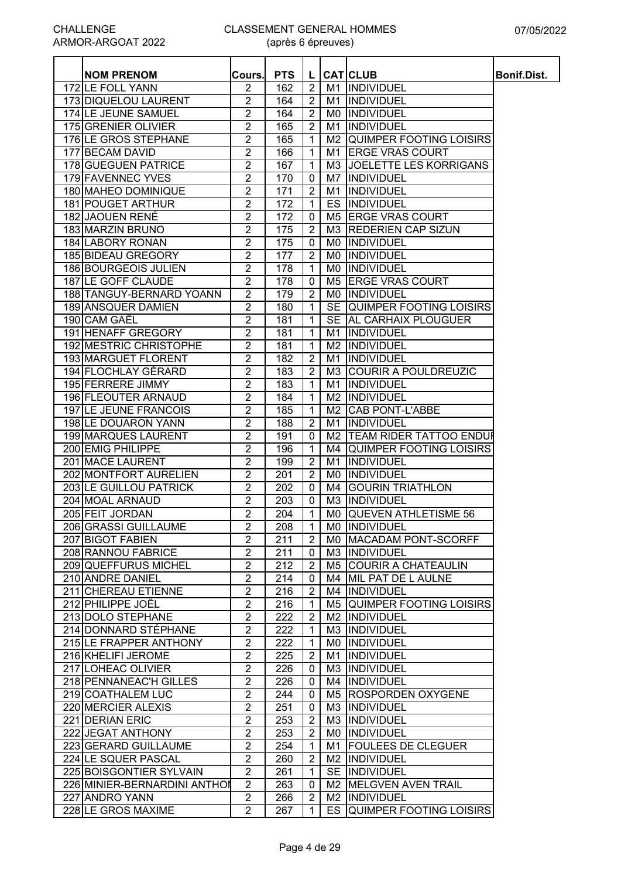CHALLENGE ARMOR-ARGOAT 2022

# CLASSEMENT GENERAL HOMMES (après 6 épreuves)

07/05/2022

| | NOM PRENOM | Cours. | PTS | L | CAT | CLUB | Bonif.Dist. |
|---|---|---|---|---|---|---|---|
| 172 | LE FOLL YANN | 2 | 162 | 2 | M1 | INDIVIDUEL | |
| 173 | DIQUELOU LAURENT | 2 | 164 | 2 | M1 | INDIVIDUEL | |
| 174 | LE JEUNE SAMUEL | 2 | 164 | 2 | M0 | INDIVIDUEL | |
| 175 | GRENIER OLIVIER | 2 | 165 | 2 | M1 | INDIVIDUEL | |
| 176 | LE GROS STEPHANE | 2 | 165 | 1 | M2 | QUIMPER FOOTING LOISIRS | |
| 177 | BECAM DAVID | 2 | 166 | 1 | M1 | ERGE VRAS COURT | |
| 178 | GUEGUEN PATRICE | 2 | 167 | 1 | M3 | JOELETTE LES KORRIGANS | |
| 179 | FAVENNEC YVES | 2 | 170 | 0 | M7 | INDIVIDUEL | |
| 180 | MAHEO DOMINIQUE | 2 | 171 | 2 | M1 | INDIVIDUEL | |
| 181 | POUGET ARTHUR | 2 | 172 | 1 | ES | INDIVIDUEL | |
| 182 | JAOUEN RENÉ | 2 | 172 | 0 | M5 | ERGE VRAS COURT | |
| 183 | MARZIN BRUNO | 2 | 175 | 2 | M3 | REDERIEN CAP SIZUN | |
| 184 | LABORY RONAN | 2 | 175 | 0 | M0 | INDIVIDUEL | |
| 185 | BIDEAU GREGORY | 2 | 177 | 2 | M0 | INDIVIDUEL | |
| 186 | BOURGEOIS JULIEN | 2 | 178 | 1 | M0 | INDIVIDUEL | |
| 187 | LE GOFF CLAUDE | 2 | 178 | 0 | M5 | ERGE VRAS COURT | |
| 188 | TANGUY-BERNARD YOANN | 2 | 179 | 2 | M0 | INDIVIDUEL | |
| 189 | ANSQUER DAMIEN | 2 | 180 | 1 | SE | QUIMPER FOOTING LOISIRS | |
| 190 | CAM GAËL | 2 | 181 | 1 | SE | AL CARHAIX PLOUGUER | |
| 191 | HENAFF GREGORY | 2 | 181 | 1 | M1 | INDIVIDUEL | |
| 192 | MESTRIC CHRISTOPHE | 2 | 181 | 1 | M2 | INDIVIDUEL | |
| 193 | MARGUET FLORENT | 2 | 182 | 2 | M1 | INDIVIDUEL | |
| 194 | FLOCHLAY GÉRARD | 2 | 183 | 2 | M3 | COURIR A POULDREUZIC | |
| 195 | FERRERE JIMMY | 2 | 183 | 1 | M1 | INDIVIDUEL | |
| 196 | FLEOUTER ARNAUD | 2 | 184 | 1 | M2 | INDIVIDUEL | |
| 197 | LE JEUNE FRANCOIS | 2 | 185 | 1 | M2 | CAB PONT-L'ABBE | |
| 198 | LE DOUARON YANN | 2 | 188 | 2 | M1 | INDIVIDUEL | |
| 199 | MARQUES LAURENT | 2 | 191 | 0 | M2 | TEAM RIDER TATTOO ENDUI | |
| 200 | EMIG PHILIPPE | 2 | 196 | 1 | M4 | QUIMPER FOOTING LOISIRS | |
| 201 | MACE LAURENT | 2 | 199 | 2 | M1 | INDIVIDUEL | |
| 202 | MONTFORT AURELIEN | 2 | 201 | 2 | M0 | INDIVIDUEL | |
| 203 | LE GUILLOU PATRICK | 2 | 202 | 0 | M4 | GOURIN TRIATHLON | |
| 204 | MOAL ARNAUD | 2 | 203 | 0 | M3 | INDIVIDUEL | |
| 205 | FEIT JORDAN | 2 | 204 | 1 | M0 | QUEVEN ATHLETISME 56 | |
| 206 | GRASSI GUILLAUME | 2 | 208 | 1 | M0 | INDIVIDUEL | |
| 207 | BIGOT FABIEN | 2 | 211 | 2 | M0 | MACADAM PONT-SCORFF | |
| 208 | RANNOU FABRICE | 2 | 211 | 0 | M3 | INDIVIDUEL | |
| 209 | QUEFFURUS MICHEL | 2 | 212 | 2 | M5 | COURIR A CHATEAULIN | |
| 210 | ANDRE DANIEL | 2 | 214 | 0 | M4 | MIL PAT DE L AULNE | |
| 211 | CHEREAU ETIENNE | 2 | 216 | 2 | M4 | INDIVIDUEL | |
| 212 | PHILIPPE JOËL | 2 | 216 | 1 | M5 | QUIMPER FOOTING LOISIRS | |
| 213 | DOLO STEPHANE | 2 | 222 | 2 | M2 | INDIVIDUEL | |
| 214 | DONNARD STÉPHANE | 2 | 222 | 1 | M3 | INDIVIDUEL | |
| 215 | LE FRAPPER ANTHONY | 2 | 222 | 1 | M0 | INDIVIDUEL | |
| 216 | KHELIFI JEROME | 2 | 225 | 2 | M1 | INDIVIDUEL | |
| 217 | LOHEAC OLIVIER | 2 | 226 | 0 | M3 | INDIVIDUEL | |
| 218 | PENNANEAC'H GILLES | 2 | 226 | 0 | M4 | INDIVIDUEL | |
| 219 | COATHALEM LUC | 2 | 244 | 0 | M5 | ROSPORDEN OXYGENE | |
| 220 | MERCIER ALEXIS | 2 | 251 | 0 | M3 | INDIVIDUEL | |
| 221 | DERIAN ERIC | 2 | 253 | 2 | M3 | INDIVIDUEL | |
| 222 | JEGAT ANTHONY | 2 | 253 | 2 | M0 | INDIVIDUEL | |
| 223 | GERARD GUILLAUME | 2 | 254 | 1 | M1 | FOULEES DE CLEGUER | |
| 224 | LE SQUER PASCAL | 2 | 260 | 2 | M2 | INDIVIDUEL | |
| 225 | BOISGONTIER SYLVAIN | 2 | 261 | 1 | SE | INDIVIDUEL | |
| 226 | MINIER-BERNARDINI ANTHOI | 2 | 263 | 0 | M2 | MELGVEN AVEN TRAIL | |
| 227 | ANDRO YANN | 2 | 266 | 2 | M2 | INDIVIDUEL | |
| 228 | LE GROS MAXIME | 2 | 267 | 1 | ES | QUIMPER FOOTING LOISIRS | |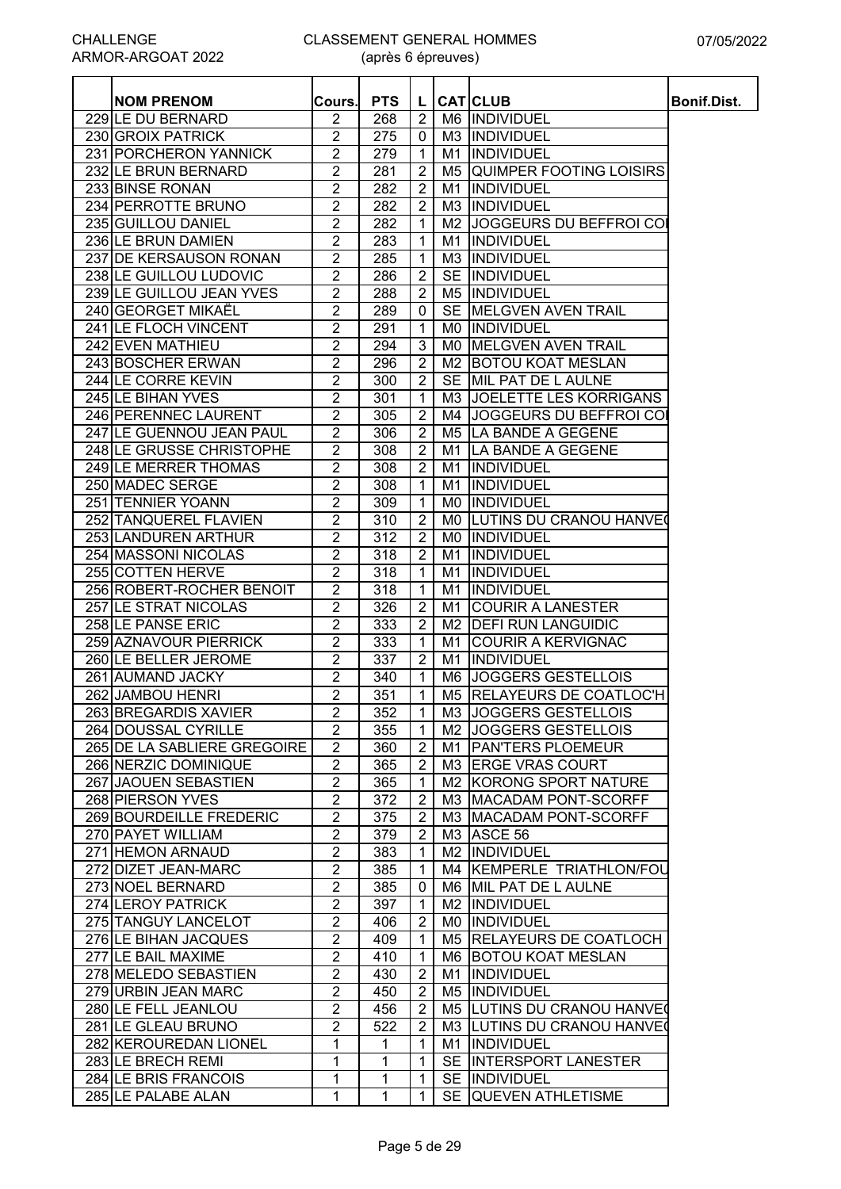CHALLENGE ARMOR-ARGOAT 2022

# CLASSEMENT GENERAL HOMMES
(après 6 épreuves)

07/05/2022

| | NOM PRENOM | Cours. | PTS | L | CAT | CLUB | Bonif.Dist. |
|---|---|---|---|---|---|---|---|
| 229 | LE DU BERNARD | 2 | 268 | 2 | M6 | INDIVIDUEL | |
| 230 | GROIX PATRICK | 2 | 275 | 0 | M3 | INDIVIDUEL | |
| 231 | PORCHERON YANNICK | 2 | 279 | 1 | M1 | INDIVIDUEL | |
| 232 | LE BRUN BERNARD | 2 | 281 | 2 | M5 | QUIMPER FOOTING LOISIRS | |
| 233 | BINSE RONAN | 2 | 282 | 2 | M1 | INDIVIDUEL | |
| 234 | PERROTTE BRUNO | 2 | 282 | 2 | M3 | INDIVIDUEL | |
| 235 | GUILLOU DANIEL | 2 | 282 | 1 | M2 | JOGGEURS DU BEFFROI CO | |
| 236 | LE BRUN DAMIEN | 2 | 283 | 1 | M1 | INDIVIDUEL | |
| 237 | DE KERSAUSON RONAN | 2 | 285 | 1 | M3 | INDIVIDUEL | |
| 238 | LE GUILLOU LUDOVIC | 2 | 286 | 2 | SE | INDIVIDUEL | |
| 239 | LE GUILLOU JEAN YVES | 2 | 288 | 2 | M5 | INDIVIDUEL | |
| 240 | GEORGET MIKAËL | 2 | 289 | 0 | SE | MELGVEN AVEN TRAIL | |
| 241 | LE FLOCH VINCENT | 2 | 291 | 1 | M0 | INDIVIDUEL | |
| 242 | EVEN MATHIEU | 2 | 294 | 3 | M0 | MELGVEN AVEN TRAIL | |
| 243 | BOSCHER ERWAN | 2 | 296 | 2 | M2 | BOTOU KOAT MESLAN | |
| 244 | LE CORRE KEVIN | 2 | 300 | 2 | SE | MIL PAT DE L AULNE | |
| 245 | LE BIHAN YVES | 2 | 301 | 1 | M3 | JOELETTE LES KORRIGANS | |
| 246 | PERENNEC LAURENT | 2 | 305 | 2 | M4 | JOGGEURS DU BEFFROI CO | |
| 247 | LE GUENNOU JEAN PAUL | 2 | 306 | 2 | M5 | LA BANDE A GEGENE | |
| 248 | LE GRUSSE CHRISTOPHE | 2 | 308 | 2 | M1 | LA BANDE A GEGENE | |
| 249 | LE MERRER THOMAS | 2 | 308 | 2 | M1 | INDIVIDUEL | |
| 250 | MADEC SERGE | 2 | 308 | 1 | M1 | INDIVIDUEL | |
| 251 | TENNIER YOANN | 2 | 309 | 1 | M0 | INDIVIDUEL | |
| 252 | TANQUEREL FLAVIEN | 2 | 310 | 2 | M0 | LUTINS DU CRANOU HANVE | |
| 253 | LANDUREN ARTHUR | 2 | 312 | 2 | M0 | INDIVIDUEL | |
| 254 | MASSONI NICOLAS | 2 | 318 | 2 | M1 | INDIVIDUEL | |
| 255 | COTTEN HERVE | 2 | 318 | 1 | M1 | INDIVIDUEL | |
| 256 | ROBERT-ROCHER BENOIT | 2 | 318 | 1 | M1 | INDIVIDUEL | |
| 257 | LE STRAT NICOLAS | 2 | 326 | 2 | M1 | COURIR A LANESTER | |
| 258 | LE PANSE ERIC | 2 | 333 | 2 | M2 | DEFI RUN LANGUIDIC | |
| 259 | AZNAVOUR PIERRICK | 2 | 333 | 1 | M1 | COURIR A KERVIGNAC | |
| 260 | LE BELLER JEROME | 2 | 337 | 2 | M1 | INDIVIDUEL | |
| 261 | AUMAND JACKY | 2 | 340 | 1 | M6 | JOGGERS GESTELLOIS | |
| 262 | JAMBOU HENRI | 2 | 351 | 1 | M5 | RELAYEURS DE COATLOC'H | |
| 263 | BREGARDIS XAVIER | 2 | 352 | 1 | M3 | JOGGERS GESTELLOIS | |
| 264 | DOUSSAL CYRILLE | 2 | 355 | 1 | M2 | JOGGERS GESTELLOIS | |
| 265 | DE LA SABLIERE GREGOIRE | 2 | 360 | 2 | M1 | PAN'TERS PLOEMEUR | |
| 266 | NERZIC DOMINIQUE | 2 | 365 | 2 | M3 | ERGE VRAS COURT | |
| 267 | JAOUEN SEBASTIEN | 2 | 365 | 1 | M2 | KORONG SPORT NATURE | |
| 268 | PIERSON YVES | 2 | 372 | 2 | M3 | MACADAM PONT-SCORFF | |
| 269 | BOURDEILLE FREDERIC | 2 | 375 | 2 | M3 | MACADAM PONT-SCORFF | |
| 270 | PAYET WILLIAM | 2 | 379 | 2 | M3 | ASCE 56 | |
| 271 | HEMON ARNAUD | 2 | 383 | 1 | M2 | INDIVIDUEL | |
| 272 | DIZET JEAN-MARC | 2 | 385 | 1 | M4 | KEMPERLE TRIATHLON/FOU | |
| 273 | NOEL BERNARD | 2 | 385 | 0 | M6 | MIL PAT DE L AULNE | |
| 274 | LEROY PATRICK | 2 | 397 | 1 | M2 | INDIVIDUEL | |
| 275 | TANGUY LANCELOT | 2 | 406 | 2 | M0 | INDIVIDUEL | |
| 276 | LE BIHAN JACQUES | 2 | 409 | 1 | M5 | RELAYEURS DE COATLOCH | |
| 277 | LE BAIL MAXIME | 2 | 410 | 1 | M6 | BOTOU KOAT MESLAN | |
| 278 | MELEDO SEBASTIEN | 2 | 430 | 2 | M1 | INDIVIDUEL | |
| 279 | URBIN JEAN MARC | 2 | 450 | 2 | M5 | INDIVIDUEL | |
| 280 | LE FELL JEANLOU | 2 | 456 | 2 | M5 | LUTINS DU CRANOU HANVE | |
| 281 | LE GLEAU BRUNO | 2 | 522 | 2 | M3 | LUTINS DU CRANOU HANVE | |
| 282 | KEROUREDAN LIONEL | 1 | 1 | 1 | M1 | INDIVIDUEL | |
| 283 | LE BRECH REMI | 1 | 1 | 1 | SE | INTERSPORT LANESTER | |
| 284 | LE BRIS FRANCOIS | 1 | 1 | 1 | SE | INDIVIDUEL | |
| 285 | LE PALABE ALAN | 1 | 1 | 1 | SE | QUEVEN ATHLETISME | |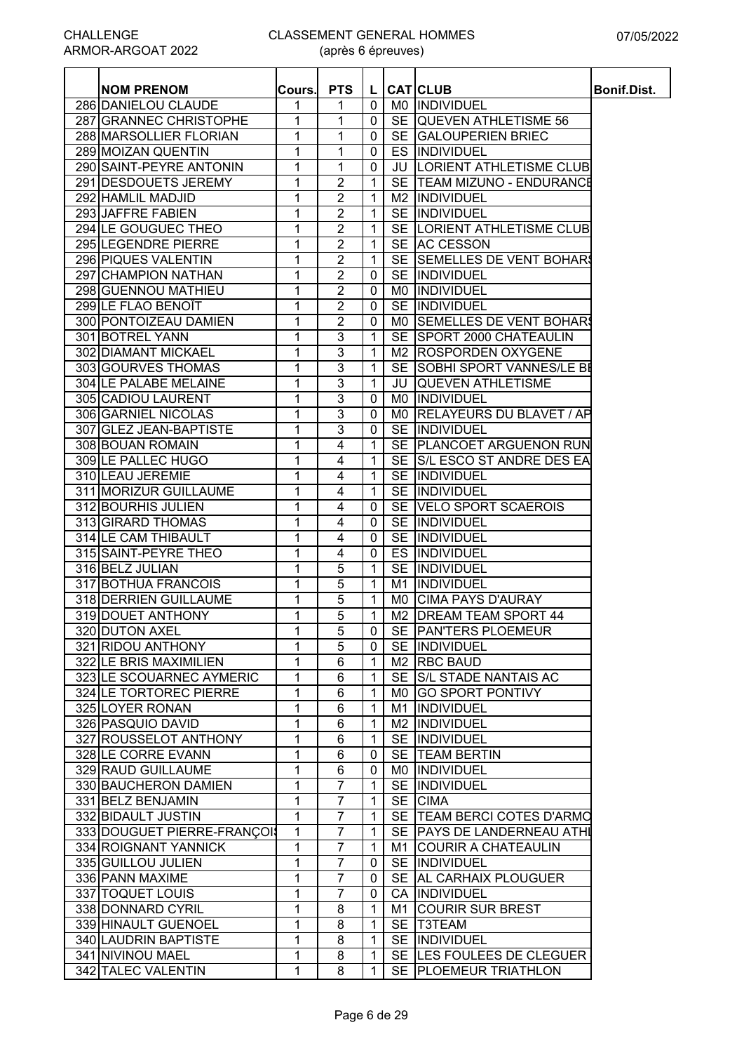CHALLENGE ARMOR-ARGOAT 2022

# CLASSEMENT GENERAL HOMMES
(après 6 épreuves)

07/05/2022

| | NOM PRENOM | Cours. | PTS | L | CAT | CLUB | Bonif.Dist. |
|---|---|---|---|---|---|---|---|
| 286 | DANIELOU CLAUDE | 1 | 1 | 0 | M0 | INDIVIDUEL | |
| 287 | GRANNEC CHRISTOPHE | 1 | 1 | 0 | SE | QUEVEN ATHLETISME 56 | |
| 288 | MARSOLLIER FLORIAN | 1 | 1 | 0 | SE | GALOUPERIEN BRIEC | |
| 289 | MOIZAN QUENTIN | 1 | 1 | 0 | ES | INDIVIDUEL | |
| 290 | SAINT-PEYRE ANTONIN | 1 | 1 | 0 | JU | LORIENT ATHLETISME CLUB | |
| 291 | DESDOUETS JEREMY | 1 | 2 | 1 | SE | TEAM MIZUNO - ENDURANCE | |
| 292 | HAMLIL MADJID | 1 | 2 | 1 | M2 | INDIVIDUEL | |
| 293 | JAFFRE FABIEN | 1 | 2 | 1 | SE | INDIVIDUEL | |
| 294 | LE GOUGUEC THEO | 1 | 2 | 1 | SE | LORIENT ATHLETISME CLUB | |
| 295 | LEGENDRE PIERRE | 1 | 2 | 1 | SE | AC CESSON | |
| 296 | PIQUES VALENTIN | 1 | 2 | 1 | SE | SEMELLES DE VENT BOHARS | |
| 297 | CHAMPION NATHAN | 1 | 2 | 0 | SE | INDIVIDUEL | |
| 298 | GUENNOU MATHIEU | 1 | 2 | 0 | M0 | INDIVIDUEL | |
| 299 | LE FLAO BENOÎT | 1 | 2 | 0 | SE | INDIVIDUEL | |
| 300 | PONTOIZEAU DAMIEN | 1 | 2 | 0 | M0 | SEMELLES DE VENT BOHARS | |
| 301 | BOTREL YANN | 1 | 3 | 1 | SE | SPORT 2000 CHATEAULIN | |
| 302 | DIAMANT MICKAEL | 1 | 3 | 1 | M2 | ROSPORDEN OXYGENE | |
| 303 | GOURVES THOMAS | 1 | 3 | 1 | SE | SOBHI SPORT VANNES/LE BE | |
| 304 | LE PALABE MELAINE | 1 | 3 | 1 | JU | QUEVEN ATHLETISME | |
| 305 | CADIOU LAURENT | 1 | 3 | 0 | M0 | INDIVIDUEL | |
| 306 | GARNIEL NICOLAS | 1 | 3 | 0 | M0 | RELAYEURS DU BLAVET / AP | |
| 307 | GLEZ JEAN-BAPTISTE | 1 | 3 | 0 | SE | INDIVIDUEL | |
| 308 | BOUAN ROMAIN | 1 | 4 | 1 | SE | PLANCOET ARGUENON RUN | |
| 309 | LE PALLEC HUGO | 1 | 4 | 1 | SE | S/L ESCO ST ANDRE DES EA | |
| 310 | LEAU JEREMIE | 1 | 4 | 1 | SE | INDIVIDUEL | |
| 311 | MORIZUR GUILLAUME | 1 | 4 | 1 | SE | INDIVIDUEL | |
| 312 | BOURHIS JULIEN | 1 | 4 | 0 | SE | VELO SPORT SCAEROIS | |
| 313 | GIRARD THOMAS | 1 | 4 | 0 | SE | INDIVIDUEL | |
| 314 | LE CAM THIBAULT | 1 | 4 | 0 | SE | INDIVIDUEL | |
| 315 | SAINT-PEYRE THEO | 1 | 4 | 0 | ES | INDIVIDUEL | |
| 316 | BELZ JULIAN | 1 | 5 | 1 | SE | INDIVIDUEL | |
| 317 | BOTHUA FRANCOIS | 1 | 5 | 1 | M1 | INDIVIDUEL | |
| 318 | DERRIEN GUILLAUME | 1 | 5 | 1 | M0 | CIMA PAYS D'AURAY | |
| 319 | DOUET ANTHONY | 1 | 5 | 1 | M2 | DREAM TEAM SPORT 44 | |
| 320 | DUTON AXEL | 1 | 5 | 0 | SE | PAN'TERS PLOEMEUR | |
| 321 | RIDOU ANTHONY | 1 | 5 | 0 | SE | INDIVIDUEL | |
| 322 | LE BRIS MAXIMILIEN | 1 | 6 | 1 | M2 | RBC BAUD | |
| 323 | LE SCOUARNEC AYMERIC | 1 | 6 | 1 | SE | S/L STADE NANTAIS AC | |
| 324 | LE TORTOREC PIERRE | 1 | 6 | 1 | M0 | GO SPORT PONTIVY | |
| 325 | LOYER RONAN | 1 | 6 | 1 | M1 | INDIVIDUEL | |
| 326 | PASQUIO DAVID | 1 | 6 | 1 | M2 | INDIVIDUEL | |
| 327 | ROUSSELOT ANTHONY | 1 | 6 | 1 | SE | INDIVIDUEL | |
| 328 | LE CORRE EVANN | 1 | 6 | 0 | SE | TEAM BERTIN | |
| 329 | RAUD GUILLAUME | 1 | 6 | 0 | M0 | INDIVIDUEL | |
| 330 | BAUCHERON DAMIEN | 1 | 7 | 1 | SE | INDIVIDUEL | |
| 331 | BELZ BENJAMIN | 1 | 7 | 1 | SE | CIMA | |
| 332 | BIDAULT JUSTIN | 1 | 7 | 1 | SE | TEAM BERCI COTES D'ARMO | |
| 333 | DOUGUET PIERRE-FRANÇOIS | 1 | 7 | 1 | SE | PAYS DE LANDERNEAU ATHL | |
| 334 | ROIGNANT YANNICK | 1 | 7 | 1 | M1 | COURIR A CHATEAULIN | |
| 335 | GUILLOU JULIEN | 1 | 7 | 0 | SE | INDIVIDUEL | |
| 336 | PANN MAXIME | 1 | 7 | 0 | SE | AL CARHAIX PLOUGUER | |
| 337 | TOQUET LOUIS | 1 | 7 | 0 | CA | INDIVIDUEL | |
| 338 | DONNARD CYRIL | 1 | 8 | 1 | M1 | COURIR SUR BREST | |
| 339 | HINAULT GUENOEL | 1 | 8 | 1 | SE | T3TEAM | |
| 340 | LAUDRIN BAPTISTE | 1 | 8 | 1 | SE | INDIVIDUEL | |
| 341 | NIVINOU MAEL | 1 | 8 | 1 | SE | LES FOULEES DE CLEGUER | |
| 342 | TALEC VALENTIN | 1 | 8 | 1 | SE | PLOEMEUR TRIATHLON | |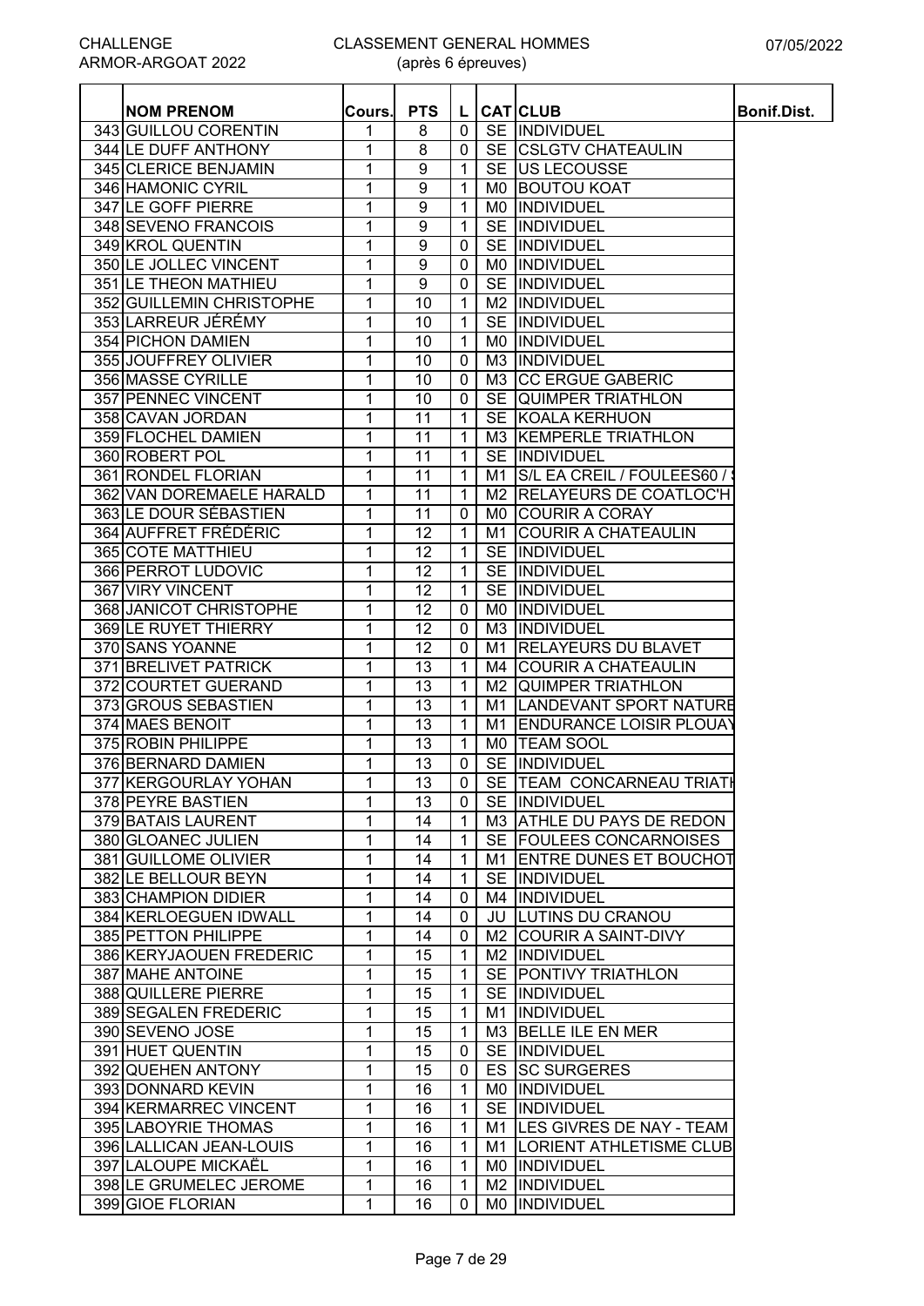CHALLENGE ARMOR-ARGOAT 2022

CLASSEMENT GENERAL HOMMES (après 6 épreuves)

07/05/2022

| | NOM PRENOM | Cours. | PTS | L | CAT | CLUB | Bonif.Dist. |
|---|---|---|---|---|---|---|---|
| 343 | GUILLOU CORENTIN | 1 | 8 | 0 | SE | INDIVIDUEL | |
| 344 | LE DUFF ANTHONY | 1 | 8 | 0 | SE | CSLGTV CHATEAULIN | |
| 345 | CLERICE BENJAMIN | 1 | 9 | 1 | SE | US LECOUSSE | |
| 346 | HAMONIC CYRIL | 1 | 9 | 1 | M0 | BOUTOU KOAT | |
| 347 | LE GOFF PIERRE | 1 | 9 | 1 | M0 | INDIVIDUEL | |
| 348 | SEVENO FRANCOIS | 1 | 9 | 1 | SE | INDIVIDUEL | |
| 349 | KROL QUENTIN | 1 | 9 | 0 | SE | INDIVIDUEL | |
| 350 | LE JOLLEC VINCENT | 1 | 9 | 0 | M0 | INDIVIDUEL | |
| 351 | LE THEON MATHIEU | 1 | 9 | 0 | SE | INDIVIDUEL | |
| 352 | GUILLEMIN CHRISTOPHE | 1 | 10 | 1 | M2 | INDIVIDUEL | |
| 353 | LARREUR JÉRÉMY | 1 | 10 | 1 | SE | INDIVIDUEL | |
| 354 | PICHON DAMIEN | 1 | 10 | 1 | M0 | INDIVIDUEL | |
| 355 | JOUFFREY OLIVIER | 1 | 10 | 0 | M3 | INDIVIDUEL | |
| 356 | MASSE CYRILLE | 1 | 10 | 0 | M3 | CC ERGUE GABERIC | |
| 357 | PENNEC VINCENT | 1 | 10 | 0 | SE | QUIMPER TRIATHLON | |
| 358 | CAVAN JORDAN | 1 | 11 | 1 | SE | KOALA KERHUON | |
| 359 | FLOCHEL DAMIEN | 1 | 11 | 1 | M3 | KEMPERLE TRIATHLON | |
| 360 | ROBERT POL | 1 | 11 | 1 | SE | INDIVIDUEL | |
| 361 | RONDEL FLORIAN | 1 | 11 | 1 | M1 | S/L EA CREIL / FOULEES60 / | |
| 362 | VAN DOREMAELE HARALD | 1 | 11 | 1 | M2 | RELAYEURS DE COATLOC'H | |
| 363 | LE DOUR SÉBASTIEN | 1 | 11 | 0 | M0 | COURIR A CORAY | |
| 364 | AUFFRET FRÉDÉRIC | 1 | 12 | 1 | M1 | COURIR A CHATEAULIN | |
| 365 | COTE MATTHIEU | 1 | 12 | 1 | SE | INDIVIDUEL | |
| 366 | PERROT LUDOVIC | 1 | 12 | 1 | SE | INDIVIDUEL | |
| 367 | VIRY VINCENT | 1 | 12 | 1 | SE | INDIVIDUEL | |
| 368 | JANICOT CHRISTOPHE | 1 | 12 | 0 | M0 | INDIVIDUEL | |
| 369 | LE RUYET THIERRY | 1 | 12 | 0 | M3 | INDIVIDUEL | |
| 370 | SANS YOANNE | 1 | 12 | 0 | M1 | RELAYEURS DU BLAVET | |
| 371 | BRELIVET PATRICK | 1 | 13 | 1 | M4 | COURIR A CHATEAULIN | |
| 372 | COURTET GUERAND | 1 | 13 | 1 | M2 | QUIMPER TRIATHLON | |
| 373 | GROUS SEBASTIEN | 1 | 13 | 1 | M1 | LANDEVANT SPORT NATURE | |
| 374 | MAES BENOIT | 1 | 13 | 1 | M1 | ENDURANCE LOISIR PLOUAY | |
| 375 | ROBIN PHILIPPE | 1 | 13 | 1 | M0 | TEAM SOOL | |
| 376 | BERNARD DAMIEN | 1 | 13 | 0 | SE | INDIVIDUEL | |
| 377 | KERGOURLAY YOHAN | 1 | 13 | 0 | SE | TEAM CONCARNEAU TRIATH | |
| 378 | PEYRE BASTIEN | 1 | 13 | 0 | SE | INDIVIDUEL | |
| 379 | BATAIS LAURENT | 1 | 14 | 1 | M3 | ATHLE DU PAYS DE REDON | |
| 380 | GLOANEC JULIEN | 1 | 14 | 1 | SE | FOULEES CONCARNOISES | |
| 381 | GUILLOME OLIVIER | 1 | 14 | 1 | M1 | ENTRE DUNES ET BOUCHOT | |
| 382 | LE BELLOUR BEYN | 1 | 14 | 1 | SE | INDIVIDUEL | |
| 383 | CHAMPION DIDIER | 1 | 14 | 0 | M4 | INDIVIDUEL | |
| 384 | KERLOEGUEN IDWALL | 1 | 14 | 0 | JU | LUTINS DU CRANOU | |
| 385 | PETTON PHILIPPE | 1 | 14 | 0 | M2 | COURIR A SAINT-DIVY | |
| 386 | KERYJAOUEN FREDERIC | 1 | 15 | 1 | M2 | INDIVIDUEL | |
| 387 | MAHE ANTOINE | 1 | 15 | 1 | SE | PONTIVY TRIATHLON | |
| 388 | QUILLERE PIERRE | 1 | 15 | 1 | SE | INDIVIDUEL | |
| 389 | SEGALEN FREDERIC | 1 | 15 | 1 | M1 | INDIVIDUEL | |
| 390 | SEVENO JOSE | 1 | 15 | 1 | M3 | BELLE ILE EN MER | |
| 391 | HUET QUENTIN | 1 | 15 | 0 | SE | INDIVIDUEL | |
| 392 | QUEHEN ANTONY | 1 | 15 | 0 | ES | SC SURGERES | |
| 393 | DONNARD KEVIN | 1 | 16 | 1 | M0 | INDIVIDUEL | |
| 394 | KERMARREC VINCENT | 1 | 16 | 1 | SE | INDIVIDUEL | |
| 395 | LABOYRIE THOMAS | 1 | 16 | 1 | M1 | LES GIVRES DE NAY - TEAM | |
| 396 | LALLICAN JEAN-LOUIS | 1 | 16 | 1 | M1 | LORIENT ATHLETISME CLUB | |
| 397 | LALOUPE MICKAËL | 1 | 16 | 1 | M0 | INDIVIDUEL | |
| 398 | LE GRUMELEC JEROME | 1 | 16 | 1 | M2 | INDIVIDUEL | |
| 399 | GIOE FLORIAN | 1 | 16 | 0 | M0 | INDIVIDUEL | |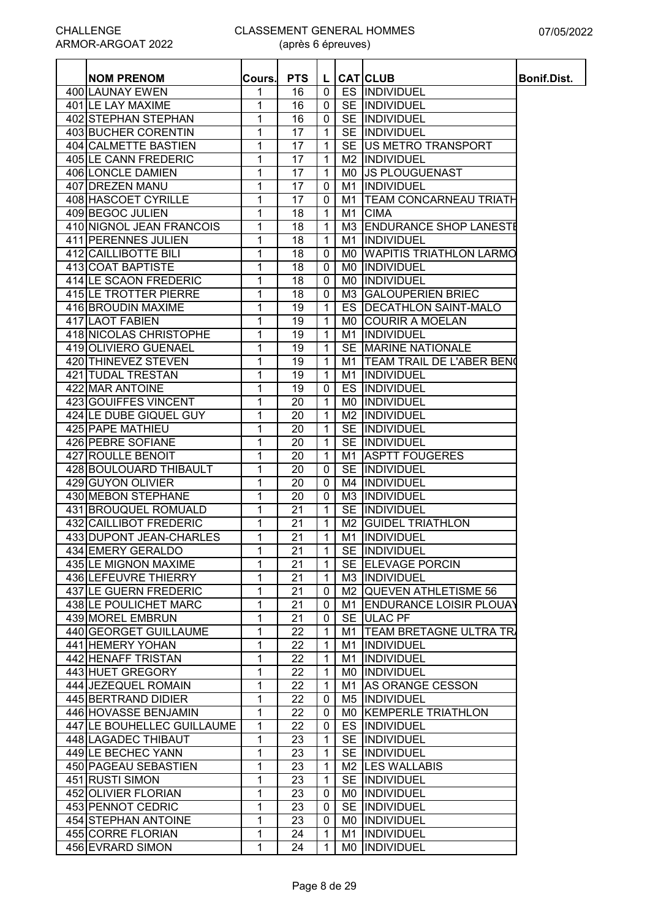CHALLENGE ARMOR-ARGOAT 2022

CLASSEMENT GENERAL HOMMES (après 6 épreuves)

07/05/2022

| | NOM PRENOM | Cours. | PTS | L | CAT | CLUB | Bonif.Dist. |
|---|---|---|---|---|---|---|---|
| 400 | LAUNAY EWEN | 1 | 16 | 0 | ES | INDIVIDUEL | |
| 401 | LE LAY MAXIME | 1 | 16 | 0 | SE | INDIVIDUEL | |
| 402 | STEPHAN STEPHAN | 1 | 16 | 0 | SE | INDIVIDUEL | |
| 403 | BUCHER CORENTIN | 1 | 17 | 1 | SE | INDIVIDUEL | |
| 404 | CALMETTE BASTIEN | 1 | 17 | 1 | SE | US METRO TRANSPORT | |
| 405 | LE CANN FREDERIC | 1 | 17 | 1 | M2 | INDIVIDUEL | |
| 406 | LONCLE DAMIEN | 1 | 17 | 1 | M0 | JS PLOUGUENAST | |
| 407 | DREZEN MANU | 1 | 17 | 0 | M1 | INDIVIDUEL | |
| 408 | HASCOET CYRILLE | 1 | 17 | 0 | M1 | TEAM CONCARNEAU TRIATH | |
| 409 | BEGOC JULIEN | 1 | 18 | 1 | M1 | CIMA | |
| 410 | NIGNOL JEAN FRANCOIS | 1 | 18 | 1 | M3 | ENDURANCE SHOP LANESTE | |
| 411 | PERENNES JULIEN | 1 | 18 | 1 | M1 | INDIVIDUEL | |
| 412 | CAILLIBOTTE BILI | 1 | 18 | 0 | M0 | WAPITIS TRIATHLON LARMO | |
| 413 | COAT BAPTISTE | 1 | 18 | 0 | M0 | INDIVIDUEL | |
| 414 | LE SCAON FREDERIC | 1 | 18 | 0 | M0 | INDIVIDUEL | |
| 415 | LE TROTTER PIERRE | 1 | 18 | 0 | M3 | GALOUPERIEN BRIEC | |
| 416 | BROUDIN MAXIME | 1 | 19 | 1 | ES | DECATHLON SAINT-MALO | |
| 417 | LAOT FABIEN | 1 | 19 | 1 | M0 | COURIR A MOELAN | |
| 418 | NICOLAS CHRISTOPHE | 1 | 19 | 1 | M1 | INDIVIDUEL | |
| 419 | OLIVIERO GUENAEL | 1 | 19 | 1 | SE | MARINE NATIONALE | |
| 420 | THINEVEZ STEVEN | 1 | 19 | 1 | M1 | TEAM TRAIL DE L'ABER BEN | |
| 421 | TUDAL TRESTAN | 1 | 19 | 1 | M1 | INDIVIDUEL | |
| 422 | MAR ANTOINE | 1 | 19 | 0 | ES | INDIVIDUEL | |
| 423 | GOUIFFES VINCENT | 1 | 20 | 1 | M0 | INDIVIDUEL | |
| 424 | LE DUBE GIQUEL GUY | 1 | 20 | 1 | M2 | INDIVIDUEL | |
| 425 | PAPE MATHIEU | 1 | 20 | 1 | SE | INDIVIDUEL | |
| 426 | PEBRE SOFIANE | 1 | 20 | 1 | SE | INDIVIDUEL | |
| 427 | ROULLE BENOIT | 1 | 20 | 1 | M1 | ASPTT FOUGERES | |
| 428 | BOULOUARD THIBAULT | 1 | 20 | 0 | SE | INDIVIDUEL | |
| 429 | GUYON OLIVIER | 1 | 20 | 0 | M4 | INDIVIDUEL | |
| 430 | MEBON STEPHANE | 1 | 20 | 0 | M3 | INDIVIDUEL | |
| 431 | BROUQUEL ROMUALD | 1 | 21 | 1 | SE | INDIVIDUEL | |
| 432 | CAILLIBOT FREDERIC | 1 | 21 | 1 | M2 | GUIDEL TRIATHLON | |
| 433 | DUPONT JEAN-CHARLES | 1 | 21 | 1 | M1 | INDIVIDUEL | |
| 434 | EMERY GERALDO | 1 | 21 | 1 | SE | INDIVIDUEL | |
| 435 | LE MIGNON MAXIME | 1 | 21 | 1 | SE | ELEVAGE PORCIN | |
| 436 | LEFEUVRE THIERRY | 1 | 21 | 1 | M3 | INDIVIDUEL | |
| 437 | LE GUERN FREDERIC | 1 | 21 | 0 | M2 | QUEVEN ATHLETISME 56 | |
| 438 | LE POULICHET MARC | 1 | 21 | 0 | M1 | ENDURANCE LOISIR PLOUAY | |
| 439 | MOREL EMBRUN | 1 | 21 | 0 | SE | ULAC PF | |
| 440 | GEORGET GUILLAUME | 1 | 22 | 1 | M1 | TEAM BRETAGNE ULTRA TRA | |
| 441 | HEMERY YOHAN | 1 | 22 | 1 | M1 | INDIVIDUEL | |
| 442 | HENAFF TRISTAN | 1 | 22 | 1 | M1 | INDIVIDUEL | |
| 443 | HUET GREGORY | 1 | 22 | 1 | M0 | INDIVIDUEL | |
| 444 | JEZEQUEL ROMAIN | 1 | 22 | 1 | M1 | AS ORANGE CESSON | |
| 445 | BERTRAND DIDIER | 1 | 22 | 0 | M5 | INDIVIDUEL | |
| 446 | HOVASSE BENJAMIN | 1 | 22 | 0 | M0 | KEMPERLE TRIATHLON | |
| 447 | LE BOUHELLEC GUILLAUME | 1 | 22 | 0 | ES | INDIVIDUEL | |
| 448 | LAGADEC THIBAUT | 1 | 23 | 1 | SE | INDIVIDUEL | |
| 449 | LE BECHEC YANN | 1 | 23 | 1 | SE | INDIVIDUEL | |
| 450 | PAGEAU SEBASTIEN | 1 | 23 | 1 | M2 | LES WALLABIS | |
| 451 | RUSTI SIMON | 1 | 23 | 1 | SE | INDIVIDUEL | |
| 452 | OLIVIER FLORIAN | 1 | 23 | 0 | M0 | INDIVIDUEL | |
| 453 | PENNOT CEDRIC | 1 | 23 | 0 | SE | INDIVIDUEL | |
| 454 | STEPHAN ANTOINE | 1 | 23 | 0 | M0 | INDIVIDUEL | |
| 455 | CORRE FLORIAN | 1 | 24 | 1 | M1 | INDIVIDUEL | |
| 456 | EVRARD SIMON | 1 | 24 | 1 | M0 | INDIVIDUEL | |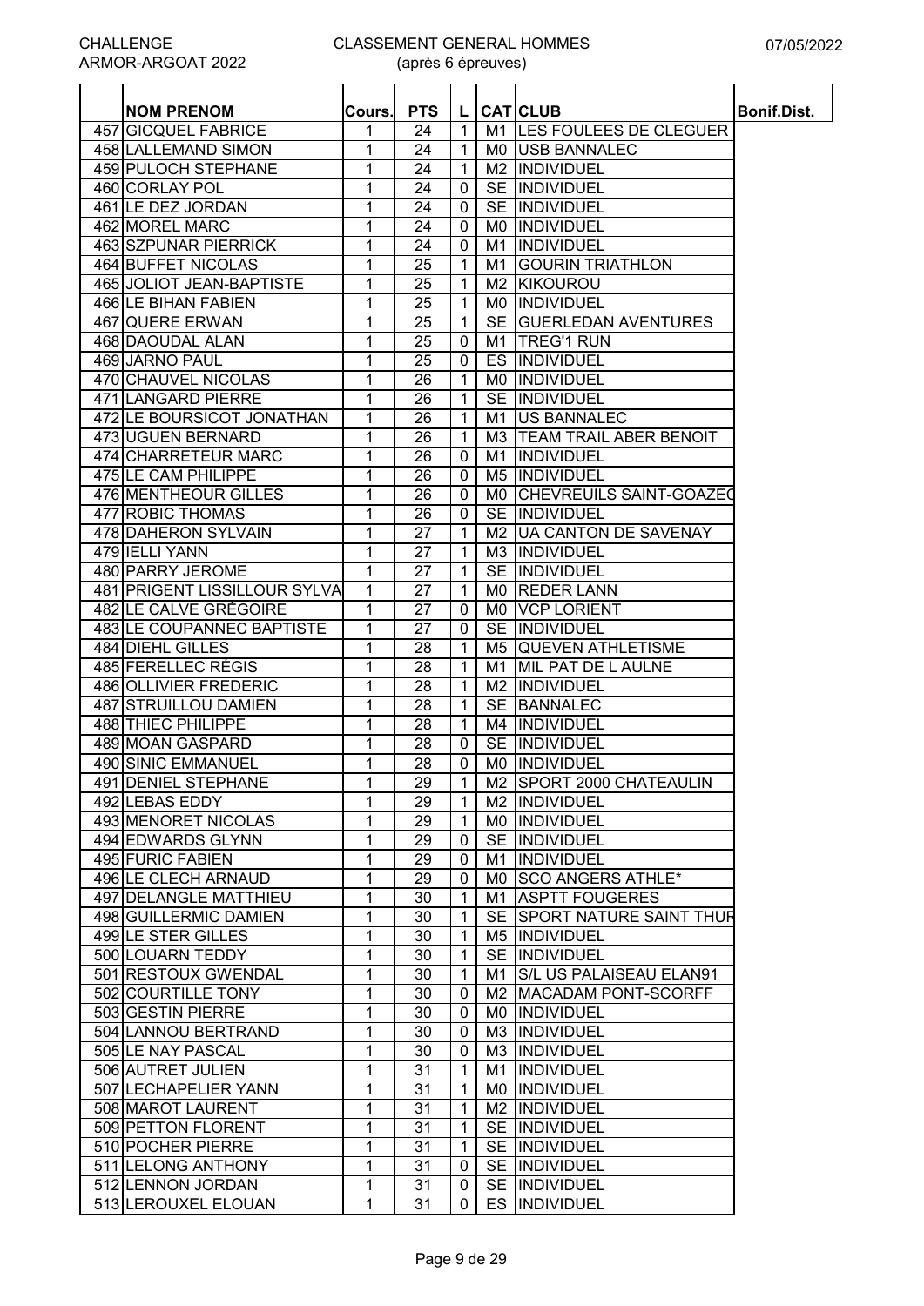CHALLENGE ARMOR-ARGOAT 2022

# CLASSEMENT GENERAL HOMMES
(après 6 épreuves)

07/05/2022

| | NOM PRENOM | Cours. | PTS | L | CAT | CLUB | Bonif.Dist. |
|---|---|---|---|---|---|---|---|
| 457 | GICQUEL FABRICE | 1 | 24 | 1 | M1 | LES FOULEES DE CLEGUER | |
| 458 | LALLEMAND SIMON | 1 | 24 | 1 | M0 | USB BANNALEC | |
| 459 | PULOCH STEPHANE | 1 | 24 | 1 | M2 | INDIVIDUEL | |
| 460 | CORLAY POL | 1 | 24 | 0 | SE | INDIVIDUEL | |
| 461 | LE DEZ JORDAN | 1 | 24 | 0 | SE | INDIVIDUEL | |
| 462 | MOREL MARC | 1 | 24 | 0 | M0 | INDIVIDUEL | |
| 463 | SZPUNAR PIERRICK | 1 | 24 | 0 | M1 | INDIVIDUEL | |
| 464 | BUFFET NICOLAS | 1 | 25 | 1 | M1 | GOURIN TRIATHLON | |
| 465 | JOLIOT JEAN-BAPTISTE | 1 | 25 | 1 | M2 | KIKOUROU | |
| 466 | LE BIHAN FABIEN | 1 | 25 | 1 | M0 | INDIVIDUEL | |
| 467 | QUERE ERWAN | 1 | 25 | 1 | SE | GUERLEDAN AVENTURES | |
| 468 | DAOUDAL ALAN | 1 | 25 | 0 | M1 | TREG'1 RUN | |
| 469 | JARNO PAUL | 1 | 25 | 0 | ES | INDIVIDUEL | |
| 470 | CHAUVEL NICOLAS | 1 | 26 | 1 | M0 | INDIVIDUEL | |
| 471 | LANGARD PIERRE | 1 | 26 | 1 | SE | INDIVIDUEL | |
| 472 | LE BOURSICOT JONATHAN | 1 | 26 | 1 | M1 | US BANNALEC | |
| 473 | UGUEN BERNARD | 1 | 26 | 1 | M3 | TEAM TRAIL ABER BENOIT | |
| 474 | CHARRETEUR MARC | 1 | 26 | 0 | M1 | INDIVIDUEL | |
| 475 | LE CAM PHILIPPE | 1 | 26 | 0 | M5 | INDIVIDUEL | |
| 476 | MENTHEOUR GILLES | 1 | 26 | 0 | M0 | CHEVREUILS SAINT-GOAZEC | |
| 477 | ROBIC THOMAS | 1 | 26 | 0 | SE | INDIVIDUEL | |
| 478 | DAHERON SYLVAIN | 1 | 27 | 1 | M2 | UA CANTON DE SAVENAY | |
| 479 | IELLI YANN | 1 | 27 | 1 | M3 | INDIVIDUEL | |
| 480 | PARRY JEROME | 1 | 27 | 1 | SE | INDIVIDUEL | |
| 481 | PRIGENT LISSILLOUR SYLVA | 1 | 27 | 1 | M0 | REDER LANN | |
| 482 | LE CALVE GRÉGOIRE | 1 | 27 | 0 | M0 | VCP LORIENT | |
| 483 | LE COUPANNEC BAPTISTE | 1 | 27 | 0 | SE | INDIVIDUEL | |
| 484 | DIEHL GILLES | 1 | 28 | 1 | M5 | QUEVEN ATHLETISME | |
| 485 | FERELLEC RÉGIS | 1 | 28 | 1 | M1 | MIL PAT DE L AULNE | |
| 486 | OLLIVIER FREDERIC | 1 | 28 | 1 | M2 | INDIVIDUEL | |
| 487 | STRUILLOU DAMIEN | 1 | 28 | 1 | SE | BANNALEC | |
| 488 | THIEC PHILIPPE | 1 | 28 | 1 | M4 | INDIVIDUEL | |
| 489 | MOAN GASPARD | 1 | 28 | 0 | SE | INDIVIDUEL | |
| 490 | SINIC EMMANUEL | 1 | 28 | 0 | M0 | INDIVIDUEL | |
| 491 | DENIEL STEPHANE | 1 | 29 | 1 | M2 | SPORT 2000 CHATEAULIN | |
| 492 | LEBAS EDDY | 1 | 29 | 1 | M2 | INDIVIDUEL | |
| 493 | MENORET NICOLAS | 1 | 29 | 1 | M0 | INDIVIDUEL | |
| 494 | EDWARDS GLYNN | 1 | 29 | 0 | SE | INDIVIDUEL | |
| 495 | FURIC FABIEN | 1 | 29 | 0 | M1 | INDIVIDUEL | |
| 496 | LE CLECH ARNAUD | 1 | 29 | 0 | M0 | SCO ANGERS ATHLE* | |
| 497 | DELANGLE MATTHIEU | 1 | 30 | 1 | M1 | ASPTT FOUGERES | |
| 498 | GUILLERMIC DAMIEN | 1 | 30 | 1 | SE | SPORT NATURE SAINT THUR | |
| 499 | LE STER GILLES | 1 | 30 | 1 | M5 | INDIVIDUEL | |
| 500 | LOUARN TEDDY | 1 | 30 | 1 | SE | INDIVIDUEL | |
| 501 | RESTOUX GWENDAL | 1 | 30 | 1 | M1 | S/L US PALAISEAU ELAN91 | |
| 502 | COURTILLE TONY | 1 | 30 | 0 | M2 | MACADAM PONT-SCORFF | |
| 503 | GESTIN PIERRE | 1 | 30 | 0 | M0 | INDIVIDUEL | |
| 504 | LANNOU BERTRAND | 1 | 30 | 0 | M3 | INDIVIDUEL | |
| 505 | LE NAY PASCAL | 1 | 30 | 0 | M3 | INDIVIDUEL | |
| 506 | AUTRET JULIEN | 1 | 31 | 1 | M1 | INDIVIDUEL | |
| 507 | LECHAPELIER YANN | 1 | 31 | 1 | M0 | INDIVIDUEL | |
| 508 | MAROT LAURENT | 1 | 31 | 1 | M2 | INDIVIDUEL | |
| 509 | PETTON FLORENT | 1 | 31 | 1 | SE | INDIVIDUEL | |
| 510 | POCHER PIERRE | 1 | 31 | 1 | SE | INDIVIDUEL | |
| 511 | LELONG ANTHONY | 1 | 31 | 0 | SE | INDIVIDUEL | |
| 512 | LENNON JORDAN | 1 | 31 | 0 | SE | INDIVIDUEL | |
| 513 | LEROUXEL ELOUAN | 1 | 31 | 0 | ES | INDIVIDUEL | |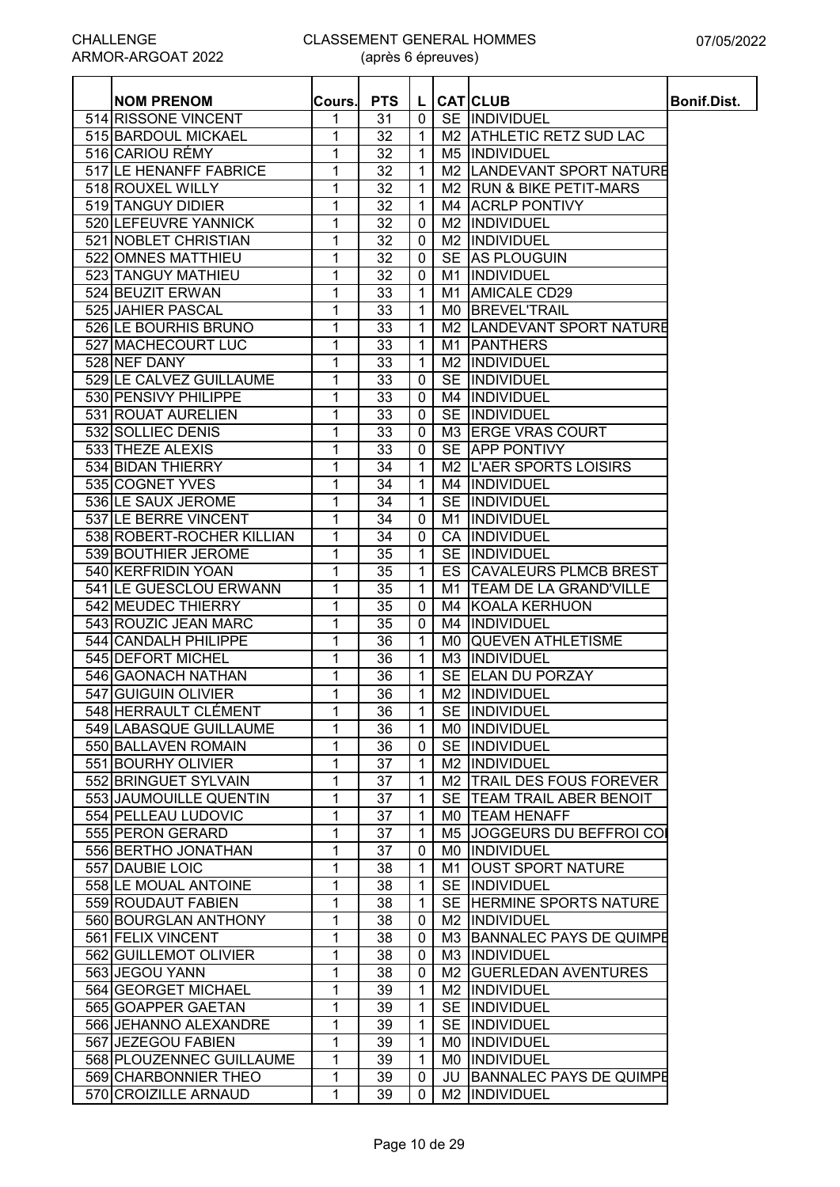CHALLENGE ARMOR-ARGOAT 2022

CLASSEMENT GENERAL HOMMES (après 6 épreuves)

07/05/2022

| | NOM PRENOM | Cours. | PTS | L | CAT | CLUB | Bonif.Dist. |
|---|---|---|---|---|---|---|---|
| 514 | RISSONE VINCENT | 1 | 31 | 0 | SE | INDIVIDUEL | |
| 515 | BARDOUL MICKAEL | 1 | 32 | 1 | M2 | ATHLETIC RETZ SUD LAC | |
| 516 | CARIOU RÉMY | 1 | 32 | 1 | M5 | INDIVIDUEL | |
| 517 | LE HENANFF FABRICE | 1 | 32 | 1 | M2 | LANDEVANT SPORT NATURE | |
| 518 | ROUXEL WILLY | 1 | 32 | 1 | M2 | RUN & BIKE PETIT-MARS | |
| 519 | TANGUY DIDIER | 1 | 32 | 1 | M4 | ACRLP PONTIVY | |
| 520 | LEFEUVRE YANNICK | 1 | 32 | 0 | M2 | INDIVIDUEL | |
| 521 | NOBLET CHRISTIAN | 1 | 32 | 0 | M2 | INDIVIDUEL | |
| 522 | OMNES MATTHIEU | 1 | 32 | 0 | SE | AS PLOUGUIN | |
| 523 | TANGUY MATHIEU | 1 | 32 | 0 | M1 | INDIVIDUEL | |
| 524 | BEUZIT ERWAN | 1 | 33 | 1 | M1 | AMICALE CD29 | |
| 525 | JAHIER PASCAL | 1 | 33 | 1 | M0 | BREVEL'TRAIL | |
| 526 | LE BOURHIS BRUNO | 1 | 33 | 1 | M2 | LANDEVANT SPORT NATURE | |
| 527 | MACHECOURT LUC | 1 | 33 | 1 | M1 | PANTHERS | |
| 528 | NEF DANY | 1 | 33 | 1 | M2 | INDIVIDUEL | |
| 529 | LE CALVEZ GUILLAUME | 1 | 33 | 0 | SE | INDIVIDUEL | |
| 530 | PENSIVY PHILIPPE | 1 | 33 | 0 | M4 | INDIVIDUEL | |
| 531 | ROUAT AURELIEN | 1 | 33 | 0 | SE | INDIVIDUEL | |
| 532 | SOLLIEC DENIS | 1 | 33 | 0 | M3 | ERGE VRAS COURT | |
| 533 | THEZE ALEXIS | 1 | 33 | 0 | SE | APP PONTIVY | |
| 534 | BIDAN THIERRY | 1 | 34 | 1 | M2 | L'AER SPORTS LOISIRS | |
| 535 | COGNET YVES | 1 | 34 | 1 | M4 | INDIVIDUEL | |
| 536 | LE SAUX JEROME | 1 | 34 | 1 | SE | INDIVIDUEL | |
| 537 | LE BERRE VINCENT | 1 | 34 | 0 | M1 | INDIVIDUEL | |
| 538 | ROBERT-ROCHER KILLIAN | 1 | 34 | 0 | CA | INDIVIDUEL | |
| 539 | BOUTHIER JEROME | 1 | 35 | 1 | SE | INDIVIDUEL | |
| 540 | KERFRIDIN YOAN | 1 | 35 | 1 | ES | CAVALEURS PLMCB BREST | |
| 541 | LE GUESCLOU ERWANN | 1 | 35 | 1 | M1 | TEAM DE LA GRAND'VILLE | |
| 542 | MEUDEC THIERRY | 1 | 35 | 0 | M4 | KOALA KERHUON | |
| 543 | ROUZIC JEAN MARC | 1 | 35 | 0 | M4 | INDIVIDUEL | |
| 544 | CANDALH PHILIPPE | 1 | 36 | 1 | M0 | QUEVEN ATHLETISME | |
| 545 | DEFORT MICHEL | 1 | 36 | 1 | M3 | INDIVIDUEL | |
| 546 | GAONACH NATHAN | 1 | 36 | 1 | SE | ELAN DU PORZAY | |
| 547 | GUIGUIN OLIVIER | 1 | 36 | 1 | M2 | INDIVIDUEL | |
| 548 | HERRAULT CLÉMENT | 1 | 36 | 1 | SE | INDIVIDUEL | |
| 549 | LABASQUE GUILLAUME | 1 | 36 | 1 | M0 | INDIVIDUEL | |
| 550 | BALLAVEN ROMAIN | 1 | 36 | 0 | SE | INDIVIDUEL | |
| 551 | BOURHY OLIVIER | 1 | 37 | 1 | M2 | INDIVIDUEL | |
| 552 | BRINGUET SYLVAIN | 1 | 37 | 1 | M2 | TRAIL DES FOUS FOREVER | |
| 553 | JAUMOUILLE QUENTIN | 1 | 37 | 1 | SE | TEAM TRAIL ABER BENOIT | |
| 554 | PELLEAU LUDOVIC | 1 | 37 | 1 | M0 | TEAM HENAFF | |
| 555 | PERON GERARD | 1 | 37 | 1 | M5 | JOGGEURS DU BEFFROI CO | |
| 556 | BERTHO JONATHAN | 1 | 37 | 0 | M0 | INDIVIDUEL | |
| 557 | DAUBIE LOIC | 1 | 38 | 1 | M1 | OUST SPORT NATURE | |
| 558 | LE MOUAL ANTOINE | 1 | 38 | 1 | SE | INDIVIDUEL | |
| 559 | ROUDAUT FABIEN | 1 | 38 | 1 | SE | HERMINE SPORTS NATURE | |
| 560 | BOURGLAN ANTHONY | 1 | 38 | 0 | M2 | INDIVIDUEL | |
| 561 | FELIX VINCENT | 1 | 38 | 0 | M3 | BANNALEC PAYS DE QUIMPE | |
| 562 | GUILLEMOT OLIVIER | 1 | 38 | 0 | M3 | INDIVIDUEL | |
| 563 | JEGOU YANN | 1 | 38 | 0 | M2 | GUERLEDAN AVENTURES | |
| 564 | GEORGET MICHAEL | 1 | 39 | 1 | M2 | INDIVIDUEL | |
| 565 | GOAPPER GAETAN | 1 | 39 | 1 | SE | INDIVIDUEL | |
| 566 | JEHANNO ALEXANDRE | 1 | 39 | 1 | SE | INDIVIDUEL | |
| 567 | JEZEGOU FABIEN | 1 | 39 | 1 | M0 | INDIVIDUEL | |
| 568 | PLOUZENNEC GUILLAUME | 1 | 39 | 1 | M0 | INDIVIDUEL | |
| 569 | CHARBONNIER THEO | 1 | 39 | 0 | JU | BANNALEC PAYS DE QUIMPE | |
| 570 | CROIZILLE ARNAUD | 1 | 39 | 0 | M2 | INDIVIDUEL | |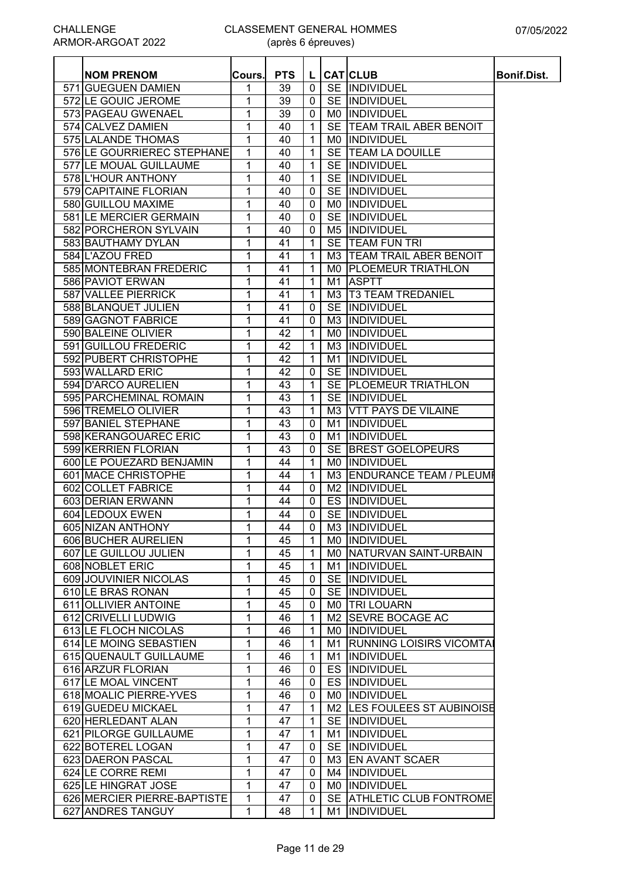CHALLENGE ARMOR-ARGOAT 2022

# CLASSEMENT GENERAL HOMMES

(après 6 épreuves)

07/05/2022

| | NOM PRENOM | Cours. | PTS | L | CAT | CLUB | Bonif.Dist. |
|---|---|---|---|---|---|---|---|
| 571 | GUEGUEN DAMIEN | 1 | 39 | 0 | SE | INDIVIDUEL | |
| 572 | LE GOUIC JEROME | 1 | 39 | 0 | SE | INDIVIDUEL | |
| 573 | PAGEAU GWENAEL | 1 | 39 | 0 | M0 | INDIVIDUEL | |
| 574 | CALVEZ DAMIEN | 1 | 40 | 1 | SE | TEAM TRAIL ABER BENOIT | |
| 575 | LALANDE THOMAS | 1 | 40 | 1 | M0 | INDIVIDUEL | |
| 576 | LE GOURRIEREC STEPHANE | 1 | 40 | 1 | SE | TEAM LA DOUILLE | |
| 577 | LE MOUAL GUILLAUME | 1 | 40 | 1 | SE | INDIVIDUEL | |
| 578 | L'HOUR ANTHONY | 1 | 40 | 1 | SE | INDIVIDUEL | |
| 579 | CAPITAINE FLORIAN | 1 | 40 | 0 | SE | INDIVIDUEL | |
| 580 | GUILLOU MAXIME | 1 | 40 | 0 | M0 | INDIVIDUEL | |
| 581 | LE MERCIER GERMAIN | 1 | 40 | 0 | SE | INDIVIDUEL | |
| 582 | PORCHERON SYLVAIN | 1 | 40 | 0 | M5 | INDIVIDUEL | |
| 583 | BAUTHAMY DYLAN | 1 | 41 | 1 | SE | TEAM FUN TRI | |
| 584 | L'AZOU FRED | 1 | 41 | 1 | M3 | TEAM TRAIL ABER BENOIT | |
| 585 | MONTEBRAN FREDERIC | 1 | 41 | 1 | M0 | PLOEMEUR TRIATHLON | |
| 586 | PAVIOT ERWAN | 1 | 41 | 1 | M1 | ASPTT | |
| 587 | VALLEE PIERRICK | 1 | 41 | 1 | M3 | T3 TEAM TREDANIEL | |
| 588 | BLANQUET JULIEN | 1 | 41 | 0 | SE | INDIVIDUEL | |
| 589 | GAGNOT FABRICE | 1 | 41 | 0 | M3 | INDIVIDUEL | |
| 590 | BALEINE OLIVIER | 1 | 42 | 1 | M0 | INDIVIDUEL | |
| 591 | GUILLOU FREDERIC | 1 | 42 | 1 | M3 | INDIVIDUEL | |
| 592 | PUBERT CHRISTOPHE | 1 | 42 | 1 | M1 | INDIVIDUEL | |
| 593 | WALLARD ERIC | 1 | 42 | 0 | SE | INDIVIDUEL | |
| 594 | D'ARCO AURELIEN | 1 | 43 | 1 | SE | PLOEMEUR TRIATHLON | |
| 595 | PARCHEMINAL ROMAIN | 1 | 43 | 1 | SE | INDIVIDUEL | |
| 596 | TREMELO OLIVIER | 1 | 43 | 1 | M3 | VTT PAYS DE VILAINE | |
| 597 | BANIEL STEPHANE | 1 | 43 | 0 | M1 | INDIVIDUEL | |
| 598 | KERANGOUAREC ERIC | 1 | 43 | 0 | M1 | INDIVIDUEL | |
| 599 | KERRIEN FLORIAN | 1 | 43 | 0 | SE | BREST GOELOPEURS | |
| 600 | LE POUEZARD BENJAMIN | 1 | 44 | 1 | M0 | INDIVIDUEL | |
| 601 | MACE CHRISTOPHE | 1 | 44 | 1 | M3 | ENDURANCE TEAM / PLEUMI | |
| 602 | COLLET FABRICE | 1 | 44 | 0 | M2 | INDIVIDUEL | |
| 603 | DERIAN ERWANN | 1 | 44 | 0 | ES | INDIVIDUEL | |
| 604 | LEDOUX EWEN | 1 | 44 | 0 | SE | INDIVIDUEL | |
| 605 | NIZAN ANTHONY | 1 | 44 | 0 | M3 | INDIVIDUEL | |
| 606 | BUCHER AURELIEN | 1 | 45 | 1 | M0 | INDIVIDUEL | |
| 607 | LE GUILLOU JULIEN | 1 | 45 | 1 | M0 | NATURVAN SAINT-URBAIN | |
| 608 | NOBLET ERIC | 1 | 45 | 1 | M1 | INDIVIDUEL | |
| 609 | JOUVINIER NICOLAS | 1 | 45 | 0 | SE | INDIVIDUEL | |
| 610 | LE BRAS RONAN | 1 | 45 | 0 | SE | INDIVIDUEL | |
| 611 | OLLIVIER ANTOINE | 1 | 45 | 0 | M0 | TRI LOUARN | |
| 612 | CRIVELLI LUDWIG | 1 | 46 | 1 | M2 | SEVRE BOCAGE AC | |
| 613 | LE FLOCH NICOLAS | 1 | 46 | 1 | M0 | INDIVIDUEL | |
| 614 | LE MOING SEBASTIEN | 1 | 46 | 1 | M1 | RUNNING LOISIRS VICOMTAI | |
| 615 | QUENAULT GUILLAUME | 1 | 46 | 1 | M1 | INDIVIDUEL | |
| 616 | ARZUR FLORIAN | 1 | 46 | 0 | ES | INDIVIDUEL | |
| 617 | LE MOAL VINCENT | 1 | 46 | 0 | ES | INDIVIDUEL | |
| 618 | MOALIC PIERRE-YVES | 1 | 46 | 0 | M0 | INDIVIDUEL | |
| 619 | GUEDEU MICKAEL | 1 | 47 | 1 | M2 | LES FOULEES ST AUBINOISE | |
| 620 | HERLEDANT ALAN | 1 | 47 | 1 | SE | INDIVIDUEL | |
| 621 | PILORGE GUILLAUME | 1 | 47 | 1 | M1 | INDIVIDUEL | |
| 622 | BOTEREL LOGAN | 1 | 47 | 0 | SE | INDIVIDUEL | |
| 623 | DAERON PASCAL | 1 | 47 | 0 | M3 | EN AVANT SCAER | |
| 624 | LE CORRE REMI | 1 | 47 | 0 | M4 | INDIVIDUEL | |
| 625 | LE HINGRAT JOSE | 1 | 47 | 0 | M0 | INDIVIDUEL | |
| 626 | MERCIER PIERRE-BAPTISTE | 1 | 47 | 0 | SE | ATHLETIC CLUB FONTROME | |
| 627 | ANDRES TANGUY | 1 | 48 | 1 | M1 | INDIVIDUEL | |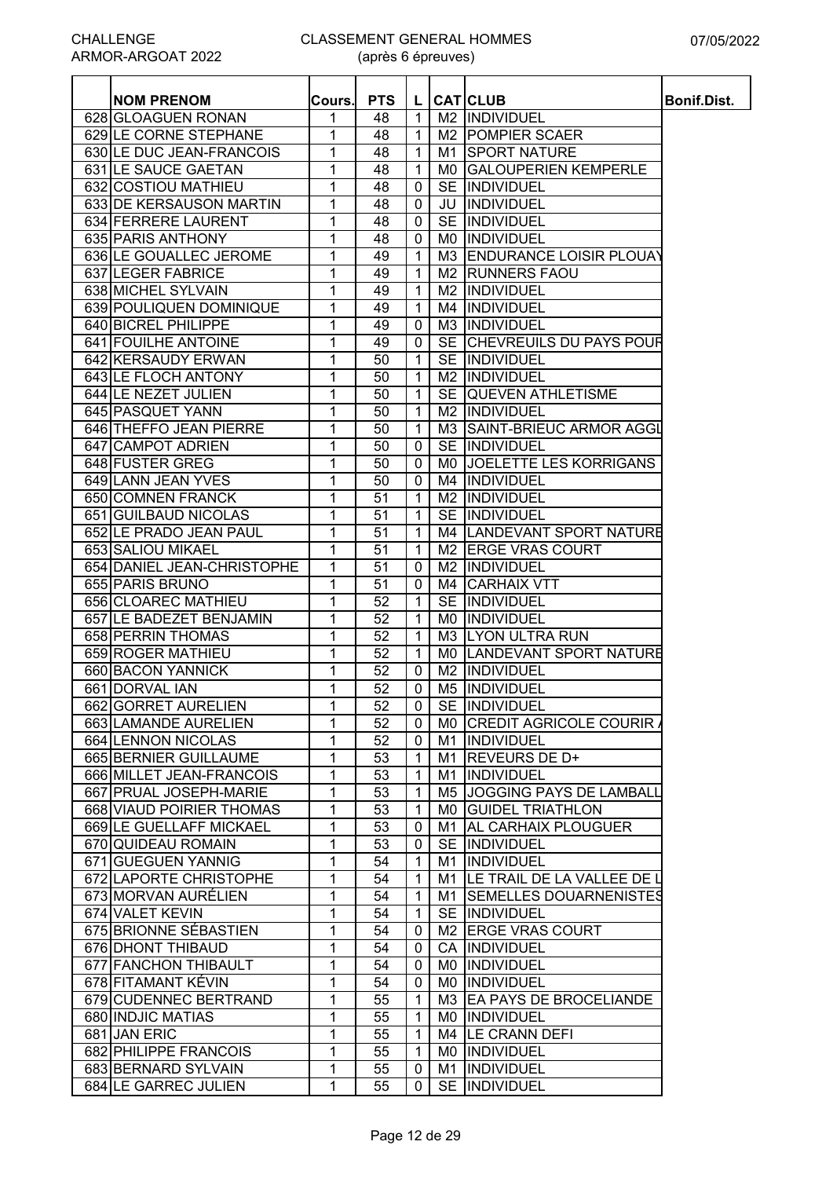CHALLENGE ARMOR-ARGOAT 2022

CLASSEMENT GENERAL HOMMES (après 6 épreuves)

07/05/2022

| | NOM PRENOM | Cours. | PTS | L | CAT | CLUB | Bonif.Dist. |
|---|---|---|---|---|---|---|---|
| 628 | GLOAGUEN RONAN | 1 | 48 | 1 | M2 | INDIVIDUEL | |
| 629 | LE CORNE STEPHANE | 1 | 48 | 1 | M2 | POMPIER SCAER | |
| 630 | LE DUC JEAN-FRANCOIS | 1 | 48 | 1 | M1 | SPORT NATURE | |
| 631 | LE SAUCE GAETAN | 1 | 48 | 1 | M0 | GALOUPERIEN KEMPERLE | |
| 632 | COSTIOU MATHIEU | 1 | 48 | 0 | SE | INDIVIDUEL | |
| 633 | DE KERSAUSON MARTIN | 1 | 48 | 0 | JU | INDIVIDUEL | |
| 634 | FERRERE LAURENT | 1 | 48 | 0 | SE | INDIVIDUEL | |
| 635 | PARIS ANTHONY | 1 | 48 | 0 | M0 | INDIVIDUEL | |
| 636 | LE GOUALLEC JEROME | 1 | 49 | 1 | M3 | ENDURANCE LOISIR PLOUAY | |
| 637 | LEGER FABRICE | 1 | 49 | 1 | M2 | RUNNERS FAOU | |
| 638 | MICHEL SYLVAIN | 1 | 49 | 1 | M2 | INDIVIDUEL | |
| 639 | POULIQUEN DOMINIQUE | 1 | 49 | 1 | M4 | INDIVIDUEL | |
| 640 | BICREL PHILIPPE | 1 | 49 | 0 | M3 | INDIVIDUEL | |
| 641 | FOUILHE ANTOINE | 1 | 49 | 0 | SE | CHEVREUILS DU PAYS POUR | |
| 642 | KERSAUDY ERWAN | 1 | 50 | 1 | SE | INDIVIDUEL | |
| 643 | LE FLOCH ANTONY | 1 | 50 | 1 | M2 | INDIVIDUEL | |
| 644 | LE NEZET JULIEN | 1 | 50 | 1 | SE | QUEVEN ATHLETISME | |
| 645 | PASQUET YANN | 1 | 50 | 1 | M2 | INDIVIDUEL | |
| 646 | THEFFO JEAN PIERRE | 1 | 50 | 1 | M3 | SAINT-BRIEUC ARMOR AGGL | |
| 647 | CAMPOT ADRIEN | 1 | 50 | 0 | SE | INDIVIDUEL | |
| 648 | FUSTER GREG | 1 | 50 | 0 | M0 | JOELETTE LES KORRIGANS | |
| 649 | LANN JEAN YVES | 1 | 50 | 0 | M4 | INDIVIDUEL | |
| 650 | COMNEN FRANCK | 1 | 51 | 1 | M2 | INDIVIDUEL | |
| 651 | GUILBAUD NICOLAS | 1 | 51 | 1 | SE | INDIVIDUEL | |
| 652 | LE PRADO JEAN PAUL | 1 | 51 | 1 | M4 | LANDEVANT SPORT NATURE | |
| 653 | SALIOU MIKAEL | 1 | 51 | 1 | M2 | ERGE VRAS COURT | |
| 654 | DANIEL JEAN-CHRISTOPHE | 1 | 51 | 0 | M2 | INDIVIDUEL | |
| 655 | PARIS BRUNO | 1 | 51 | 0 | M4 | CARHAIX VTT | |
| 656 | CLOAREC MATHIEU | 1 | 52 | 1 | SE | INDIVIDUEL | |
| 657 | LE BADEZET BENJAMIN | 1 | 52 | 1 | M0 | INDIVIDUEL | |
| 658 | PERRIN THOMAS | 1 | 52 | 1 | M3 | LYON ULTRA RUN | |
| 659 | ROGER MATHIEU | 1 | 52 | 1 | M0 | LANDEVANT SPORT NATURE | |
| 660 | BACON YANNICK | 1 | 52 | 0 | M2 | INDIVIDUEL | |
| 661 | DORVAL IAN | 1 | 52 | 0 | M5 | INDIVIDUEL | |
| 662 | GORRET AURELIEN | 1 | 52 | 0 | SE | INDIVIDUEL | |
| 663 | LAMANDE AURELIEN | 1 | 52 | 0 | M0 | CREDIT AGRICOLE COURIR | |
| 664 | LENNON NICOLAS | 1 | 52 | 0 | M1 | INDIVIDUEL | |
| 665 | BERNIER GUILLAUME | 1 | 53 | 1 | M1 | REVEURS DE D+ | |
| 666 | MILLET JEAN-FRANCOIS | 1 | 53 | 1 | M1 | INDIVIDUEL | |
| 667 | PRUAL JOSEPH-MARIE | 1 | 53 | 1 | M5 | JOGGING PAYS DE LAMBALL | |
| 668 | VIAUD POIRIER THOMAS | 1 | 53 | 1 | M0 | GUIDEL TRIATHLON | |
| 669 | LE GUELLAFF MICKAEL | 1 | 53 | 0 | M1 | AL CARHAIX PLOUGUER | |
| 670 | QUIDEAU ROMAIN | 1 | 53 | 0 | SE | INDIVIDUEL | |
| 671 | GUEGUEN YANNIG | 1 | 54 | 1 | M1 | INDIVIDUEL | |
| 672 | LAPORTE CHRISTOPHE | 1 | 54 | 1 | M1 | LE TRAIL DE LA VALLEE DE L | |
| 673 | MORVAN AURÉLIEN | 1 | 54 | 1 | M1 | SEMELLES DOUARNENISTES | |
| 674 | VALET KEVIN | 1 | 54 | 1 | SE | INDIVIDUEL | |
| 675 | BRIONNE SÉBASTIEN | 1 | 54 | 0 | M2 | ERGE VRAS COURT | |
| 676 | DHONT THIBAUD | 1 | 54 | 0 | CA | INDIVIDUEL | |
| 677 | FANCHON THIBAULT | 1 | 54 | 0 | M0 | INDIVIDUEL | |
| 678 | FITAMANT KÉVIN | 1 | 54 | 0 | M0 | INDIVIDUEL | |
| 679 | CUDENNEC BERTRAND | 1 | 55 | 1 | M3 | EA PAYS DE BROCELIANDE | |
| 680 | INDJIC MATIAS | 1 | 55 | 1 | M0 | INDIVIDUEL | |
| 681 | JAN ERIC | 1 | 55 | 1 | M4 | LE CRANN DEFI | |
| 682 | PHILIPPE FRANCOIS | 1 | 55 | 1 | M0 | INDIVIDUEL | |
| 683 | BERNARD SYLVAIN | 1 | 55 | 0 | M1 | INDIVIDUEL | |
| 684 | LE GARREC JULIEN | 1 | 55 | 0 | SE | INDIVIDUEL | |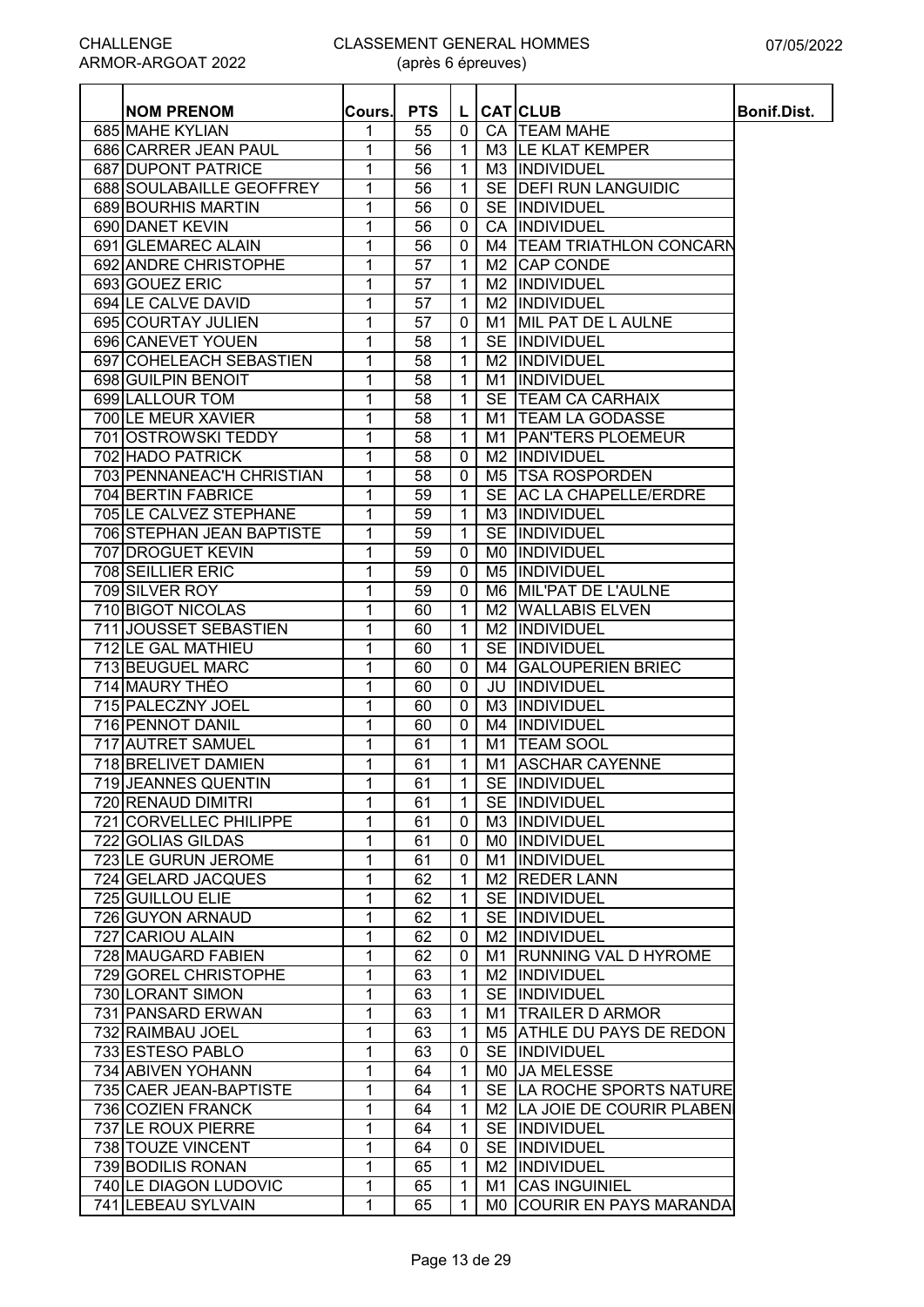CHALLENGE ARMOR-ARGOAT 2022

CLASSEMENT GENERAL HOMMES (après 6 épreuves)

07/05/2022

| | NOM PRENOM | Cours. | PTS | L | CAT | CLUB | Bonif.Dist. |
|---|---|---|---|---|---|---|---|
| 685 | MAHE KYLIAN | 1 | 55 | 0 | CA | TEAM MAHE | |
| 686 | CARRER JEAN PAUL | 1 | 56 | 1 | M3 | LE KLAT KEMPER | |
| 687 | DUPONT PATRICE | 1 | 56 | 1 | M3 | INDIVIDUEL | |
| 688 | SOULABAILLE GEOFFREY | 1 | 56 | 1 | SE | DEFI RUN LANGUIDIC | |
| 689 | BOURHIS MARTIN | 1 | 56 | 0 | SE | INDIVIDUEL | |
| 690 | DANET KEVIN | 1 | 56 | 0 | CA | INDIVIDUEL | |
| 691 | GLEMAREC ALAIN | 1 | 56 | 0 | M4 | TEAM TRIATHLON CONCARN | |
| 692 | ANDRE CHRISTOPHE | 1 | 57 | 1 | M2 | CAP CONDE | |
| 693 | GOUEZ ERIC | 1 | 57 | 1 | M2 | INDIVIDUEL | |
| 694 | LE CALVE DAVID | 1 | 57 | 1 | M2 | INDIVIDUEL | |
| 695 | COURTAY JULIEN | 1 | 57 | 0 | M1 | MIL PAT DE L AULNE | |
| 696 | CANEVET YOUEN | 1 | 58 | 1 | SE | INDIVIDUEL | |
| 697 | COHELEACH SEBASTIEN | 1 | 58 | 1 | M2 | INDIVIDUEL | |
| 698 | GUILPIN BENOIT | 1 | 58 | 1 | M1 | INDIVIDUEL | |
| 699 | LALLOUR TOM | 1 | 58 | 1 | SE | TEAM CA CARHAIX | |
| 700 | LE MEUR XAVIER | 1 | 58 | 1 | M1 | TEAM LA GODASSE | |
| 701 | OSTROWSKI TEDDY | 1 | 58 | 1 | M1 | PAN'TERS PLOEMEUR | |
| 702 | HADO PATRICK | 1 | 58 | 0 | M2 | INDIVIDUEL | |
| 703 | PENNANEAC'H CHRISTIAN | 1 | 58 | 0 | M5 | TSA ROSPORDEN | |
| 704 | BERTIN FABRICE | 1 | 59 | 1 | SE | AC LA CHAPELLE/ERDRE | |
| 705 | LE CALVEZ STEPHANE | 1 | 59 | 1 | M3 | INDIVIDUEL | |
| 706 | STEPHAN JEAN BAPTISTE | 1 | 59 | 1 | SE | INDIVIDUEL | |
| 707 | DROGUET KEVIN | 1 | 59 | 0 | M0 | INDIVIDUEL | |
| 708 | SEILLIER ERIC | 1 | 59 | 0 | M5 | INDIVIDUEL | |
| 709 | SILVER ROY | 1 | 59 | 0 | M6 | MIL'PAT DE L'AULNE | |
| 710 | BIGOT NICOLAS | 1 | 60 | 1 | M2 | WALLABIS ELVEN | |
| 711 | JOUSSET SEBASTIEN | 1 | 60 | 1 | M2 | INDIVIDUEL | |
| 712 | LE GAL MATHIEU | 1 | 60 | 1 | SE | INDIVIDUEL | |
| 713 | BEUGUEL MARC | 1 | 60 | 0 | M4 | GALOUPERIEN BRIEC | |
| 714 | MAURY THÉO | 1 | 60 | 0 | JU | INDIVIDUEL | |
| 715 | PALECZNY JOEL | 1 | 60 | 0 | M3 | INDIVIDUEL | |
| 716 | PENNOT DANIL | 1 | 60 | 0 | M4 | INDIVIDUEL | |
| 717 | AUTRET SAMUEL | 1 | 61 | 1 | M1 | TEAM SOOL | |
| 718 | BRELIVET DAMIEN | 1 | 61 | 1 | M1 | ASCHAR CAYENNE | |
| 719 | JEANNES QUENTIN | 1 | 61 | 1 | SE | INDIVIDUEL | |
| 720 | RENAUD DIMITRI | 1 | 61 | 1 | SE | INDIVIDUEL | |
| 721 | CORVELLEC PHILIPPE | 1 | 61 | 0 | M3 | INDIVIDUEL | |
| 722 | GOLIAS GILDAS | 1 | 61 | 0 | M0 | INDIVIDUEL | |
| 723 | LE GURUN JEROME | 1 | 61 | 0 | M1 | INDIVIDUEL | |
| 724 | GELARD JACQUES | 1 | 62 | 1 | M2 | REDER LANN | |
| 725 | GUILLOU ELIE | 1 | 62 | 1 | SE | INDIVIDUEL | |
| 726 | GUYON ARNAUD | 1 | 62 | 1 | SE | INDIVIDUEL | |
| 727 | CARIOU ALAIN | 1 | 62 | 0 | M2 | INDIVIDUEL | |
| 728 | MAUGARD FABIEN | 1 | 62 | 0 | M1 | RUNNING VAL D HYROME | |
| 729 | GOREL CHRISTOPHE | 1 | 63 | 1 | M2 | INDIVIDUEL | |
| 730 | LORANT SIMON | 1 | 63 | 1 | SE | INDIVIDUEL | |
| 731 | PANSARD ERWAN | 1 | 63 | 1 | M1 | TRAILER D ARMOR | |
| 732 | RAIMBAU JOEL | 1 | 63 | 1 | M5 | ATHLE DU PAYS DE REDON | |
| 733 | ESTESO PABLO | 1 | 63 | 0 | SE | INDIVIDUEL | |
| 734 | ABIVEN YOHANN | 1 | 64 | 1 | M0 | JA MELESSE | |
| 735 | CAER JEAN-BAPTISTE | 1 | 64 | 1 | SE | LA ROCHE SPORTS NATURE | |
| 736 | COZIEN FRANCK | 1 | 64 | 1 | M2 | LA JOIE DE COURIR PLABEN | |
| 737 | LE ROUX PIERRE | 1 | 64 | 1 | SE | INDIVIDUEL | |
| 738 | TOUZE VINCENT | 1 | 64 | 0 | SE | INDIVIDUEL | |
| 739 | BODILIS RONAN | 1 | 65 | 1 | M2 | INDIVIDUEL | |
| 740 | LE DIAGON LUDOVIC | 1 | 65 | 1 | M1 | CAS INGUINIEL | |
| 741 | LEBEAU SYLVAIN | 1 | 65 | 1 | M0 | COURIR EN PAYS MARANDA | |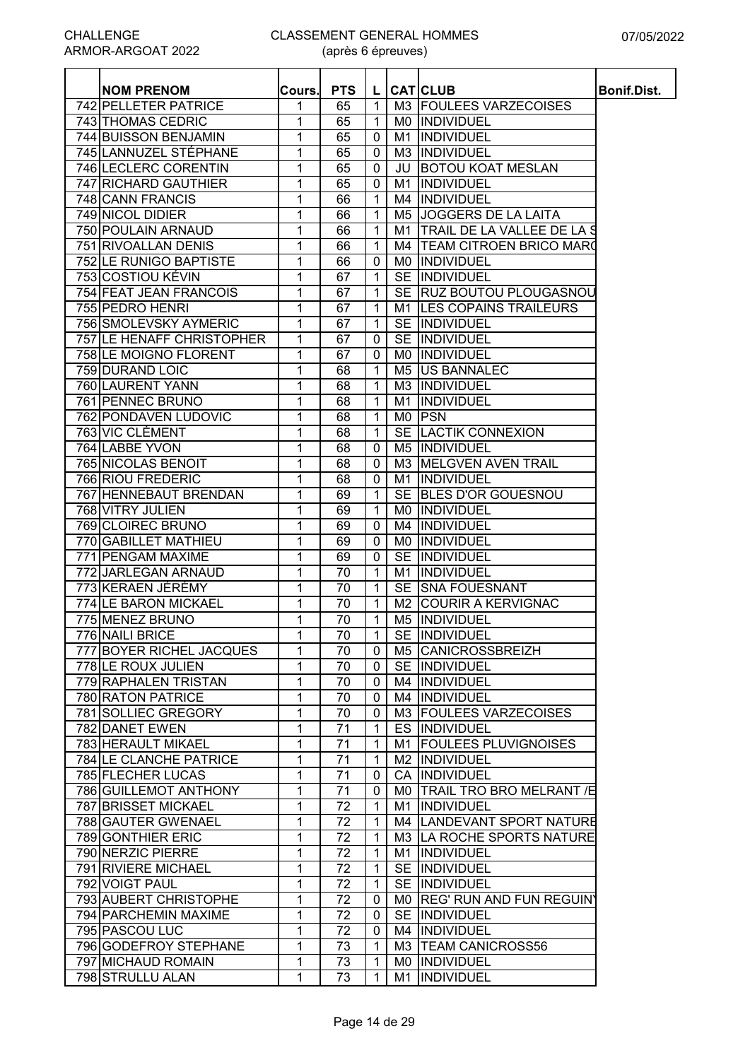CHALLENGE ARMOR-ARGOAT 2022

CLASSEMENT GENERAL HOMMES (après 6 épreuves)

07/05/2022

| | NOM PRENOM | Cours. | PTS | L | CAT | CLUB | Bonif.Dist. |
|---|---|---|---|---|---|---|---|
| 742 | PELLETER PATRICE | 1 | 65 | 1 | M3 | FOULEES VARZECOISES | |
| 743 | THOMAS CEDRIC | 1 | 65 | 1 | M0 | INDIVIDUEL | |
| 744 | BUISSON BENJAMIN | 1 | 65 | 0 | M1 | INDIVIDUEL | |
| 745 | LANNUZEL STÉPHANE | 1 | 65 | 0 | M3 | INDIVIDUEL | |
| 746 | LECLERC CORENTIN | 1 | 65 | 0 | JU | BOTOU KOAT MESLAN | |
| 747 | RICHARD GAUTHIER | 1 | 65 | 0 | M1 | INDIVIDUEL | |
| 748 | CANN FRANCIS | 1 | 66 | 1 | M4 | INDIVIDUEL | |
| 749 | NICOL DIDIER | 1 | 66 | 1 | M5 | JOGGERS DE LA LAITA | |
| 750 | POULAIN ARNAUD | 1 | 66 | 1 | M1 | TRAIL DE LA VALLEE DE LA S | |
| 751 | RIVOALLAN DENIS | 1 | 66 | 1 | M4 | TEAM CITROEN BRICO MARC | |
| 752 | LE RUNIGO BAPTISTE | 1 | 66 | 0 | M0 | INDIVIDUEL | |
| 753 | COSTIOU KÉVIN | 1 | 67 | 1 | SE | INDIVIDUEL | |
| 754 | FEAT JEAN FRANCOIS | 1 | 67 | 1 | SE | RUZ BOUTOU PLOUGASNOU | |
| 755 | PEDRO HENRI | 1 | 67 | 1 | M1 | LES COPAINS TRAILEURS | |
| 756 | SMOLEVSKY AYMERIC | 1 | 67 | 1 | SE | INDIVIDUEL | |
| 757 | LE HENAFF CHRISTOPHER | 1 | 67 | 0 | SE | INDIVIDUEL | |
| 758 | LE MOIGNO FLORENT | 1 | 67 | 0 | M0 | INDIVIDUEL | |
| 759 | DURAND LOIC | 1 | 68 | 1 | M5 | US BANNALEC | |
| 760 | LAURENT YANN | 1 | 68 | 1 | M3 | INDIVIDUEL | |
| 761 | PENNEC BRUNO | 1 | 68 | 1 | M1 | INDIVIDUEL | |
| 762 | PONDAVEN LUDOVIC | 1 | 68 | 1 | M0 | PSN | |
| 763 | VIC CLÉMENT | 1 | 68 | 1 | SE | LACTIK CONNEXION | |
| 764 | LABBE YVON | 1 | 68 | 0 | M5 | INDIVIDUEL | |
| 765 | NICOLAS BENOIT | 1 | 68 | 0 | M3 | MELGVEN AVEN TRAIL | |
| 766 | RIOU FREDERIC | 1 | 68 | 0 | M1 | INDIVIDUEL | |
| 767 | HENNEBAUT BRENDAN | 1 | 69 | 1 | SE | BLES D'OR GOUESNOU | |
| 768 | VITRY JULIEN | 1 | 69 | 1 | M0 | INDIVIDUEL | |
| 769 | CLOIREC BRUNO | 1 | 69 | 0 | M4 | INDIVIDUEL | |
| 770 | GABILLET MATHIEU | 1 | 69 | 0 | M0 | INDIVIDUEL | |
| 771 | PENGAM MAXIME | 1 | 69 | 0 | SE | INDIVIDUEL | |
| 772 | JARLEGAN ARNAUD | 1 | 70 | 1 | M1 | INDIVIDUEL | |
| 773 | KERAEN JÉRÉMY | 1 | 70 | 1 | SE | SNA FOUESNANT | |
| 774 | LE BARON MICKAEL | 1 | 70 | 1 | M2 | COURIR A KERVIGNAC | |
| 775 | MENEZ BRUNO | 1 | 70 | 1 | M5 | INDIVIDUEL | |
| 776 | NAILI BRICE | 1 | 70 | 1 | SE | INDIVIDUEL | |
| 777 | BOYER RICHEL JACQUES | 1 | 70 | 0 | M5 | CANICROSSBREIZH | |
| 778 | LE ROUX JULIEN | 1 | 70 | 0 | SE | INDIVIDUEL | |
| 779 | RAPHALEN TRISTAN | 1 | 70 | 0 | M4 | INDIVIDUEL | |
| 780 | RATON PATRICE | 1 | 70 | 0 | M4 | INDIVIDUEL | |
| 781 | SOLLIEC GREGORY | 1 | 70 | 0 | M3 | FOULEES VARZECOISES | |
| 782 | DANET EWEN | 1 | 71 | 1 | ES | INDIVIDUEL | |
| 783 | HERAULT MIKAEL | 1 | 71 | 1 | M1 | FOULEES PLUVIGNOISES | |
| 784 | LE CLANCHE PATRICE | 1 | 71 | 1 | M2 | INDIVIDUEL | |
| 785 | FLECHER LUCAS | 1 | 71 | 0 | CA | INDIVIDUEL | |
| 786 | GUILLEMOT ANTHONY | 1 | 71 | 0 | M0 | TRAIL TRO BRO MELRANT /E | |
| 787 | BRISSET MICKAEL | 1 | 72 | 1 | M1 | INDIVIDUEL | |
| 788 | GAUTER GWENAEL | 1 | 72 | 1 | M4 | LANDEVANT SPORT NATURE | |
| 789 | GONTHIER ERIC | 1 | 72 | 1 | M3 | LA ROCHE SPORTS NATURE | |
| 790 | NERZIC PIERRE | 1 | 72 | 1 | M1 | INDIVIDUEL | |
| 791 | RIVIERE MICHAEL | 1 | 72 | 1 | SE | INDIVIDUEL | |
| 792 | VOIGT PAUL | 1 | 72 | 1 | SE | INDIVIDUEL | |
| 793 | AUBERT CHRISTOPHE | 1 | 72 | 0 | M0 | REG' RUN AND FUN REGUIN | |
| 794 | PARCHEMIN MAXIME | 1 | 72 | 0 | SE | INDIVIDUEL | |
| 795 | PASCOU LUC | 1 | 72 | 0 | M4 | INDIVIDUEL | |
| 796 | GODEFROY STEPHANE | 1 | 73 | 1 | M3 | TEAM CANICROSS56 | |
| 797 | MICHAUD ROMAIN | 1 | 73 | 1 | M0 | INDIVIDUEL | |
| 798 | STRULLU ALAN | 1 | 73 | 1 | M1 | INDIVIDUEL | |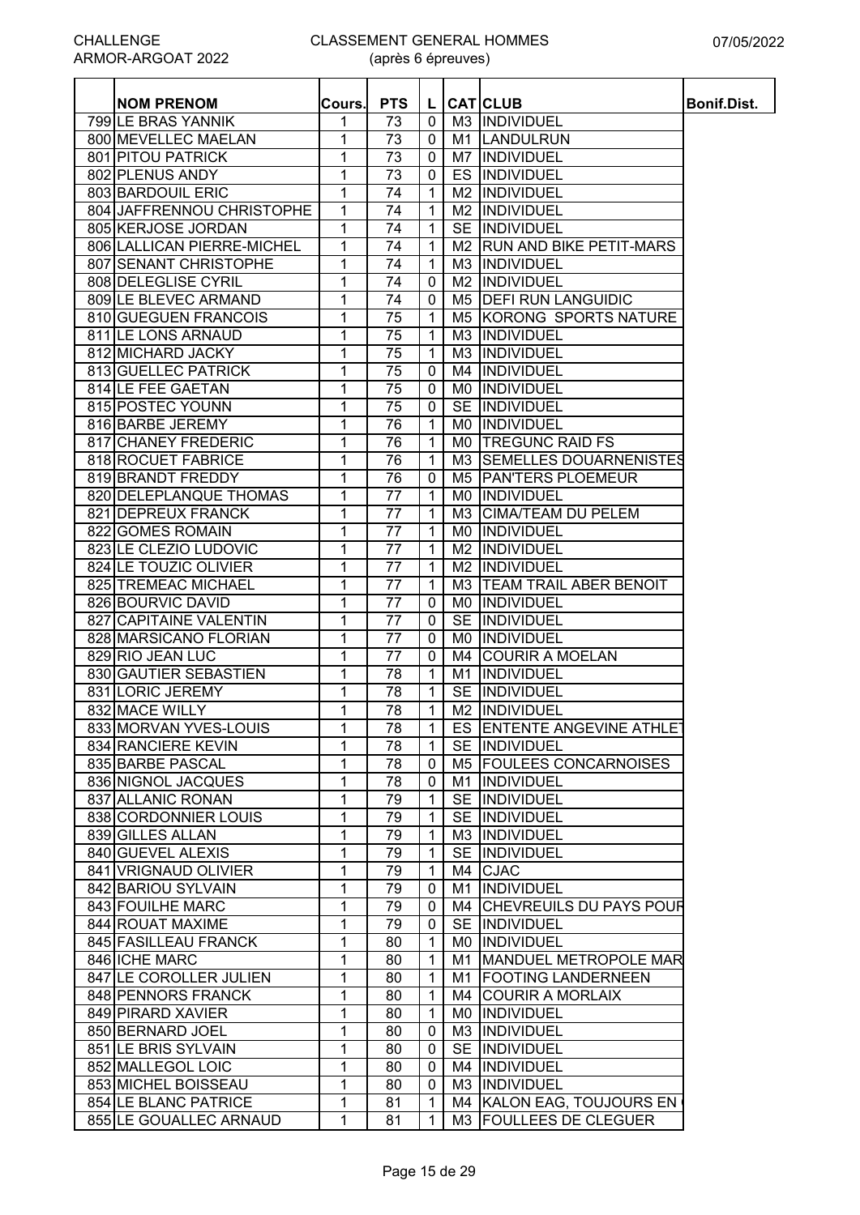CHALLENGE ARMOR-ARGOAT 2022

# CLASSEMENT GENERAL HOMMES
(après 6 épreuves)

07/05/2022

| | NOM PRENOM | Cours. | PTS | L | CAT | CLUB | Bonif.Dist. |
|---|---|---|---|---|---|---|---|
| 799 | LE BRAS YANNIK | 1 | 73 | 0 | M3 | INDIVIDUEL | |
| 800 | MEVELLEC MAELAN | 1 | 73 | 0 | M1 | LANDULRUN | |
| 801 | PITOU PATRICK | 1 | 73 | 0 | M7 | INDIVIDUEL | |
| 802 | PLENUS ANDY | 1 | 73 | 0 | ES | INDIVIDUEL | |
| 803 | BARDOUIL ERIC | 1 | 74 | 1 | M2 | INDIVIDUEL | |
| 804 | JAFFRENNOU CHRISTOPHE | 1 | 74 | 1 | M2 | INDIVIDUEL | |
| 805 | KERJOSE JORDAN | 1 | 74 | 1 | SE | INDIVIDUEL | |
| 806 | LALLICAN PIERRE-MICHEL | 1 | 74 | 1 | M2 | RUN AND BIKE PETIT-MARS | |
| 807 | SENANT CHRISTOPHE | 1 | 74 | 1 | M3 | INDIVIDUEL | |
| 808 | DELEGLISE CYRIL | 1 | 74 | 0 | M2 | INDIVIDUEL | |
| 809 | LE BLEVEC ARMAND | 1 | 74 | 0 | M5 | DEFI RUN LANGUIDIC | |
| 810 | GUEGUEN FRANCOIS | 1 | 75 | 1 | M5 | KORONG SPORTS NATURE | |
| 811 | LE LONS ARNAUD | 1 | 75 | 1 | M3 | INDIVIDUEL | |
| 812 | MICHARD JACKY | 1 | 75 | 1 | M3 | INDIVIDUEL | |
| 813 | GUELLEC PATRICK | 1 | 75 | 0 | M4 | INDIVIDUEL | |
| 814 | LE FEE GAETAN | 1 | 75 | 0 | M0 | INDIVIDUEL | |
| 815 | POSTEC YOUNN | 1 | 75 | 0 | SE | INDIVIDUEL | |
| 816 | BARBE JEREMY | 1 | 76 | 1 | M0 | INDIVIDUEL | |
| 817 | CHANEY FREDERIC | 1 | 76 | 1 | M0 | TREGUNC RAID FS | |
| 818 | ROCUET FABRICE | 1 | 76 | 1 | M3 | SEMELLES DOUARNENISTES | |
| 819 | BRANDT FREDDY | 1 | 76 | 0 | M5 | PAN'TERS PLOEMEUR | |
| 820 | DELEPLANQUE THOMAS | 1 | 77 | 1 | M0 | INDIVIDUEL | |
| 821 | DEPREUX FRANCK | 1 | 77 | 1 | M3 | CIMA/TEAM DU PELEM | |
| 822 | GOMES ROMAIN | 1 | 77 | 1 | M0 | INDIVIDUEL | |
| 823 | LE CLEZIO LUDOVIC | 1 | 77 | 1 | M2 | INDIVIDUEL | |
| 824 | LE TOUZIC OLIVIER | 1 | 77 | 1 | M2 | INDIVIDUEL | |
| 825 | TREMEAC MICHAEL | 1 | 77 | 1 | M3 | TEAM TRAIL ABER BENOIT | |
| 826 | BOURVIC DAVID | 1 | 77 | 0 | M0 | INDIVIDUEL | |
| 827 | CAPITAINE VALENTIN | 1 | 77 | 0 | SE | INDIVIDUEL | |
| 828 | MARSICANO FLORIAN | 1 | 77 | 0 | M0 | INDIVIDUEL | |
| 829 | RIO JEAN LUC | 1 | 77 | 0 | M4 | COURIR A MOELAN | |
| 830 | GAUTIER SEBASTIEN | 1 | 78 | 1 | M1 | INDIVIDUEL | |
| 831 | LORIC JEREMY | 1 | 78 | 1 | SE | INDIVIDUEL | |
| 832 | MACE WILLY | 1 | 78 | 1 | M2 | INDIVIDUEL | |
| 833 | MORVAN YVES-LOUIS | 1 | 78 | 1 | ES | ENTENTE ANGEVINE ATHLET | |
| 834 | RANCIERE KEVIN | 1 | 78 | 1 | SE | INDIVIDUEL | |
| 835 | BARBE PASCAL | 1 | 78 | 0 | M5 | FOULEES CONCARNOISES | |
| 836 | NIGNOL JACQUES | 1 | 78 | 0 | M1 | INDIVIDUEL | |
| 837 | ALLANIC RONAN | 1 | 79 | 1 | SE | INDIVIDUEL | |
| 838 | CORDONNIER LOUIS | 1 | 79 | 1 | SE | INDIVIDUEL | |
| 839 | GILLES ALLAN | 1 | 79 | 1 | M3 | INDIVIDUEL | |
| 840 | GUEVEL ALEXIS | 1 | 79 | 1 | SE | INDIVIDUEL | |
| 841 | VRIGNAUD OLIVIER | 1 | 79 | 1 | M4 | CJAC | |
| 842 | BARIOU SYLVAIN | 1 | 79 | 0 | M1 | INDIVIDUEL | |
| 843 | FOUILHE MARC | 1 | 79 | 0 | M4 | CHEVREUILS DU PAYS POUR | |
| 844 | ROUAT MAXIME | 1 | 79 | 0 | SE | INDIVIDUEL | |
| 845 | FASILLEAU FRANCK | 1 | 80 | 1 | M0 | INDIVIDUEL | |
| 846 | ICHE MARC | 1 | 80 | 1 | M1 | MANDUEL METROPOLE MAR | |
| 847 | LE COROLLER JULIEN | 1 | 80 | 1 | M1 | FOOTING LANDERNEEN | |
| 848 | PENNORS FRANCK | 1 | 80 | 1 | M4 | COURIR A MORLAIX | |
| 849 | PIRARD XAVIER | 1 | 80 | 1 | M0 | INDIVIDUEL | |
| 850 | BERNARD JOEL | 1 | 80 | 0 | M3 | INDIVIDUEL | |
| 851 | LE BRIS SYLVAIN | 1 | 80 | 0 | SE | INDIVIDUEL | |
| 852 | MALLEGOL LOIC | 1 | 80 | 0 | M4 | INDIVIDUEL | |
| 853 | MICHEL BOISSEAU | 1 | 80 | 0 | M3 | INDIVIDUEL | |
| 854 | LE BLANC PATRICE | 1 | 81 | 1 | M4 | KALON EAG, TOUJOURS EN | |
| 855 | LE GOUALLEC ARNAUD | 1 | 81 | 1 | M3 | FOULLEES DE CLEGUER | |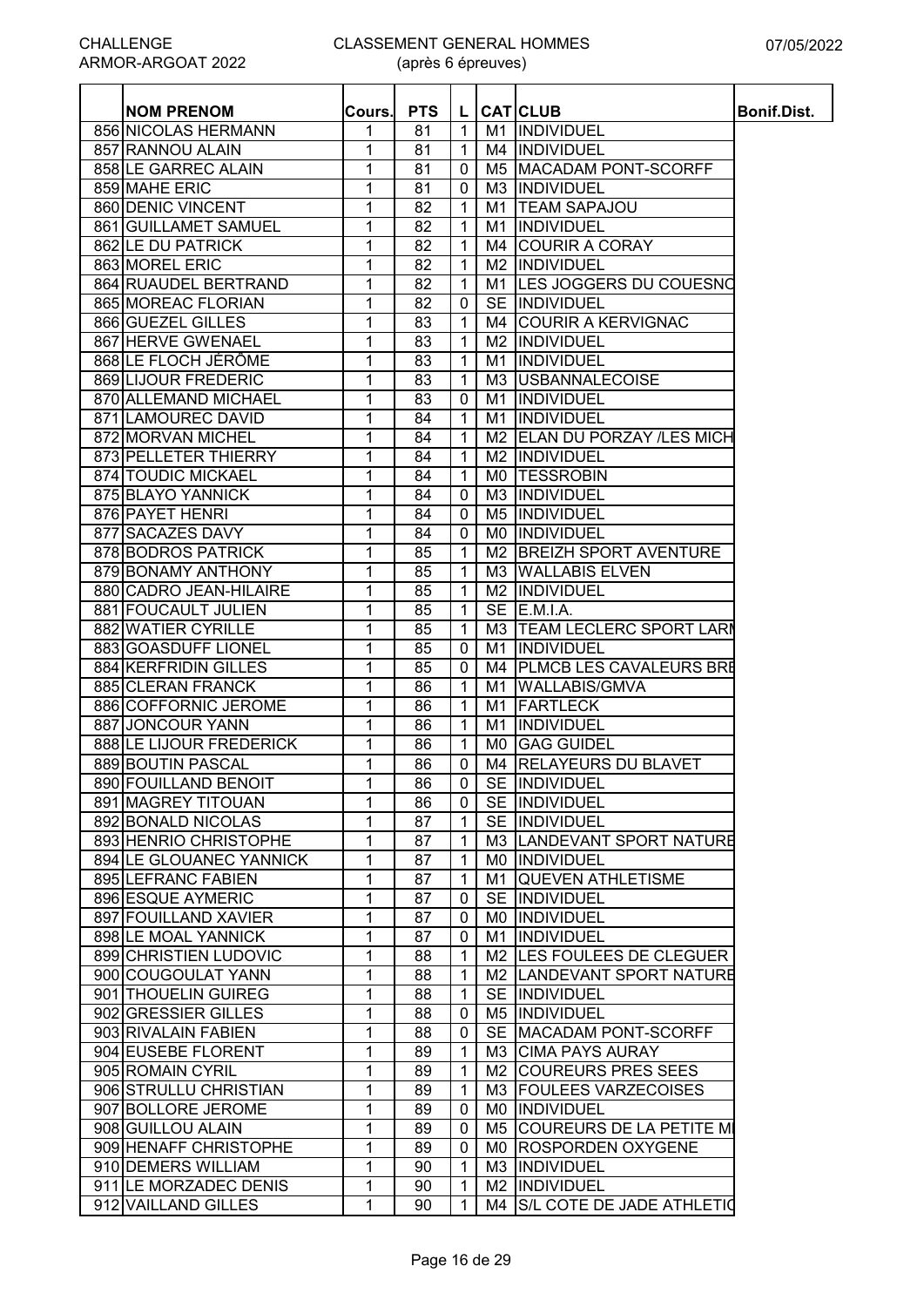CHALLENGE ARMOR-ARGOAT 2022

# CLASSEMENT GENERAL HOMMES
(après 6 épreuves)

07/05/2022

| | NOM PRENOM | Cours. | PTS | L | CAT | CLUB | Bonif.Dist. |
|---|---|---|---|---|---|---|---|
| 856 | NICOLAS HERMANN | 1 | 81 | 1 | M1 | INDIVIDUEL | |
| 857 | RANNOU ALAIN | 1 | 81 | 1 | M4 | INDIVIDUEL | |
| 858 | LE GARREC ALAIN | 1 | 81 | 0 | M5 | MACADAM PONT-SCORFF | |
| 859 | MAHE ERIC | 1 | 81 | 0 | M3 | INDIVIDUEL | |
| 860 | DENIC VINCENT | 1 | 82 | 1 | M1 | TEAM SAPAJOU | |
| 861 | GUILLAMET SAMUEL | 1 | 82 | 1 | M1 | INDIVIDUEL | |
| 862 | LE DU PATRICK | 1 | 82 | 1 | M4 | COURIR A CORAY | |
| 863 | MOREL ERIC | 1 | 82 | 1 | M2 | INDIVIDUEL | |
| 864 | RUAUDEL BERTRAND | 1 | 82 | 1 | M1 | LES JOGGERS DU COUESNO | |
| 865 | MOREAC FLORIAN | 1 | 82 | 0 | SE | INDIVIDUEL | |
| 866 | GUEZEL GILLES | 1 | 83 | 1 | M4 | COURIR A KERVIGNAC | |
| 867 | HERVE GWENAEL | 1 | 83 | 1 | M2 | INDIVIDUEL | |
| 868 | LE FLOCH JÉRÔME | 1 | 83 | 1 | M1 | INDIVIDUEL | |
| 869 | LIJOUR FREDERIC | 1 | 83 | 1 | M3 | USBANNALECOISE | |
| 870 | ALLEMAND MICHAEL | 1 | 83 | 0 | M1 | INDIVIDUEL | |
| 871 | LAMOUREC DAVID | 1 | 84 | 1 | M1 | INDIVIDUEL | |
| 872 | MORVAN MICHEL | 1 | 84 | 1 | M2 | ELAN DU PORZAY /LES MICH | |
| 873 | PELLETER THIERRY | 1 | 84 | 1 | M2 | INDIVIDUEL | |
| 874 | TOUDIC MICKAEL | 1 | 84 | 1 | M0 | TESSROBIN | |
| 875 | BLAYO YANNICK | 1 | 84 | 0 | M3 | INDIVIDUEL | |
| 876 | PAYET HENRI | 1 | 84 | 0 | M5 | INDIVIDUEL | |
| 877 | SACAZES DAVY | 1 | 84 | 0 | M0 | INDIVIDUEL | |
| 878 | BODROS PATRICK | 1 | 85 | 1 | M2 | BREIZH SPORT AVENTURE | |
| 879 | BONAMY ANTHONY | 1 | 85 | 1 | M3 | WALLABIS ELVEN | |
| 880 | CADRO JEAN-HILAIRE | 1 | 85 | 1 | M2 | INDIVIDUEL | |
| 881 | FOUCAULT JULIEN | 1 | 85 | 1 | SE | E.M.I.A. | |
| 882 | WATIER CYRILLE | 1 | 85 | 1 | M3 | TEAM LECLERC SPORT LARM | |
| 883 | GOASDUFF LIONEL | 1 | 85 | 0 | M1 | INDIVIDUEL | |
| 884 | KERFRIDIN GILLES | 1 | 85 | 0 | M4 | PLMCB LES CAVALEURS BRE | |
| 885 | CLERAN FRANCK | 1 | 86 | 1 | M1 | WALLABIS/GMVA | |
| 886 | COFFORNIC JEROME | 1 | 86 | 1 | M1 | FARTLECK | |
| 887 | JONCOUR YANN | 1 | 86 | 1 | M1 | INDIVIDUEL | |
| 888 | LE LIJOUR FREDERICK | 1 | 86 | 1 | M0 | GAG GUIDEL | |
| 889 | BOUTIN PASCAL | 1 | 86 | 0 | M4 | RELAYEURS DU BLAVET | |
| 890 | FOUILLAND BENOIT | 1 | 86 | 0 | SE | INDIVIDUEL | |
| 891 | MAGREY TITOUAN | 1 | 86 | 0 | SE | INDIVIDUEL | |
| 892 | BONALD NICOLAS | 1 | 87 | 1 | SE | INDIVIDUEL | |
| 893 | HENRIO CHRISTOPHE | 1 | 87 | 1 | M3 | LANDEVANT SPORT NATURE | |
| 894 | LE GLOUANEC YANNICK | 1 | 87 | 1 | M0 | INDIVIDUEL | |
| 895 | LEFRANC FABIEN | 1 | 87 | 1 | M1 | QUEVEN ATHLETISME | |
| 896 | ESQUE AYMERIC | 1 | 87 | 0 | SE | INDIVIDUEL | |
| 897 | FOUILLAND XAVIER | 1 | 87 | 0 | M0 | INDIVIDUEL | |
| 898 | LE MOAL YANNICK | 1 | 87 | 0 | M1 | INDIVIDUEL | |
| 899 | CHRISTIEN LUDOVIC | 1 | 88 | 1 | M2 | LES FOULEES DE CLEGUER | |
| 900 | COUGOULAT YANN | 1 | 88 | 1 | M2 | LANDEVANT SPORT NATURE | |
| 901 | THOUELIN GUIREG | 1 | 88 | 1 | SE | INDIVIDUEL | |
| 902 | GRESSIER GILLES | 1 | 88 | 0 | M5 | INDIVIDUEL | |
| 903 | RIVALAIN FABIEN | 1 | 88 | 0 | SE | MACADAM PONT-SCORFF | |
| 904 | EUSEBE FLORENT | 1 | 89 | 1 | M3 | CIMA PAYS AURAY | |
| 905 | ROMAIN CYRIL | 1 | 89 | 1 | M2 | COUREURS PRES SEES | |
| 906 | STRULLU CHRISTIAN | 1 | 89 | 1 | M3 | FOULEES VARZECOISES | |
| 907 | BOLLORE JEROME | 1 | 89 | 0 | M0 | INDIVIDUEL | |
| 908 | GUILLOU ALAIN | 1 | 89 | 0 | M5 | COUREURS DE LA PETITE MI | |
| 909 | HENAFF CHRISTOPHE | 1 | 89 | 0 | M0 | ROSPORDEN OXYGENE | |
| 910 | DEMERS WILLIAM | 1 | 90 | 1 | M3 | INDIVIDUEL | |
| 911 | LE MORZADEC DENIS | 1 | 90 | 1 | M2 | INDIVIDUEL | |
| 912 | VAILLAND GILLES | 1 | 90 | 1 | M4 | S/L COTE DE JADE ATHLETIC | |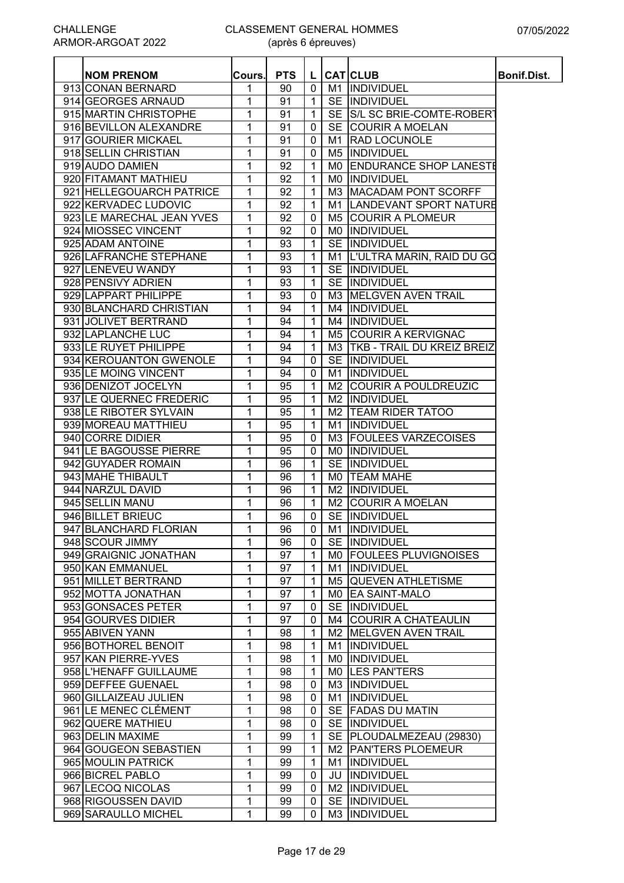CHALLENGE ARMOR-ARGOAT 2022

CLASSEMENT GENERAL HOMMES (après 6 épreuves)

07/05/2022

| | NOM PRENOM | Cours. | PTS | L | CAT | CLUB | Bonif.Dist. |
|---|---|---|---|---|---|---|---|
| 913 | CONAN BERNARD | 1 | 90 | 0 | M1 | INDIVIDUEL | |
| 914 | GEORGES ARNAUD | 1 | 91 | 1 | SE | INDIVIDUEL | |
| 915 | MARTIN CHRISTOPHE | 1 | 91 | 1 | SE | S/L SC BRIE-COMTE-ROBERT | |
| 916 | BEVILLON ALEXANDRE | 1 | 91 | 0 | SE | COURIR A MOELAN | |
| 917 | GOURIER MICKAEL | 1 | 91 | 0 | M1 | RAD LOCUNOLE | |
| 918 | SELLIN CHRISTIAN | 1 | 91 | 0 | M5 | INDIVIDUEL | |
| 919 | AUDO DAMIEN | 1 | 92 | 1 | M0 | ENDURANCE SHOP LANESTE | |
| 920 | FITAMANT MATHIEU | 1 | 92 | 1 | M0 | INDIVIDUEL | |
| 921 | HELLEGOUARCH PATRICE | 1 | 92 | 1 | M3 | MACADAM PONT SCORFF | |
| 922 | KERVADEC LUDOVIC | 1 | 92 | 1 | M1 | LANDEVANT SPORT NATURE | |
| 923 | LE MARECHAL JEAN YVES | 1 | 92 | 0 | M5 | COURIR A PLOMEUR | |
| 924 | MIOSSEC VINCENT | 1 | 92 | 0 | M0 | INDIVIDUEL | |
| 925 | ADAM ANTOINE | 1 | 93 | 1 | SE | INDIVIDUEL | |
| 926 | LAFRANCHE STEPHANE | 1 | 93 | 1 | M1 | L'ULTRA MARIN, RAID DU GO | |
| 927 | LENEVEU WANDY | 1 | 93 | 1 | SE | INDIVIDUEL | |
| 928 | PENSIVY ADRIEN | 1 | 93 | 1 | SE | INDIVIDUEL | |
| 929 | LAPPART PHILIPPE | 1 | 93 | 0 | M3 | MELGVEN AVEN TRAIL | |
| 930 | BLANCHARD CHRISTIAN | 1 | 94 | 1 | M4 | INDIVIDUEL | |
| 931 | JOLIVET BERTRAND | 1 | 94 | 1 | M4 | INDIVIDUEL | |
| 932 | LAPLANCHE LUC | 1 | 94 | 1 | M5 | COURIR A KERVIGNAC | |
| 933 | LE RUYET PHILIPPE | 1 | 94 | 1 | M3 | TKB - TRAIL DU KREIZ BREIZ | |
| 934 | KEROUANTON GWENOLE | 1 | 94 | 0 | SE | INDIVIDUEL | |
| 935 | LE MOING VINCENT | 1 | 94 | 0 | M1 | INDIVIDUEL | |
| 936 | DENIZOT JOCELYN | 1 | 95 | 1 | M2 | COURIR A POULDREUZIC | |
| 937 | LE QUERNEC FREDERIC | 1 | 95 | 1 | M2 | INDIVIDUEL | |
| 938 | LE RIBOTER SYLVAIN | 1 | 95 | 1 | M2 | TEAM RIDER TATOO | |
| 939 | MOREAU MATTHIEU | 1 | 95 | 1 | M1 | INDIVIDUEL | |
| 940 | CORRE DIDIER | 1 | 95 | 0 | M3 | FOULEES VARZECOISES | |
| 941 | LE BAGOUSSE PIERRE | 1 | 95 | 0 | M0 | INDIVIDUEL | |
| 942 | GUYADER ROMAIN | 1 | 96 | 1 | SE | INDIVIDUEL | |
| 943 | MAHE THIBAULT | 1 | 96 | 1 | M0 | TEAM MAHE | |
| 944 | NARZUL DAVID | 1 | 96 | 1 | M2 | INDIVIDUEL | |
| 945 | SELLIN MANU | 1 | 96 | 1 | M2 | COURIR A MOELAN | |
| 946 | BILLET BRIEUC | 1 | 96 | 0 | SE | INDIVIDUEL | |
| 947 | BLANCHARD FLORIAN | 1 | 96 | 0 | M1 | INDIVIDUEL | |
| 948 | SCOUR JIMMY | 1 | 96 | 0 | SE | INDIVIDUEL | |
| 949 | GRAIGNIC JONATHAN | 1 | 97 | 1 | M0 | FOULEES PLUVIGNOISES | |
| 950 | KAN EMMANUEL | 1 | 97 | 1 | M1 | INDIVIDUEL | |
| 951 | MILLET BERTRAND | 1 | 97 | 1 | M5 | QUEVEN ATHLETISME | |
| 952 | MOTTA JONATHAN | 1 | 97 | 1 | M0 | EA SAINT-MALO | |
| 953 | GONSACES PETER | 1 | 97 | 0 | SE | INDIVIDUEL | |
| 954 | GOURVES DIDIER | 1 | 97 | 0 | M4 | COURIR A CHATEAULIN | |
| 955 | ABIVEN YANN | 1 | 98 | 1 | M2 | MELGVEN AVEN TRAIL | |
| 956 | BOTHOREL BENOIT | 1 | 98 | 1 | M1 | INDIVIDUEL | |
| 957 | KAN PIERRE-YVES | 1 | 98 | 1 | M0 | INDIVIDUEL | |
| 958 | L'HENAFF GUILLAUME | 1 | 98 | 1 | M0 | LES PAN'TERS | |
| 959 | DEFFEE GUENAEL | 1 | 98 | 0 | M3 | INDIVIDUEL | |
| 960 | GILLAIZEAU JULIEN | 1 | 98 | 0 | M1 | INDIVIDUEL | |
| 961 | LE MENEC CLÉMENT | 1 | 98 | 0 | SE | FADAS DU MATIN | |
| 962 | QUERE MATHIEU | 1 | 98 | 0 | SE | INDIVIDUEL | |
| 963 | DELIN MAXIME | 1 | 99 | 1 | SE | PLOUDALMEZEAU (29830) | |
| 964 | GOUGEON SEBASTIEN | 1 | 99 | 1 | M2 | PAN'TERS PLOEMEUR | |
| 965 | MOULIN PATRICK | 1 | 99 | 1 | M1 | INDIVIDUEL | |
| 966 | BICREL PABLO | 1 | 99 | 0 | JU | INDIVIDUEL | |
| 967 | LECOQ NICOLAS | 1 | 99 | 0 | M2 | INDIVIDUEL | |
| 968 | RIGOUSSEN DAVID | 1 | 99 | 0 | SE | INDIVIDUEL | |
| 969 | SARAULLO MICHEL | 1 | 99 | 0 | M3 | INDIVIDUEL | |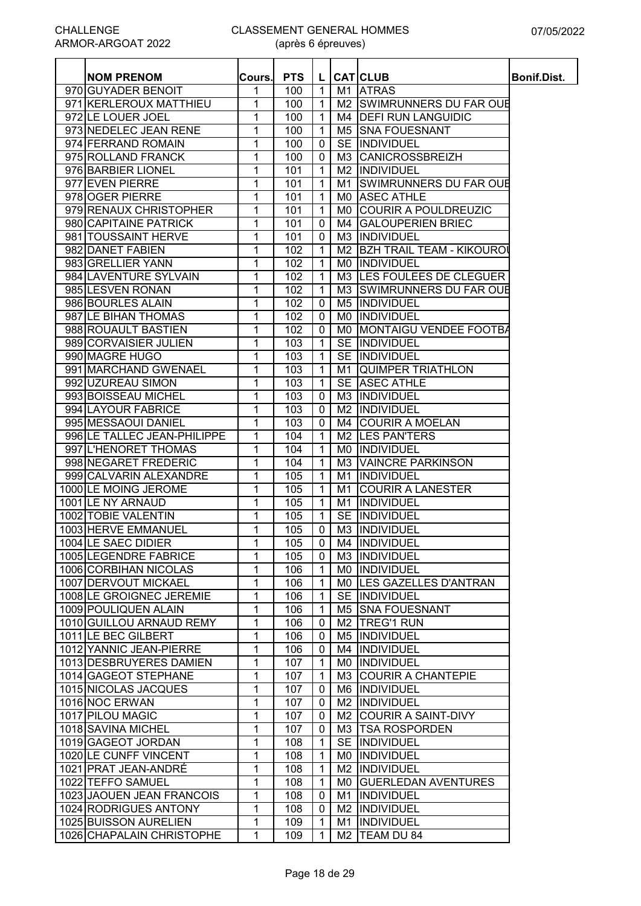CHALLENGE ARMOR-ARGOAT 2022

CLASSEMENT GENERAL HOMMES (après 6 épreuves)

07/05/2022

| | NOM PRENOM | Cours. | PTS | L | CAT | CLUB | Bonif.Dist. |
|---|---|---|---|---|---|---|---|
| 970 | GUYADER BENOIT | 1 | 100 | 1 | M1 | ATRAS | |
| 971 | KERLEROUX MATTHIEU | 1 | 100 | 1 | M2 | SWIMRUNNERS DU FAR OUE | |
| 972 | LE LOUER JOEL | 1 | 100 | 1 | M4 | DEFI RUN LANGUIDIC | |
| 973 | NEDELEC JEAN RENE | 1 | 100 | 1 | M5 | SNA FOUESNANT | |
| 974 | FERRAND ROMAIN | 1 | 100 | 0 | SE | INDIVIDUEL | |
| 975 | ROLLAND FRANCK | 1 | 100 | 0 | M3 | CANICROSSBREIZH | |
| 976 | BARBIER LIONEL | 1 | 101 | 1 | M2 | INDIVIDUEL | |
| 977 | EVEN PIERRE | 1 | 101 | 1 | M1 | SWIMRUNNERS DU FAR OUE | |
| 978 | OGER PIERRE | 1 | 101 | 1 | M0 | ASEC ATHLE | |
| 979 | RENAUX CHRISTOPHER | 1 | 101 | 1 | M0 | COURIR A POULDREUZIC | |
| 980 | CAPITAINE PATRICK | 1 | 101 | 0 | M4 | GALOUPERIEN BRIEC | |
| 981 | TOUSSAINT HERVE | 1 | 101 | 0 | M3 | INDIVIDUEL | |
| 982 | DANET FABIEN | 1 | 102 | 1 | M2 | BZH TRAIL TEAM - KIKOUROU | |
| 983 | GRELLIER YANN | 1 | 102 | 1 | M0 | INDIVIDUEL | |
| 984 | LAVENTURE SYLVAIN | 1 | 102 | 1 | M3 | LES FOULEES DE CLEGUER | |
| 985 | LESVEN RONAN | 1 | 102 | 1 | M3 | SWIMRUNNERS DU FAR OUE | |
| 986 | BOURLES ALAIN | 1 | 102 | 0 | M5 | INDIVIDUEL | |
| 987 | LE BIHAN THOMAS | 1 | 102 | 0 | M0 | INDIVIDUEL | |
| 988 | ROUAULT BASTIEN | 1 | 102 | 0 | M0 | MONTAIGU VENDEE FOOTBA | |
| 989 | CORVAISIER JULIEN | 1 | 103 | 1 | SE | INDIVIDUEL | |
| 990 | MAGRE HUGO | 1 | 103 | 1 | SE | INDIVIDUEL | |
| 991 | MARCHAND GWENAEL | 1 | 103 | 1 | M1 | QUIMPER TRIATHLON | |
| 992 | UZUREAU SIMON | 1 | 103 | 1 | SE | ASEC ATHLE | |
| 993 | BOISSEAU MICHEL | 1 | 103 | 0 | M3 | INDIVIDUEL | |
| 994 | LAYOUR FABRICE | 1 | 103 | 0 | M2 | INDIVIDUEL | |
| 995 | MESSAOUI DANIEL | 1 | 103 | 0 | M4 | COURIR A MOELAN | |
| 996 | LE TALLEC JEAN-PHILIPPE | 1 | 104 | 1 | M2 | LES PAN'TERS | |
| 997 | L'HENORET THOMAS | 1 | 104 | 1 | M0 | INDIVIDUEL | |
| 998 | NEGARET FREDERIC | 1 | 104 | 1 | M3 | VAINCRE PARKINSON | |
| 999 | CALVARIN ALEXANDRE | 1 | 105 | 1 | M1 | INDIVIDUEL | |
| 1000 | LE MOING JEROME | 1 | 105 | 1 | M1 | COURIR A LANESTER | |
| 1001 | LE NY ARNAUD | 1 | 105 | 1 | M1 | INDIVIDUEL | |
| 1002 | TOBIE VALENTIN | 1 | 105 | 1 | SE | INDIVIDUEL | |
| 1003 | HERVE EMMANUEL | 1 | 105 | 0 | M3 | INDIVIDUEL | |
| 1004 | LE SAEC DIDIER | 1 | 105 | 0 | M4 | INDIVIDUEL | |
| 1005 | LEGENDRE FABRICE | 1 | 105 | 0 | M3 | INDIVIDUEL | |
| 1006 | CORBIHAN NICOLAS | 1 | 106 | 1 | M0 | INDIVIDUEL | |
| 1007 | DERVOUT MICKAEL | 1 | 106 | 1 | M0 | LES GAZELLES D'ANTRAN | |
| 1008 | LE GROIGNEC JEREMIE | 1 | 106 | 1 | SE | INDIVIDUEL | |
| 1009 | POULIQUEN ALAIN | 1 | 106 | 1 | M5 | SNA FOUESNANT | |
| 1010 | GUILLOU ARNAUD REMY | 1 | 106 | 0 | M2 | TREG'1 RUN | |
| 1011 | LE BEC GILBERT | 1 | 106 | 0 | M5 | INDIVIDUEL | |
| 1012 | YANNIC JEAN-PIERRE | 1 | 106 | 0 | M4 | INDIVIDUEL | |
| 1013 | DESBRUYERES DAMIEN | 1 | 107 | 1 | M0 | INDIVIDUEL | |
| 1014 | GAGEOT STEPHANE | 1 | 107 | 1 | M3 | COURIR A CHANTEPIE | |
| 1015 | NICOLAS JACQUES | 1 | 107 | 0 | M6 | INDIVIDUEL | |
| 1016 | NOC ERWAN | 1 | 107 | 0 | M2 | INDIVIDUEL | |
| 1017 | PILOU MAGIC | 1 | 107 | 0 | M2 | COURIR A SAINT-DIVY | |
| 1018 | SAVINA MICHEL | 1 | 107 | 0 | M3 | TSA ROSPORDEN | |
| 1019 | GAGEOT JORDAN | 1 | 108 | 1 | SE | INDIVIDUEL | |
| 1020 | LE CUNFF VINCENT | 1 | 108 | 1 | M0 | INDIVIDUEL | |
| 1021 | PRAT JEAN-ANDRÉ | 1 | 108 | 1 | M2 | INDIVIDUEL | |
| 1022 | TEFFO SAMUEL | 1 | 108 | 1 | M0 | GUERLEDAN AVENTURES | |
| 1023 | JAOUEN JEAN FRANCOIS | 1 | 108 | 0 | M1 | INDIVIDUEL | |
| 1024 | RODRIGUES ANTONY | 1 | 108 | 0 | M2 | INDIVIDUEL | |
| 1025 | BUISSON AURELIEN | 1 | 109 | 1 | M1 | INDIVIDUEL | |
| 1026 | CHAPALAIN CHRISTOPHE | 1 | 109 | 1 | M2 | TEAM DU 84 | |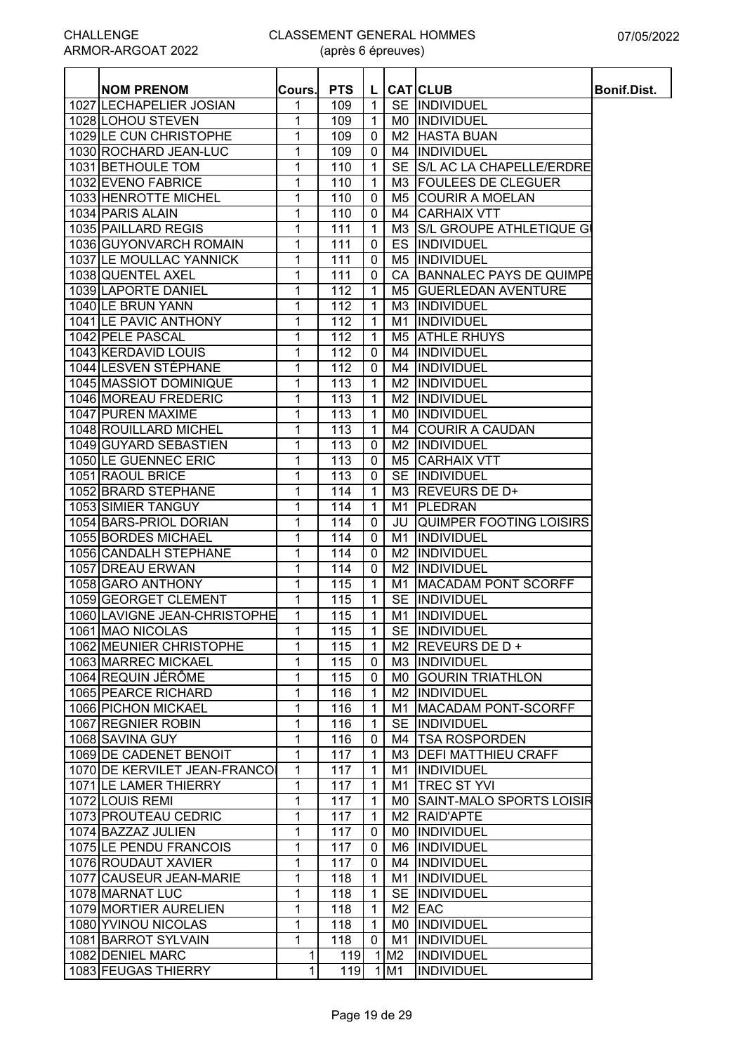CHALLENGE ARMOR-ARGOAT 2022

# CLASSEMENT GENERAL HOMMES (après 6 épreuves)

07/05/2022

| | NOM PRENOM | Cours. | PTS | L | CAT | CLUB | Bonif.Dist. |
|---|---|---|---|---|---|---|---|
| 1027 | LECHAPELIER JOSIAN | 1 | 109 | 1 | SE | INDIVIDUEL | |
| 1028 | LOHOU STEVEN | 1 | 109 | 1 | M0 | INDIVIDUEL | |
| 1029 | LE CUN CHRISTOPHE | 1 | 109 | 0 | M2 | HASTA BUAN | |
| 1030 | ROCHARD JEAN-LUC | 1 | 109 | 0 | M4 | INDIVIDUEL | |
| 1031 | BETHOULE TOM | 1 | 110 | 1 | SE | S/L AC LA CHAPELLE/ERDRE | |
| 1032 | EVENO FABRICE | 1 | 110 | 1 | M3 | FOULEES DE CLEGUER | |
| 1033 | HENROTTE MICHEL | 1 | 110 | 0 | M5 | COURIR A MOELAN | |
| 1034 | PARIS ALAIN | 1 | 110 | 0 | M4 | CARHAIX VTT | |
| 1035 | PAILLARD REGIS | 1 | 111 | 1 | M3 | S/L GROUPE ATHLETIQUE G | |
| 1036 | GUYONVARCH ROMAIN | 1 | 111 | 0 | ES | INDIVIDUEL | |
| 1037 | LE MOULLAC YANNICK | 1 | 111 | 0 | M5 | INDIVIDUEL | |
| 1038 | QUENTEL AXEL | 1 | 111 | 0 | CA | BANNALEC PAYS DE QUIMPE | |
| 1039 | LAPORTE DANIEL | 1 | 112 | 1 | M5 | GUERLEDAN AVENTURE | |
| 1040 | LE BRUN YANN | 1 | 112 | 1 | M3 | INDIVIDUEL | |
| 1041 | LE PAVIC ANTHONY | 1 | 112 | 1 | M1 | INDIVIDUEL | |
| 1042 | PELE PASCAL | 1 | 112 | 1 | M5 | ATHLE RHUYS | |
| 1043 | KERDAVID LOUIS | 1 | 112 | 0 | M4 | INDIVIDUEL | |
| 1044 | LESVEN STÉPHANE | 1 | 112 | 0 | M4 | INDIVIDUEL | |
| 1045 | MASSIOT DOMINIQUE | 1 | 113 | 1 | M2 | INDIVIDUEL | |
| 1046 | MOREAU FREDERIC | 1 | 113 | 1 | M2 | INDIVIDUEL | |
| 1047 | PUREN MAXIME | 1 | 113 | 1 | M0 | INDIVIDUEL | |
| 1048 | ROUILLARD MICHEL | 1 | 113 | 1 | M4 | COURIR A CAUDAN | |
| 1049 | GUYARD SEBASTIEN | 1 | 113 | 0 | M2 | INDIVIDUEL | |
| 1050 | LE GUENNEC ERIC | 1 | 113 | 0 | M5 | CARHAIX VTT | |
| 1051 | RAOUL BRICE | 1 | 113 | 0 | SE | INDIVIDUEL | |
| 1052 | BRARD STEPHANE | 1 | 114 | 1 | M3 | REVEURS DE D+ | |
| 1053 | SIMIER TANGUY | 1 | 114 | 1 | M1 | PLEDRAN | |
| 1054 | BARS-PRIOL DORIAN | 1 | 114 | 0 | JU | QUIMPER FOOTING LOISIRS | |
| 1055 | BORDES MICHAEL | 1 | 114 | 0 | M1 | INDIVIDUEL | |
| 1056 | CANDALH STEPHANE | 1 | 114 | 0 | M2 | INDIVIDUEL | |
| 1057 | DREAU ERWAN | 1 | 114 | 0 | M2 | INDIVIDUEL | |
| 1058 | GARO ANTHONY | 1 | 115 | 1 | M1 | MACADAM PONT SCORFF | |
| 1059 | GEORGET CLEMENT | 1 | 115 | 1 | SE | INDIVIDUEL | |
| 1060 | LAVIGNE JEAN-CHRISTOPHE | 1 | 115 | 1 | M1 | INDIVIDUEL | |
| 1061 | MAO NICOLAS | 1 | 115 | 1 | SE | INDIVIDUEL | |
| 1062 | MEUNIER CHRISTOPHE | 1 | 115 | 1 | M2 | REVEURS DE D + | |
| 1063 | MARREC MICKAEL | 1 | 115 | 0 | M3 | INDIVIDUEL | |
| 1064 | REQUIN JÉRÔME | 1 | 115 | 0 | M0 | GOURIN TRIATHLON | |
| 1065 | PEARCE RICHARD | 1 | 116 | 1 | M2 | INDIVIDUEL | |
| 1066 | PICHON MICKAEL | 1 | 116 | 1 | M1 | MACADAM PONT-SCORFF | |
| 1067 | REGNIER ROBIN | 1 | 116 | 1 | SE | INDIVIDUEL | |
| 1068 | SAVINA GUY | 1 | 116 | 0 | M4 | TSA ROSPORDEN | |
| 1069 | DE CADENET BENOIT | 1 | 117 | 1 | M3 | DEFI MATTHIEU CRAFF | |
| 1070 | DE KERVILET JEAN-FRANCO | 1 | 117 | 1 | M1 | INDIVIDUEL | |
| 1071 | LE LAMER THIERRY | 1 | 117 | 1 | M1 | TREC ST YVI | |
| 1072 | LOUIS REMI | 1 | 117 | 1 | M0 | SAINT-MALO SPORTS LOISIR | |
| 1073 | PROUTEAU CEDRIC | 1 | 117 | 1 | M2 | RAID'APTE | |
| 1074 | BAZZAZ JULIEN | 1 | 117 | 0 | M0 | INDIVIDUEL | |
| 1075 | LE PENDU FRANCOIS | 1 | 117 | 0 | M6 | INDIVIDUEL | |
| 1076 | ROUDAUT XAVIER | 1 | 117 | 0 | M4 | INDIVIDUEL | |
| 1077 | CAUSEUR JEAN-MARIE | 1 | 118 | 1 | M1 | INDIVIDUEL | |
| 1078 | MARNAT LUC | 1 | 118 | 1 | SE | INDIVIDUEL | |
| 1079 | MORTIER AURELIEN | 1 | 118 | 1 | M2 | EAC | |
| 1080 | YVINOU NICOLAS | 1 | 118 | 1 | M0 | INDIVIDUEL | |
| 1081 | BARROT SYLVAIN | 1 | 118 | 0 | M1 | INDIVIDUEL | |
| 1082 | DENIEL MARC | 1 | 119 | 1 | M2 | INDIVIDUEL | |
| 1083 | FEUGAS THIERRY | 1 | 119 | 1 | M1 | INDIVIDUEL | |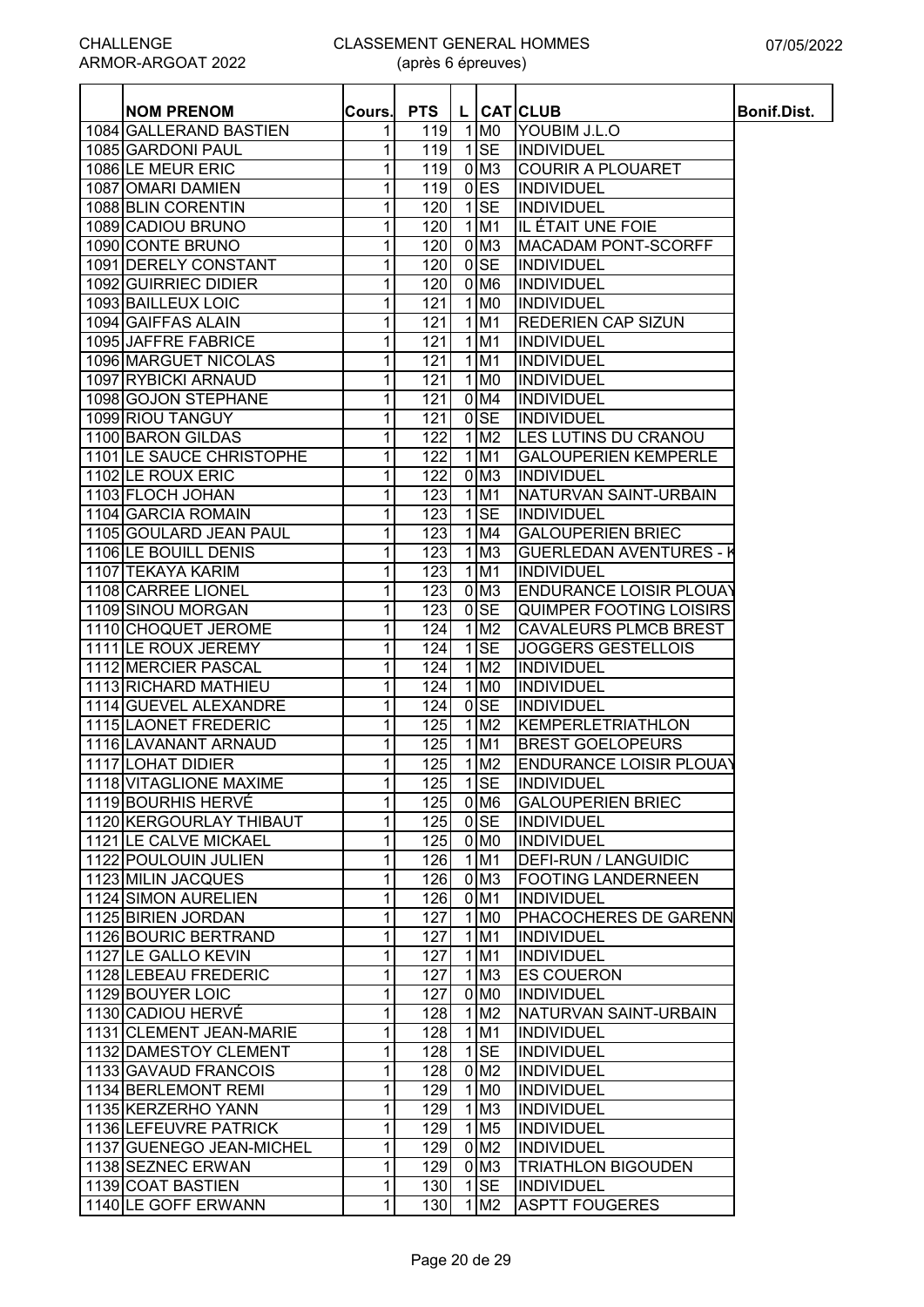| | NOM PRENOM | Cours. | PTS | L | CAT | CLUB | Bonif.Dist. |
|---|---|---|---|---|---|---|---|
| 1084 | GALLERAND BASTIEN | 1 | 119 | 1 | M0 | YOUBIM J.L.O | |
| 1085 | GARDONI PAUL | 1 | 119 | 1 | SE | INDIVIDUEL | |
| 1086 | LE MEUR ERIC | 1 | 119 | 0 | M3 | COURIR A PLOUARET | |
| 1087 | OMARI DAMIEN | 1 | 119 | 0 | ES | INDIVIDUEL | |
| 1088 | BLIN CORENTIN | 1 | 120 | 1 | SE | INDIVIDUEL | |
| 1089 | CADIOU BRUNO | 1 | 120 | 1 | M1 | IL ÉTAIT UNE FOIE | |
| 1090 | CONTE BRUNO | 1 | 120 | 0 | M3 | MACADAM PONT-SCORFF | |
| 1091 | DERELY CONSTANT | 1 | 120 | 0 | SE | INDIVIDUEL | |
| 1092 | GUIRRIEC DIDIER | 1 | 120 | 0 | M6 | INDIVIDUEL | |
| 1093 | BAILLEUX LOIC | 1 | 121 | 1 | M0 | INDIVIDUEL | |
| 1094 | GAIFFAS ALAIN | 1 | 121 | 1 | M1 | REDERIEN CAP SIZUN | |
| 1095 | JAFFRE FABRICE | 1 | 121 | 1 | M1 | INDIVIDUEL | |
| 1096 | MARGUET NICOLAS | 1 | 121 | 1 | M1 | INDIVIDUEL | |
| 1097 | RYBICKI ARNAUD | 1 | 121 | 1 | M0 | INDIVIDUEL | |
| 1098 | GOJON STEPHANE | 1 | 121 | 0 | M4 | INDIVIDUEL | |
| 1099 | RIOU TANGUY | 1 | 121 | 0 | SE | INDIVIDUEL | |
| 1100 | BARON GILDAS | 1 | 122 | 1 | M2 | LES LUTINS DU CRANOU | |
| 1101 | LE SAUCE CHRISTOPHE | 1 | 122 | 1 | M1 | GALOUPERIEN KEMPERLE | |
| 1102 | LE ROUX ERIC | 1 | 122 | 0 | M3 | INDIVIDUEL | |
| 1103 | FLOCH JOHAN | 1 | 123 | 1 | M1 | NATURVAN SAINT-URBAIN | |
| 1104 | GARCIA ROMAIN | 1 | 123 | 1 | SE | INDIVIDUEL | |
| 1105 | GOULARD JEAN PAUL | 1 | 123 | 1 | M4 | GALOUPERIEN BRIEC | |
| 1106 | LE BOUILL DENIS | 1 | 123 | 1 | M3 | GUERLEDAN AVENTURES - K | |
| 1107 | TEKAYA KARIM | 1 | 123 | 1 | M1 | INDIVIDUEL | |
| 1108 | CARREE LIONEL | 1 | 123 | 0 | M3 | ENDURANCE LOISIR PLOUAY | |
| 1109 | SINOU MORGAN | 1 | 123 | 0 | SE | QUIMPER FOOTING LOISIRS | |
| 1110 | CHOQUET JEROME | 1 | 124 | 1 | M2 | CAVALEURS PLMCB BREST | |
| 1111 | LE ROUX JEREMY | 1 | 124 | 1 | SE | JOGGERS GESTELLOIS | |
| 1112 | MERCIER PASCAL | 1 | 124 | 1 | M2 | INDIVIDUEL | |
| 1113 | RICHARD MATHIEU | 1 | 124 | 1 | M0 | INDIVIDUEL | |
| 1114 | GUEVEL ALEXANDRE | 1 | 124 | 0 | SE | INDIVIDUEL | |
| 1115 | LAONET FREDERIC | 1 | 125 | 1 | M2 | KEMPERLETRIATHLON | |
| 1116 | LAVANANT ARNAUD | 1 | 125 | 1 | M1 | BREST GOELOPEURS | |
| 1117 | LOHAT DIDIER | 1 | 125 | 1 | M2 | ENDURANCE LOISIR PLOUAY | |
| 1118 | VITAGLIONE MAXIME | 1 | 125 | 1 | SE | INDIVIDUEL | |
| 1119 | BOURHIS HERVÉ | 1 | 125 | 0 | M6 | GALOUPERIEN BRIEC | |
| 1120 | KERGOURLAY THIBAUT | 1 | 125 | 0 | SE | INDIVIDUEL | |
| 1121 | LE CALVE MICKAEL | 1 | 125 | 0 | M0 | INDIVIDUEL | |
| 1122 | POULOUIN JULIEN | 1 | 126 | 1 | M1 | DEFI-RUN / LANGUIDIC | |
| 1123 | MILIN JACQUES | 1 | 126 | 0 | M3 | FOOTING LANDERNEEN | |
| 1124 | SIMON AURELIEN | 1 | 126 | 0 | M1 | INDIVIDUEL | |
| 1125 | BIRIEN JORDAN | 1 | 127 | 1 | M0 | PHACOCHERES DE GARENN | |
| 1126 | BOURIC BERTRAND | 1 | 127 | 1 | M1 | INDIVIDUEL | |
| 1127 | LE GALLO KEVIN | 1 | 127 | 1 | M1 | INDIVIDUEL | |
| 1128 | LEBEAU FREDERIC | 1 | 127 | 1 | M3 | ES COUERON | |
| 1129 | BOUYER LOIC | 1 | 127 | 0 | M0 | INDIVIDUEL | |
| 1130 | CADIOU HERVÉ | 1 | 128 | 1 | M2 | NATURVAN SAINT-URBAIN | |
| 1131 | CLEMENT JEAN-MARIE | 1 | 128 | 1 | M1 | INDIVIDUEL | |
| 1132 | DAMESTOY CLEMENT | 1 | 128 | 1 | SE | INDIVIDUEL | |
| 1133 | GAVAUD FRANCOIS | 1 | 128 | 0 | M2 | INDIVIDUEL | |
| 1134 | BERLEMONT REMI | 1 | 129 | 1 | M0 | INDIVIDUEL | |
| 1135 | KERZERHO YANN | 1 | 129 | 1 | M3 | INDIVIDUEL | |
| 1136 | LEFEUVRE PATRICK | 1 | 129 | 1 | M5 | INDIVIDUEL | |
| 1137 | GUENEGO JEAN-MICHEL | 1 | 129 | 0 | M2 | INDIVIDUEL | |
| 1138 | SEZNEC ERWAN | 1 | 129 | 0 | M3 | TRIATHLON BIGOUDEN | |
| 1139 | COAT BASTIEN | 1 | 130 | 1 | SE | INDIVIDUEL | |
| 1140 | LE GOFF ERWANN | 1 | 130 | 1 | M2 | ASPTT FOUGERES | |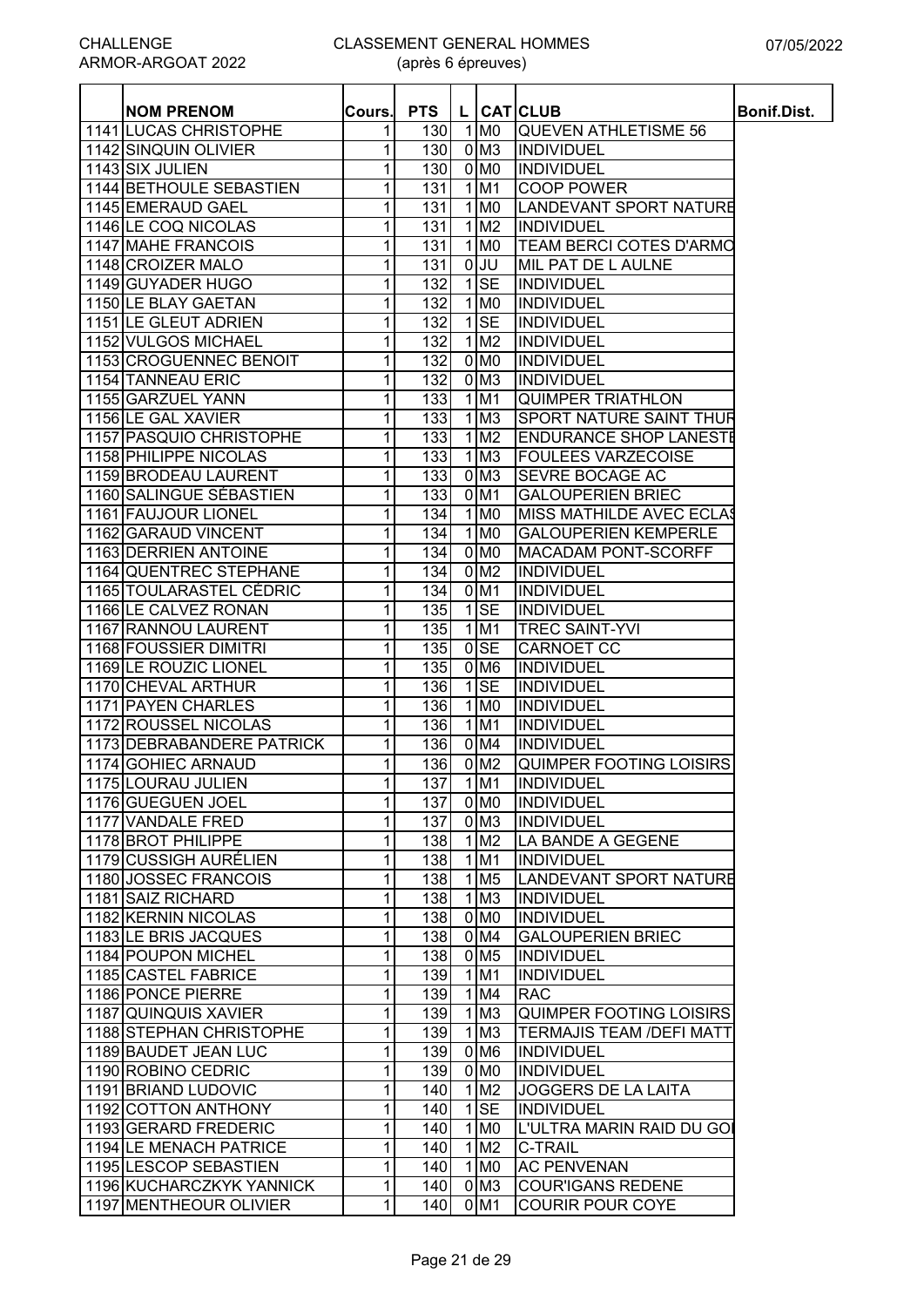CHALLENGE ARMOR-ARGOAT 2022

CLASSEMENT GENERAL HOMMES (après 6 épreuves)

07/05/2022

| | NOM PRENOM | Cours. | PTS | L | CAT | CLUB | Bonif.Dist. |
|---|---|---|---|---|---|---|---|
| 1141 | LUCAS CHRISTOPHE | 1 | 130 | 1 | M0 | QUEVEN ATHLETISME 56 | |
| 1142 | SINQUIN OLIVIER | 1 | 130 | 0 | M3 | INDIVIDUEL | |
| 1143 | SIX JULIEN | 1 | 130 | 0 | M0 | INDIVIDUEL | |
| 1144 | BETHOULE SEBASTIEN | 1 | 131 | 1 | M1 | COOP POWER | |
| 1145 | EMERAUD GAEL | 1 | 131 | 1 | M0 | LANDEVANT SPORT NATURE | |
| 1146 | LE COQ NICOLAS | 1 | 131 | 1 | M2 | INDIVIDUEL | |
| 1147 | MAHE FRANCOIS | 1 | 131 | 1 | M0 | TEAM BERCI COTES D'ARMO | |
| 1148 | CROIZER MALO | 1 | 131 | 0 | JU | MIL PAT DE L AULNE | |
| 1149 | GUYADER HUGO | 1 | 132 | 1 | SE | INDIVIDUEL | |
| 1150 | LE BLAY GAETAN | 1 | 132 | 1 | M0 | INDIVIDUEL | |
| 1151 | LE GLEUT ADRIEN | 1 | 132 | 1 | SE | INDIVIDUEL | |
| 1152 | VULGOS MICHAEL | 1 | 132 | 1 | M2 | INDIVIDUEL | |
| 1153 | CROGUENNEC BENOIT | 1 | 132 | 0 | M0 | INDIVIDUEL | |
| 1154 | TANNEAU ERIC | 1 | 132 | 0 | M3 | INDIVIDUEL | |
| 1155 | GARZUEL YANN | 1 | 133 | 1 | M1 | QUIMPER TRIATHLON | |
| 1156 | LE GAL XAVIER | 1 | 133 | 1 | M3 | SPORT NATURE SAINT THUR | |
| 1157 | PASQUIO CHRISTOPHE | 1 | 133 | 1 | M2 | ENDURANCE SHOP LANESTE | |
| 1158 | PHILIPPE NICOLAS | 1 | 133 | 1 | M3 | FOULEES VARZECOISE | |
| 1159 | BRODEAU LAURENT | 1 | 133 | 0 | M3 | SEVRE BOCAGE AC | |
| 1160 | SALINGUE SÉBASTIEN | 1 | 133 | 0 | M1 | GALOUPERIEN BRIEC | |
| 1161 | FAUJOUR LIONEL | 1 | 134 | 1 | M0 | MISS MATHILDE AVEC ECLAS | |
| 1162 | GARAUD VINCENT | 1 | 134 | 1 | M0 | GALOUPERIEN KEMPERLE | |
| 1163 | DERRIEN ANTOINE | 1 | 134 | 0 | M0 | MACADAM PONT-SCORFF | |
| 1164 | QUENTREC STEPHANE | 1 | 134 | 0 | M2 | INDIVIDUEL | |
| 1165 | TOULARASTEL CÉDRIC | 1 | 134 | 0 | M1 | INDIVIDUEL | |
| 1166 | LE CALVEZ RONAN | 1 | 135 | 1 | SE | INDIVIDUEL | |
| 1167 | RANNOU LAURENT | 1 | 135 | 1 | M1 | TREC SAINT-YVI | |
| 1168 | FOUSSIER DIMITRI | 1 | 135 | 0 | SE | CARNOET CC | |
| 1169 | LE ROUZIC LIONEL | 1 | 135 | 0 | M6 | INDIVIDUEL | |
| 1170 | CHEVAL ARTHUR | 1 | 136 | 1 | SE | INDIVIDUEL | |
| 1171 | PAYEN CHARLES | 1 | 136 | 1 | M0 | INDIVIDUEL | |
| 1172 | ROUSSEL NICOLAS | 1 | 136 | 1 | M1 | INDIVIDUEL | |
| 1173 | DEBRABANDERE PATRICK | 1 | 136 | 0 | M4 | INDIVIDUEL | |
| 1174 | GOHIEC ARNAUD | 1 | 136 | 0 | M2 | QUIMPER FOOTING LOISIRS | |
| 1175 | LOURAU JULIEN | 1 | 137 | 1 | M1 | INDIVIDUEL | |
| 1176 | GUEGUEN JOEL | 1 | 137 | 0 | M0 | INDIVIDUEL | |
| 1177 | VANDALE FRED | 1 | 137 | 0 | M3 | INDIVIDUEL | |
| 1178 | BROT PHILIPPE | 1 | 138 | 1 | M2 | LA BANDE A GEGENE | |
| 1179 | CUSSIGH AURÉLIEN | 1 | 138 | 1 | M1 | INDIVIDUEL | |
| 1180 | JOSSEC FRANCOIS | 1 | 138 | 1 | M5 | LANDEVANT SPORT NATURE | |
| 1181 | SAIZ RICHARD | 1 | 138 | 1 | M3 | INDIVIDUEL | |
| 1182 | KERNIN NICOLAS | 1 | 138 | 0 | M0 | INDIVIDUEL | |
| 1183 | LE BRIS JACQUES | 1 | 138 | 0 | M4 | GALOUPERIEN BRIEC | |
| 1184 | POUPON MICHEL | 1 | 138 | 0 | M5 | INDIVIDUEL | |
| 1185 | CASTEL FABRICE | 1 | 139 | 1 | M1 | INDIVIDUEL | |
| 1186 | PONCE PIERRE | 1 | 139 | 1 | M4 | RAC | |
| 1187 | QUINQUIS XAVIER | 1 | 139 | 1 | M3 | QUIMPER FOOTING LOISIRS | |
| 1188 | STEPHAN CHRISTOPHE | 1 | 139 | 1 | M3 | TERMAJIS TEAM /DEFI MATT | |
| 1189 | BAUDET JEAN LUC | 1 | 139 | 0 | M6 | INDIVIDUEL | |
| 1190 | ROBINO CEDRIC | 1 | 139 | 0 | M0 | INDIVIDUEL | |
| 1191 | BRIAND LUDOVIC | 1 | 140 | 1 | M2 | JOGGERS DE LA LAITA | |
| 1192 | COTTON ANTHONY | 1 | 140 | 1 | SE | INDIVIDUEL | |
| 1193 | GERARD FREDERIC | 1 | 140 | 1 | M0 | L'ULTRA MARIN RAID DU GOI | |
| 1194 | LE MENACH PATRICE | 1 | 140 | 1 | M2 | C-TRAIL | |
| 1195 | LESCOP SEBASTIEN | 1 | 140 | 1 | M0 | AC PENVENAN | |
| 1196 | KUCHARCZKYK YANNICK | 1 | 140 | 0 | M3 | COUR'IGANS REDENE | |
| 1197 | MENTHEOUR OLIVIER | 1 | 140 | 0 | M1 | COURIR POUR COYE | |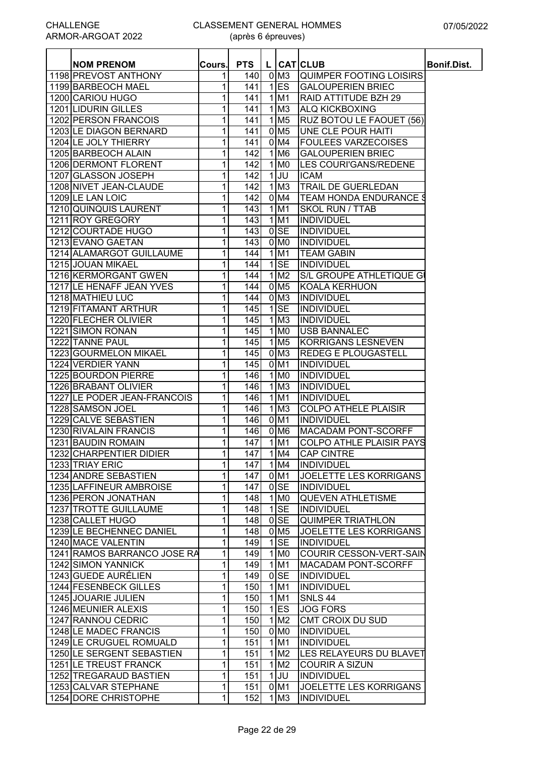| | NOM PRENOM | Cours. | PTS | L | CAT | CLUB | Bonif.Dist. |
|---|---|---|---|---|---|---|---|
| 1198 | PREVOST ANTHONY | 1 | 140 | 0 | M3 | QUIMPER FOOTING LOISIRS | |
| 1199 | BARBEOCH MAEL | 1 | 141 | 1 | ES | GALOUPERIEN BRIEC | |
| 1200 | CARIOU HUGO | 1 | 141 | 1 | M1 | RAID ATTITUDE BZH 29 | |
| 1201 | LIDURIN GILLES | 1 | 141 | 1 | M3 | ALQ KICKBOXING | |
| 1202 | PERSON FRANCOIS | 1 | 141 | 1 | M5 | RUZ BOTOU LE FAOUET (56) | |
| 1203 | LE DIAGON BERNARD | 1 | 141 | 0 | M5 | UNE CLE POUR HAITI | |
| 1204 | LE JOLY THIERRY | 1 | 141 | 0 | M4 | FOULEES VARZECOISES | |
| 1205 | BARBEOCH ALAIN | 1 | 142 | 1 | M6 | GALOUPERIEN BRIEC | |
| 1206 | DERMONT FLORENT | 1 | 142 | 1 | M0 | LES COURI'GANS/REDENE | |
| 1207 | GLASSON JOSEPH | 1 | 142 | 1 | JU | ICAM | |
| 1208 | NIVET JEAN-CLAUDE | 1 | 142 | 1 | M3 | TRAIL DE GUERLEDAN | |
| 1209 | LE LAN LOIC | 1 | 142 | 0 | M4 | TEAM HONDA ENDURANCE S | |
| 1210 | QUINQUIS LAURENT | 1 | 143 | 1 | M1 | SKOL RUN / TTAB | |
| 1211 | ROY GREGORY | 1 | 143 | 1 | M1 | INDIVIDUEL | |
| 1212 | COURTADE HUGO | 1 | 143 | 0 | SE | INDIVIDUEL | |
| 1213 | EVANO GAETAN | 1 | 143 | 0 | M0 | INDIVIDUEL | |
| 1214 | ALAMARGOT GUILLAUME | 1 | 144 | 1 | M1 | TEAM GABIN | |
| 1215 | JOUAN MIKAEL | 1 | 144 | 1 | SE | INDIVIDUEL | |
| 1216 | KERMORGANT GWEN | 1 | 144 | 1 | M2 | S/L GROUPE ATHLETIQUE G | |
| 1217 | LE HENAFF JEAN YVES | 1 | 144 | 0 | M5 | KOALA KERHUON | |
| 1218 | MATHIEU LUC | 1 | 144 | 0 | M3 | INDIVIDUEL | |
| 1219 | FITAMANT ARTHUR | 1 | 145 | 1 | SE | INDIVIDUEL | |
| 1220 | FLECHER OLIVIER | 1 | 145 | 1 | M3 | INDIVIDUEL | |
| 1221 | SIMON RONAN | 1 | 145 | 1 | M0 | USB BANNALEC | |
| 1222 | TANNE PAUL | 1 | 145 | 1 | M5 | KORRIGANS LESNEVEN | |
| 1223 | GOURMELON MIKAEL | 1 | 145 | 0 | M3 | REDEG E PLOUGASTELL | |
| 1224 | VERDIER YANN | 1 | 145 | 0 | M1 | INDIVIDUEL | |
| 1225 | BOURDON PIERRE | 1 | 146 | 1 | M0 | INDIVIDUEL | |
| 1226 | BRABANT OLIVIER | 1 | 146 | 1 | M3 | INDIVIDUEL | |
| 1227 | LE PODER JEAN-FRANCOIS | 1 | 146 | 1 | M1 | INDIVIDUEL | |
| 1228 | SAMSON JOEL | 1 | 146 | 1 | M3 | COLPO ATHELE PLAISIR | |
| 1229 | CALVE SEBASTIEN | 1 | 146 | 0 | M1 | INDIVIDUEL | |
| 1230 | RIVALAIN FRANCIS | 1 | 146 | 0 | M6 | MACADAM PONT-SCORFF | |
| 1231 | BAUDIN ROMAIN | 1 | 147 | 1 | M1 | COLPO ATHLE PLAISIR PAYS | |
| 1232 | CHARPENTIER DIDIER | 1 | 147 | 1 | M4 | CAP CINTRE | |
| 1233 | TRIAY ERIC | 1 | 147 | 1 | M4 | INDIVIDUEL | |
| 1234 | ANDRE SEBASTIEN | 1 | 147 | 0 | M1 | JOELETTE LES KORRIGANS | |
| 1235 | LAFFINEUR AMBROISE | 1 | 147 | 0 | SE | INDIVIDUEL | |
| 1236 | PERON JONATHAN | 1 | 148 | 1 | M0 | QUEVEN ATHLETISME | |
| 1237 | TROTTE GUILLAUME | 1 | 148 | 1 | SE | INDIVIDUEL | |
| 1238 | CALLET HUGO | 1 | 148 | 0 | SE | QUIMPER TRIATHLON | |
| 1239 | LE BECHENNEC DANIEL | 1 | 148 | 0 | M5 | JOELETTE LES KORRIGANS | |
| 1240 | MACE VALENTIN | 1 | 149 | 1 | SE | INDIVIDUEL | |
| 1241 | RAMOS BARRANCO JOSE RA | 1 | 149 | 1 | M0 | COURIR CESSON-VERT-SAIN | |
| 1242 | SIMON YANNICK | 1 | 149 | 1 | M1 | MACADAM PONT-SCORFF | |
| 1243 | GUEDE AURÉLIEN | 1 | 149 | 0 | SE | INDIVIDUEL | |
| 1244 | FESENBECK GILLES | 1 | 150 | 1 | M1 | INDIVIDUEL | |
| 1245 | JOUARIE JULIEN | 1 | 150 | 1 | M1 | SNLS 44 | |
| 1246 | MEUNIER ALEXIS | 1 | 150 | 1 | ES | JOG FORS | |
| 1247 | RANNOU CEDRIC | 1 | 150 | 1 | M2 | CMT CROIX DU SUD | |
| 1248 | LE MADEC FRANCIS | 1 | 150 | 0 | M0 | INDIVIDUEL | |
| 1249 | LE CRUGUEL ROMUALD | 1 | 151 | 1 | M1 | INDIVIDUEL | |
| 1250 | LE SERGENT SEBASTIEN | 1 | 151 | 1 | M2 | LES RELAYEURS DU BLAVET | |
| 1251 | LE TREUST FRANCK | 1 | 151 | 1 | M2 | COURIR A SIZUN | |
| 1252 | TREGARAUD BASTIEN | 1 | 151 | 1 | JU | INDIVIDUEL | |
| 1253 | CALVAR STEPHANE | 1 | 151 | 0 | M1 | JOELETTE LES KORRIGANS | |
| 1254 | DORE CHRISTOPHE | 1 | 152 | 1 | M3 | INDIVIDUEL | |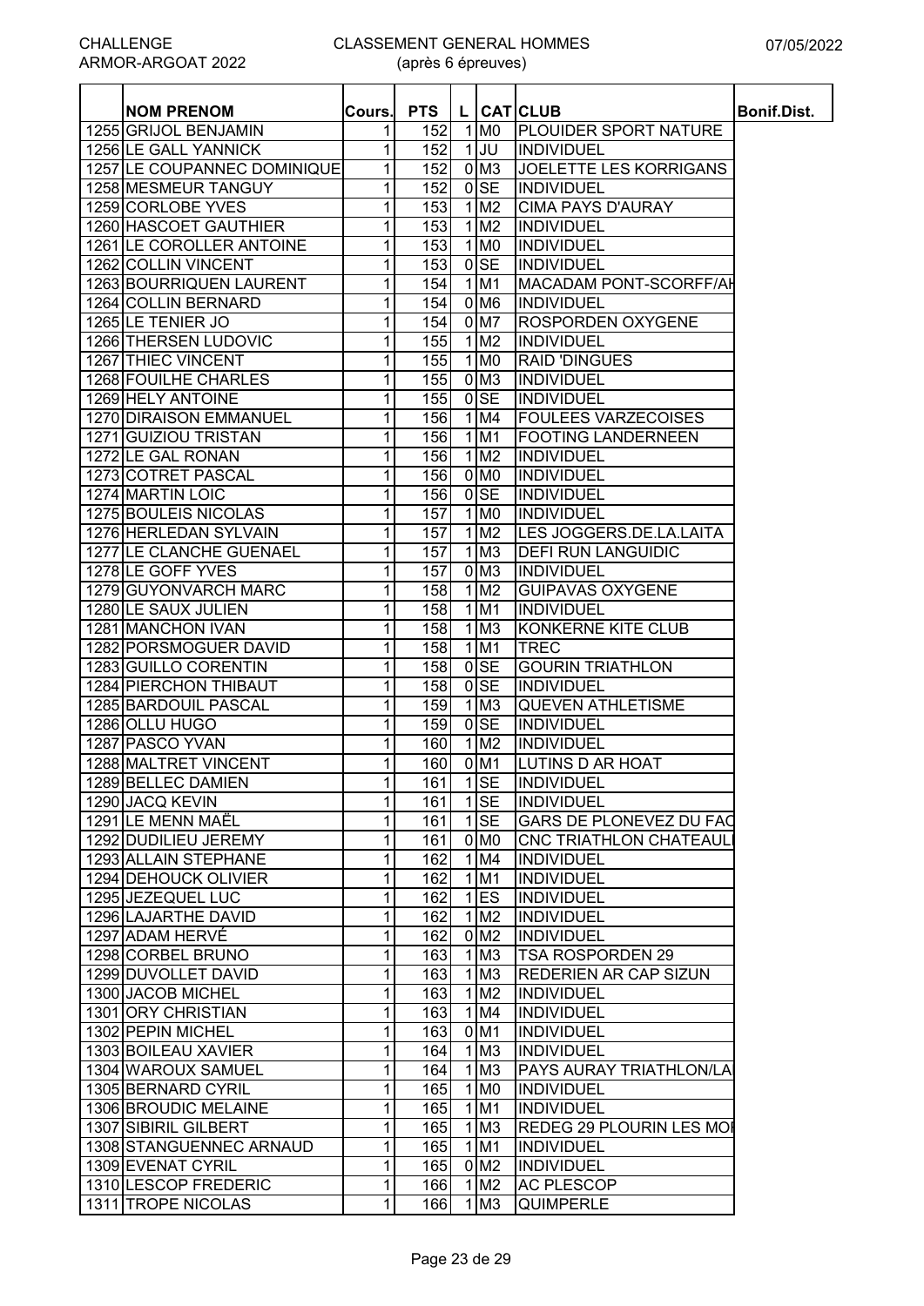CHALLENGE ARMOR-ARGOAT 2022

# CLASSEMENT GENERAL HOMMES (après 6 épreuves)

07/05/2022

| | NOM PRENOM | Cours. | PTS | L | CAT | CLUB | Bonif.Dist. |
|---|---|---|---|---|---|---|---|
| 1255 | GRIJOL BENJAMIN | 1 | 152 | 1 | M0 | PLOUIDER SPORT NATURE | |
| 1256 | LE GALL YANNICK | 1 | 152 | 1 | JU | INDIVIDUEL | |
| 1257 | LE COUPANNEC DOMINIQUE | 1 | 152 | 0 | M3 | JOELETTE LES KORRIGANS | |
| 1258 | MESMEUR TANGUY | 1 | 152 | 0 | SE | INDIVIDUEL | |
| 1259 | CORLOBE YVES | 1 | 153 | 1 | M2 | CIMA PAYS D'AURAY | |
| 1260 | HASCOET GAUTHIER | 1 | 153 | 1 | M2 | INDIVIDUEL | |
| 1261 | LE COROLLER ANTOINE | 1 | 153 | 1 | M0 | INDIVIDUEL | |
| 1262 | COLLIN VINCENT | 1 | 153 | 0 | SE | INDIVIDUEL | |
| 1263 | BOURRIQUEN LAURENT | 1 | 154 | 1 | M1 | MACADAM PONT-SCORFF/AH | |
| 1264 | COLLIN BERNARD | 1 | 154 | 0 | M6 | INDIVIDUEL | |
| 1265 | LE TENIER JO | 1 | 154 | 0 | M7 | ROSPORDEN OXYGENE | |
| 1266 | THERSEN LUDOVIC | 1 | 155 | 1 | M2 | INDIVIDUEL | |
| 1267 | THIEC VINCENT | 1 | 155 | 1 | M0 | RAID 'DINGUES | |
| 1268 | FOUILHE CHARLES | 1 | 155 | 0 | M3 | INDIVIDUEL | |
| 1269 | HELY ANTOINE | 1 | 155 | 0 | SE | INDIVIDUEL | |
| 1270 | DIRAISON EMMANUEL | 1 | 156 | 1 | M4 | FOULEES VARZECOISES | |
| 1271 | GUIZIOU TRISTAN | 1 | 156 | 1 | M1 | FOOTING LANDERNEEN | |
| 1272 | LE GAL RONAN | 1 | 156 | 1 | M2 | INDIVIDUEL | |
| 1273 | COTRET PASCAL | 1 | 156 | 0 | M0 | INDIVIDUEL | |
| 1274 | MARTIN LOIC | 1 | 156 | 0 | SE | INDIVIDUEL | |
| 1275 | BOULEIS NICOLAS | 1 | 157 | 1 | M0 | INDIVIDUEL | |
| 1276 | HERLEDAN SYLVAIN | 1 | 157 | 1 | M2 | LES JOGGERS.DE.LA.LAITA | |
| 1277 | LE CLANCHE GUENAEL | 1 | 157 | 1 | M3 | DEFI RUN LANGUIDIC | |
| 1278 | LE GOFF YVES | 1 | 157 | 0 | M3 | INDIVIDUEL | |
| 1279 | GUYONVARCH MARC | 1 | 158 | 1 | M2 | GUIPAVAS OXYGENE | |
| 1280 | LE SAUX JULIEN | 1 | 158 | 1 | M1 | INDIVIDUEL | |
| 1281 | MANCHON IVAN | 1 | 158 | 1 | M3 | KONKERNE KITE CLUB | |
| 1282 | PORSMOGUER DAVID | 1 | 158 | 1 | M1 | TREC | |
| 1283 | GUILLO CORENTIN | 1 | 158 | 0 | SE | GOURIN TRIATHLON | |
| 1284 | PIERCHON THIBAUT | 1 | 158 | 0 | SE | INDIVIDUEL | |
| 1285 | BARDOUIL PASCAL | 1 | 159 | 1 | M3 | QUEVEN ATHLETISME | |
| 1286 | OLLU HUGO | 1 | 159 | 0 | SE | INDIVIDUEL | |
| 1287 | PASCO YVAN | 1 | 160 | 1 | M2 | INDIVIDUEL | |
| 1288 | MALTRET VINCENT | 1 | 160 | 0 | M1 | LUTINS D AR HOAT | |
| 1289 | BELLEC DAMIEN | 1 | 161 | 1 | SE | INDIVIDUEL | |
| 1290 | JACQ KEVIN | 1 | 161 | 1 | SE | INDIVIDUEL | |
| 1291 | LE MENN MAËL | 1 | 161 | 1 | SE | GARS DE PLONEVEZ DU FAO | |
| 1292 | DUDILIEU JEREMY | 1 | 161 | 0 | M0 | CNC TRIATHLON CHATEAUL | |
| 1293 | ALLAIN STEPHANE | 1 | 162 | 1 | M4 | INDIVIDUEL | |
| 1294 | DEHOUCK OLIVIER | 1 | 162 | 1 | M1 | INDIVIDUEL | |
| 1295 | JEZEQUEL LUC | 1 | 162 | 1 | ES | INDIVIDUEL | |
| 1296 | LAJARTHE DAVID | 1 | 162 | 1 | M2 | INDIVIDUEL | |
| 1297 | ADAM HERVÉ | 1 | 162 | 0 | M2 | INDIVIDUEL | |
| 1298 | CORBEL BRUNO | 1 | 163 | 1 | M3 | TSA ROSPORDEN 29 | |
| 1299 | DUVOLLET DAVID | 1 | 163 | 1 | M3 | REDERIEN AR CAP SIZUN | |
| 1300 | JACOB MICHEL | 1 | 163 | 1 | M2 | INDIVIDUEL | |
| 1301 | ORY CHRISTIAN | 1 | 163 | 1 | M4 | INDIVIDUEL | |
| 1302 | PEPIN MICHEL | 1 | 163 | 0 | M1 | INDIVIDUEL | |
| 1303 | BOILEAU XAVIER | 1 | 164 | 1 | M3 | INDIVIDUEL | |
| 1304 | WAROUX SAMUEL | 1 | 164 | 1 | M3 | PAYS AURAY TRIATHLON/LA | |
| 1305 | BERNARD CYRIL | 1 | 165 | 1 | M0 | INDIVIDUEL | |
| 1306 | BROUDIC MELAINE | 1 | 165 | 1 | M1 | INDIVIDUEL | |
| 1307 | SIBIRIL GILBERT | 1 | 165 | 1 | M3 | REDEG 29 PLOURIN LES MOI | |
| 1308 | STANGUENNEC ARNAUD | 1 | 165 | 1 | M1 | INDIVIDUEL | |
| 1309 | EVENAT CYRIL | 1 | 165 | 0 | M2 | INDIVIDUEL | |
| 1310 | LESCOP FREDERIC | 1 | 166 | 1 | M2 | AC PLESCOP | |
| 1311 | TROPE NICOLAS | 1 | 166 | 1 | M3 | QUIMPERLE | |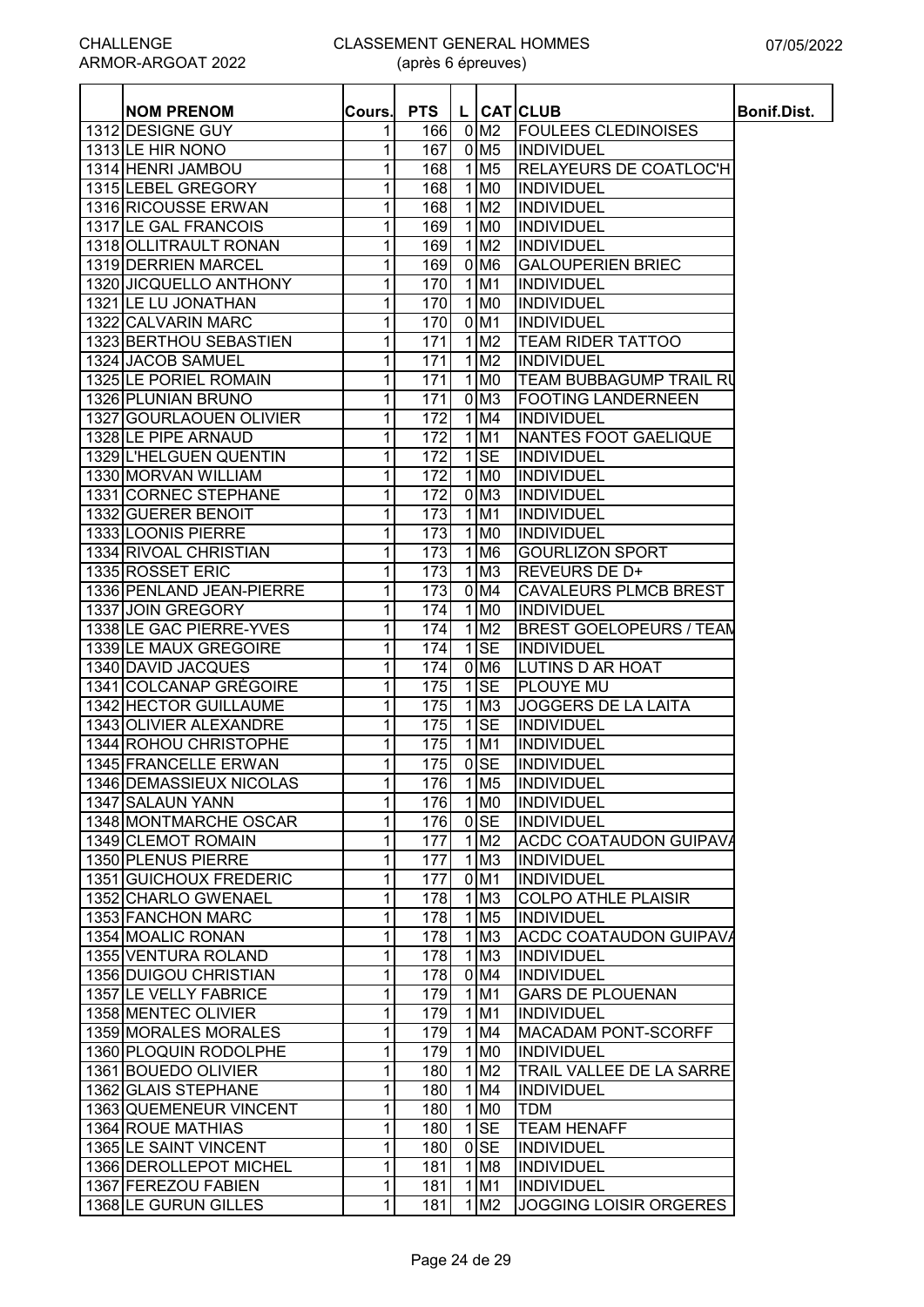CHALLENGE ARMOR-ARGOAT 2022

# CLASSEMENT GENERAL HOMMES (après 6 épreuves)

07/05/2022

| | NOM PRENOM | Cours. | PTS | L | CAT | CLUB | Bonif.Dist. |
|---|---|---|---|---|---|---|---|
| 1312 | DESIGNE GUY | 1 | 166 | 0 | M2 | FOULEES CLEDINOISES | |
| 1313 | LE HIR NONO | 1 | 167 | 0 | M5 | INDIVIDUEL | |
| 1314 | HENRI JAMBOU | 1 | 168 | 1 | M5 | RELAYEURS DE COATLOC'H | |
| 1315 | LEBEL GREGORY | 1 | 168 | 1 | M0 | INDIVIDUEL | |
| 1316 | RICOUSSE ERWAN | 1 | 168 | 1 | M2 | INDIVIDUEL | |
| 1317 | LE GAL FRANCOIS | 1 | 169 | 1 | M0 | INDIVIDUEL | |
| 1318 | OLLITRAULT RONAN | 1 | 169 | 1 | M2 | INDIVIDUEL | |
| 1319 | DERRIEN MARCEL | 1 | 169 | 0 | M6 | GALOUPERIEN BRIEC | |
| 1320 | JICQUELLO ANTHONY | 1 | 170 | 1 | M1 | INDIVIDUEL | |
| 1321 | LE LU JONATHAN | 1 | 170 | 1 | M0 | INDIVIDUEL | |
| 1322 | CALVARIN MARC | 1 | 170 | 0 | M1 | INDIVIDUEL | |
| 1323 | BERTHOU SEBASTIEN | 1 | 171 | 1 | M2 | TEAM RIDER TATTOO | |
| 1324 | JACOB SAMUEL | 1 | 171 | 1 | M2 | INDIVIDUEL | |
| 1325 | LE PORIEL ROMAIN | 1 | 171 | 1 | M0 | TEAM BUBBAGUMP TRAIL RU | |
| 1326 | PLUNIAN BRUNO | 1 | 171 | 0 | M3 | FOOTING LANDERNEEN | |
| 1327 | GOURLAOUEN OLIVIER | 1 | 172 | 1 | M4 | INDIVIDUEL | |
| 1328 | LE PIPE ARNAUD | 1 | 172 | 1 | M1 | NANTES FOOT GAELIQUE | |
| 1329 | L'HELGUEN QUENTIN | 1 | 172 | 1 | SE | INDIVIDUEL | |
| 1330 | MORVAN WILLIAM | 1 | 172 | 1 | M0 | INDIVIDUEL | |
| 1331 | CORNEC STEPHANE | 1 | 172 | 0 | M3 | INDIVIDUEL | |
| 1332 | GUERER BENOIT | 1 | 173 | 1 | M1 | INDIVIDUEL | |
| 1333 | LOONIS PIERRE | 1 | 173 | 1 | M0 | INDIVIDUEL | |
| 1334 | RIVOAL CHRISTIAN | 1 | 173 | 1 | M6 | GOURLIZON SPORT | |
| 1335 | ROSSET ERIC | 1 | 173 | 1 | M3 | REVEURS DE D+ | |
| 1336 | PENLAND JEAN-PIERRE | 1 | 173 | 0 | M4 | CAVALEURS PLMCB BREST | |
| 1337 | JOIN GREGORY | 1 | 174 | 1 | M0 | INDIVIDUEL | |
| 1338 | LE GAC PIERRE-YVES | 1 | 174 | 1 | M2 | BREST GOELOPEURS / TEAM | |
| 1339 | LE MAUX GREGOIRE | 1 | 174 | 1 | SE | INDIVIDUEL | |
| 1340 | DAVID JACQUES | 1 | 174 | 0 | M6 | LUTINS D AR HOAT | |
| 1341 | COLCANAP GRÉGOIRE | 1 | 175 | 1 | SE | PLOUYE MU | |
| 1342 | HECTOR GUILLAUME | 1 | 175 | 1 | M3 | JOGGERS DE LA LAITA | |
| 1343 | OLIVIER ALEXANDRE | 1 | 175 | 1 | SE | INDIVIDUEL | |
| 1344 | ROHOU CHRISTOPHE | 1 | 175 | 1 | M1 | INDIVIDUEL | |
| 1345 | FRANCELLE ERWAN | 1 | 175 | 0 | SE | INDIVIDUEL | |
| 1346 | DEMASSIEUX NICOLAS | 1 | 176 | 1 | M5 | INDIVIDUEL | |
| 1347 | SALAUN YANN | 1 | 176 | 1 | M0 | INDIVIDUEL | |
| 1348 | MONTMARCHE OSCAR | 1 | 176 | 0 | SE | INDIVIDUEL | |
| 1349 | CLEMOT ROMAIN | 1 | 177 | 1 | M2 | ACDC COATAUDON GUIPAVA | |
| 1350 | PLENUS PIERRE | 1 | 177 | 1 | M3 | INDIVIDUEL | |
| 1351 | GUICHOUX FREDERIC | 1 | 177 | 0 | M1 | INDIVIDUEL | |
| 1352 | CHARLO GWENAEL | 1 | 178 | 1 | M3 | COLPO ATHLE PLAISIR | |
| 1353 | FANCHON MARC | 1 | 178 | 1 | M5 | INDIVIDUEL | |
| 1354 | MOALIC RONAN | 1 | 178 | 1 | M3 | ACDC COATAUDON GUIPAVA | |
| 1355 | VENTURA ROLAND | 1 | 178 | 1 | M3 | INDIVIDUEL | |
| 1356 | DUIGOU CHRISTIAN | 1 | 178 | 0 | M4 | INDIVIDUEL | |
| 1357 | LE VELLY FABRICE | 1 | 179 | 1 | M1 | GARS DE PLOUENAN | |
| 1358 | MENTEC OLIVIER | 1 | 179 | 1 | M1 | INDIVIDUEL | |
| 1359 | MORALES MORALES | 1 | 179 | 1 | M4 | MACADAM PONT-SCORFF | |
| 1360 | PLOQUIN RODOLPHE | 1 | 179 | 1 | M0 | INDIVIDUEL | |
| 1361 | BOUEDO OLIVIER | 1 | 180 | 1 | M2 | TRAIL VALLEE DE LA SARRE | |
| 1362 | GLAIS STEPHANE | 1 | 180 | 1 | M4 | INDIVIDUEL | |
| 1363 | QUEMENEUR VINCENT | 1 | 180 | 1 | M0 | TDM | |
| 1364 | ROUE MATHIAS | 1 | 180 | 1 | SE | TEAM HENAFF | |
| 1365 | LE SAINT VINCENT | 1 | 180 | 0 | SE | INDIVIDUEL | |
| 1366 | DEROLLEPOT MICHEL | 1 | 181 | 1 | M8 | INDIVIDUEL | |
| 1367 | FEREZOU FABIEN | 1 | 181 | 1 | M1 | INDIVIDUEL | |
| 1368 | LE GURUN GILLES | 1 | 181 | 1 | M2 | JOGGING LOISIR ORGERES | |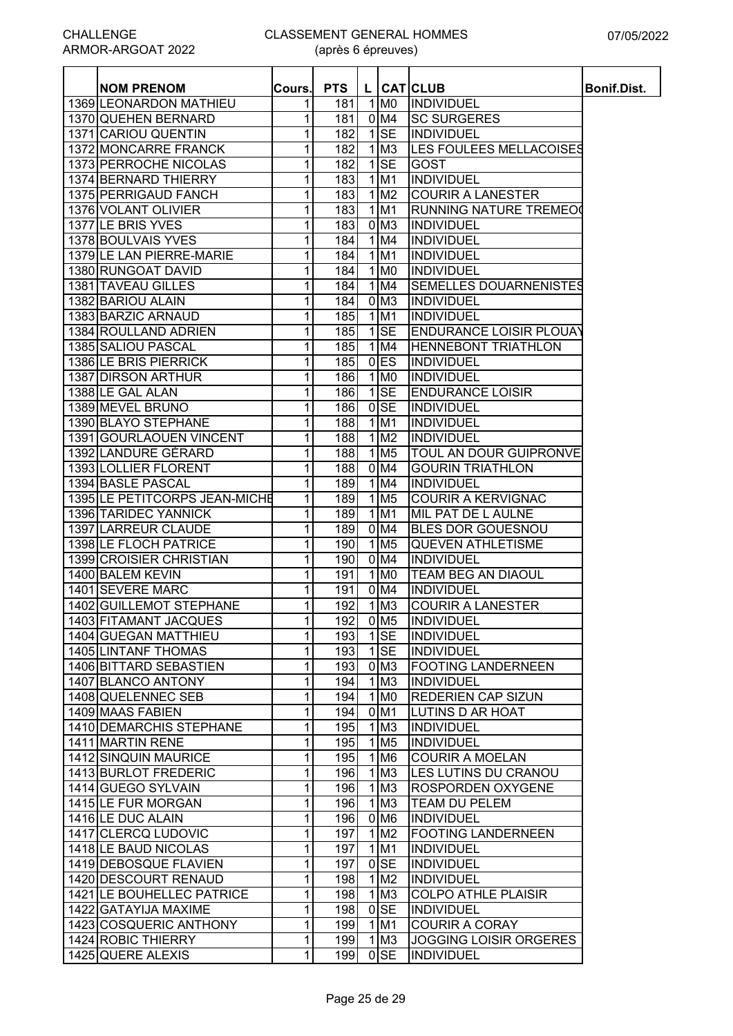CHALLENGE ARMOR-ARGOAT 2022

# CLASSEMENT GENERAL HOMMES
(après 6 épreuves)

07/05/2022

| | NOM PRENOM | Cours. | PTS | L | CAT | CLUB | Bonif.Dist. |
|---|---|---|---|---|---|---|---|
| 1369 | LEONARDON MATHIEU | 1 | 181 | 1 | M0 | INDIVIDUEL | |
| 1370 | QUEHEN BERNARD | 1 | 181 | 0 | M4 | SC SURGERES | |
| 1371 | CARIOU QUENTIN | 1 | 182 | 1 | SE | INDIVIDUEL | |
| 1372 | MONCARRE FRANCK | 1 | 182 | 1 | M3 | LES FOULEES MELLACOISES | |
| 1373 | PERROCHE NICOLAS | 1 | 182 | 1 | SE | GOST | |
| 1374 | BERNARD THIERRY | 1 | 183 | 1 | M1 | INDIVIDUEL | |
| 1375 | PERRIGAUD FANCH | 1 | 183 | 1 | M2 | COURIR A LANESTER | |
| 1376 | VOLANT OLIVIER | 1 | 183 | 1 | M1 | RUNNING NATURE TREMEO( | |
| 1377 | LE BRIS YVES | 1 | 183 | 0 | M3 | INDIVIDUEL | |
| 1378 | BOULVAIS YVES | 1 | 184 | 1 | M4 | INDIVIDUEL | |
| 1379 | LE LAN PIERRE-MARIE | 1 | 184 | 1 | M1 | INDIVIDUEL | |
| 1380 | RUNGOAT DAVID | 1 | 184 | 1 | M0 | INDIVIDUEL | |
| 1381 | TAVEAU GILLES | 1 | 184 | 1 | M4 | SEMELLES DOUARNENISTES | |
| 1382 | BARIOU ALAIN | 1 | 184 | 0 | M3 | INDIVIDUEL | |
| 1383 | BARZIC ARNAUD | 1 | 185 | 1 | M1 | INDIVIDUEL | |
| 1384 | ROULLAND ADRIEN | 1 | 185 | 1 | SE | ENDURANCE LOISIR PLOUAY | |
| 1385 | SALIOU PASCAL | 1 | 185 | 1 | M4 | HENNEBONT TRIATHLON | |
| 1386 | LE BRIS PIERRICK | 1 | 185 | 0 | ES | INDIVIDUEL | |
| 1387 | DIRSON ARTHUR | 1 | 186 | 1 | M0 | INDIVIDUEL | |
| 1388 | LE GAL ALAN | 1 | 186 | 1 | SE | ENDURANCE LOISIR | |
| 1389 | MEVEL BRUNO | 1 | 186 | 0 | SE | INDIVIDUEL | |
| 1390 | BLAYO STEPHANE | 1 | 188 | 1 | M1 | INDIVIDUEL | |
| 1391 | GOURLAOUEN VINCENT | 1 | 188 | 1 | M2 | INDIVIDUEL | |
| 1392 | LANDURE GÉRARD | 1 | 188 | 1 | M5 | TOUL AN DOUR GUIPRONVE | |
| 1393 | LOLLIER FLORENT | 1 | 188 | 0 | M4 | GOURIN TRIATHLON | |
| 1394 | BASLE PASCAL | 1 | 189 | 1 | M4 | INDIVIDUEL | |
| 1395 | LE PETITCORPS JEAN-MICHE | 1 | 189 | 1 | M5 | COURIR A KERVIGNAC | |
| 1396 | TARIDEC YANNICK | 1 | 189 | 1 | M1 | MIL PAT DE L AULNE | |
| 1397 | LARREUR CLAUDE | 1 | 189 | 0 | M4 | BLES DOR GOUESNOU | |
| 1398 | LE FLOCH PATRICE | 1 | 190 | 1 | M5 | QUEVEN ATHLETISME | |
| 1399 | CROISIER CHRISTIAN | 1 | 190 | 0 | M4 | INDIVIDUEL | |
| 1400 | BALEM KEVIN | 1 | 191 | 1 | M0 | TEAM BEG AN DIAOUL | |
| 1401 | SEVERE MARC | 1 | 191 | 0 | M4 | INDIVIDUEL | |
| 1402 | GUILLEMOT STEPHANE | 1 | 192 | 1 | M3 | COURIR A LANESTER | |
| 1403 | FITAMANT JACQUES | 1 | 192 | 0 | M5 | INDIVIDUEL | |
| 1404 | GUEGAN MATTHIEU | 1 | 193 | 1 | SE | INDIVIDUEL | |
| 1405 | LINTANF THOMAS | 1 | 193 | 1 | SE | INDIVIDUEL | |
| 1406 | BITTARD SEBASTIEN | 1 | 193 | 0 | M3 | FOOTING LANDERNEEN | |
| 1407 | BLANCO ANTONY | 1 | 194 | 1 | M3 | INDIVIDUEL | |
| 1408 | QUELENNEC SEB | 1 | 194 | 1 | M0 | REDERIEN CAP SIZUN | |
| 1409 | MAAS FABIEN | 1 | 194 | 0 | M1 | LUTINS D AR HOAT | |
| 1410 | DEMARCHIS STEPHANE | 1 | 195 | 1 | M3 | INDIVIDUEL | |
| 1411 | MARTIN RENE | 1 | 195 | 1 | M5 | INDIVIDUEL | |
| 1412 | SINQUIN MAURICE | 1 | 195 | 1 | M6 | COURIR A MOELAN | |
| 1413 | BURLOT FREDERIC | 1 | 196 | 1 | M3 | LES LUTINS DU CRANOU | |
| 1414 | GUEGO SYLVAIN | 1 | 196 | 1 | M3 | ROSPORDEN OXYGENE | |
| 1415 | LE FUR MORGAN | 1 | 196 | 1 | M3 | TEAM DU PELEM | |
| 1416 | LE DUC ALAIN | 1 | 196 | 0 | M6 | INDIVIDUEL | |
| 1417 | CLERCQ LUDOVIC | 1 | 197 | 1 | M2 | FOOTING LANDERNEEN | |
| 1418 | LE BAUD NICOLAS | 1 | 197 | 1 | M1 | INDIVIDUEL | |
| 1419 | DEBOSQUE FLAVIEN | 1 | 197 | 0 | SE | INDIVIDUEL | |
| 1420 | DESCOURT RENAUD | 1 | 198 | 1 | M2 | INDIVIDUEL | |
| 1421 | LE BOUHELLEC PATRICE | 1 | 198 | 1 | M3 | COLPO ATHLE PLAISIR | |
| 1422 | GATAYIJA MAXIME | 1 | 198 | 0 | SE | INDIVIDUEL | |
| 1423 | COSQUERIC ANTHONY | 1 | 199 | 1 | M1 | COURIR A CORAY | |
| 1424 | ROBIC THIERRY | 1 | 199 | 1 | M3 | JOGGING LOISIR ORGERES | |
| 1425 | QUERE ALEXIS | 1 | 199 | 0 | SE | INDIVIDUEL | |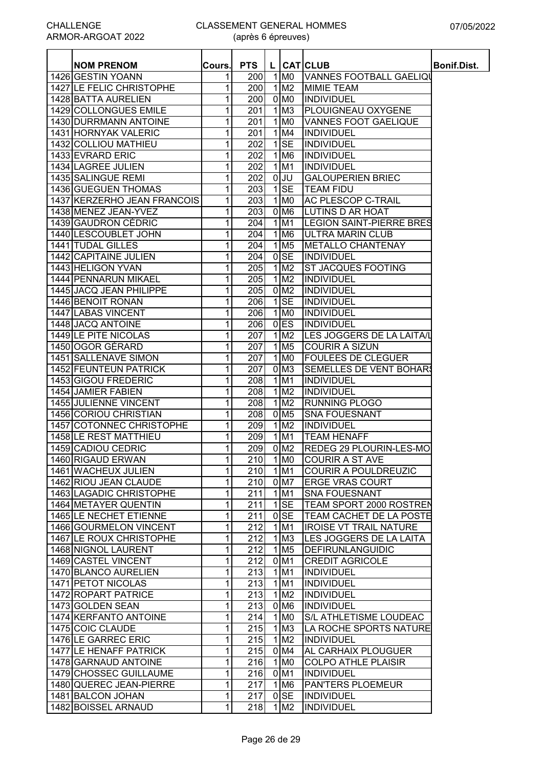CHALLENGE ARMOR-ARGOAT 2022

# CLASSEMENT GENERAL HOMMES
(après 6 épreuves)

07/05/2022

| | NOM PRENOM | Cours. | PTS | L | CAT | CLUB | Bonif.Dist. |
|---|---|---|---|---|---|---|---|
| 1426 | GESTIN YOANN | 1 | 200 | 1 | M0 | VANNES FOOTBALL GAELIQU | |
| 1427 | LE FELIC CHRISTOPHE | 1 | 200 | 1 | M2 | MIMIE TEAM | |
| 1428 | BATTA AURELIEN | 1 | 200 | 0 | M0 | INDIVIDUEL | |
| 1429 | COLLONGUES EMILE | 1 | 201 | 1 | M3 | PLOUIGNEAU OXYGENE | |
| 1430 | DURRMANN ANTOINE | 1 | 201 | 1 | M0 | VANNES FOOT GAELIQUE | |
| 1431 | HORNYAK VALERIC | 1 | 201 | 1 | M4 | INDIVIDUEL | |
| 1432 | COLLIOU MATHIEU | 1 | 202 | 1 | SE | INDIVIDUEL | |
| 1433 | EVRARD ERIC | 1 | 202 | 1 | M6 | INDIVIDUEL | |
| 1434 | LAGREE JULIEN | 1 | 202 | 1 | M1 | INDIVIDUEL | |
| 1435 | SALINGUE REMI | 1 | 202 | 0 | JU | GALOUPERIEN BRIEC | |
| 1436 | GUEGUEN THOMAS | 1 | 203 | 1 | SE | TEAM FIDU | |
| 1437 | KERZERHO JEAN FRANCOIS | 1 | 203 | 1 | M0 | AC PLESCOP C-TRAIL | |
| 1438 | MENEZ JEAN-YVEZ | 1 | 203 | 0 | M6 | LUTINS D AR HOAT | |
| 1439 | GAUDRON CÉDRIC | 1 | 204 | 1 | M1 | LEGION SAINT-PIERRE BRES | |
| 1440 | LESCOUBLET JOHN | 1 | 204 | 1 | M6 | ULTRA MARIN CLUB | |
| 1441 | TUDAL GILLES | 1 | 204 | 1 | M5 | METALLO CHANTENAY | |
| 1442 | CAPITAINE JULIEN | 1 | 204 | 0 | SE | INDIVIDUEL | |
| 1443 | HELIGON YVAN | 1 | 205 | 1 | M2 | ST JACQUES FOOTING | |
| 1444 | PENNARUN MIKAEL | 1 | 205 | 1 | M2 | INDIVIDUEL | |
| 1445 | JACQ JEAN PHILIPPE | 1 | 205 | 0 | M2 | INDIVIDUEL | |
| 1446 | BENOIT RONAN | 1 | 206 | 1 | SE | INDIVIDUEL | |
| 1447 | LABAS VINCENT | 1 | 206 | 1 | M0 | INDIVIDUEL | |
| 1448 | JACQ ANTOINE | 1 | 206 | 0 | ES | INDIVIDUEL | |
| 1449 | LE PITE NICOLAS | 1 | 207 | 1 | M2 | LES JOGGERS DE LA LAITA/L | |
| 1450 | OGOR GÉRARD | 1 | 207 | 1 | M5 | COURIR A SIZUN | |
| 1451 | SALLENAVE SIMON | 1 | 207 | 1 | M0 | FOULEES DE CLEGUER | |
| 1452 | FEUNTEUN PATRICK | 1 | 207 | 0 | M3 | SEMELLES DE VENT BOHARS | |
| 1453 | GIGOU FREDERIC | 1 | 208 | 1 | M1 | INDIVIDUEL | |
| 1454 | JAMIER FABIEN | 1 | 208 | 1 | M2 | INDIVIDUEL | |
| 1455 | JULIENNE VINCENT | 1 | 208 | 1 | M2 | RUNNING PLOGO | |
| 1456 | CORIOU CHRISTIAN | 1 | 208 | 0 | M5 | SNA FOUESNANT | |
| 1457 | COTONNEC CHRISTOPHE | 1 | 209 | 1 | M2 | INDIVIDUEL | |
| 1458 | LE REST MATTHIEU | 1 | 209 | 1 | M1 | TEAM HENAFF | |
| 1459 | CADIOU CEDRIC | 1 | 209 | 0 | M2 | REDEG 29 PLOURIN-LES-MO | |
| 1460 | RIGAUD ERWAN | 1 | 210 | 1 | M0 | COURIR A ST AVE | |
| 1461 | WACHEUX JULIEN | 1 | 210 | 1 | M1 | COURIR A POULDREUZIC | |
| 1462 | RIOU JEAN CLAUDE | 1 | 210 | 0 | M7 | ERGE VRAS COURT | |
| 1463 | LAGADIC CHRISTOPHE | 1 | 211 | 1 | M1 | SNA FOUESNANT | |
| 1464 | METAYER QUENTIN | 1 | 211 | 1 | SE | TEAM SPORT 2000 ROSTREN | |
| 1465 | LE NECHET ETIENNE | 1 | 211 | 0 | SE | TEAM CACHET DE LA POSTE | |
| 1466 | GOURMELON VINCENT | 1 | 212 | 1 | M1 | IROISE VT TRAIL NATURE | |
| 1467 | LE ROUX CHRISTOPHE | 1 | 212 | 1 | M3 | LES JOGGERS DE LA LAITA | |
| 1468 | NIGNOL LAURENT | 1 | 212 | 1 | M5 | DEFIRUNLANGUIDIC | |
| 1469 | CASTEL VINCENT | 1 | 212 | 0 | M1 | CREDIT AGRICOLE | |
| 1470 | BLANCO AURELIEN | 1 | 213 | 1 | M1 | INDIVIDUEL | |
| 1471 | PETOT NICOLAS | 1 | 213 | 1 | M1 | INDIVIDUEL | |
| 1472 | ROPART PATRICE | 1 | 213 | 1 | M2 | INDIVIDUEL | |
| 1473 | GOLDEN SEAN | 1 | 213 | 0 | M6 | INDIVIDUEL | |
| 1474 | KERFANTO ANTOINE | 1 | 214 | 1 | M0 | S/L ATHLETISME LOUDEAC | |
| 1475 | COIC CLAUDE | 1 | 215 | 1 | M3 | LA ROCHE SPORTS NATURE | |
| 1476 | LE GARREC ERIC | 1 | 215 | 1 | M2 | INDIVIDUEL | |
| 1477 | LE HENAFF PATRICK | 1 | 215 | 0 | M4 | AL CARHAIX PLOUGUER | |
| 1478 | GARNAUD ANTOINE | 1 | 216 | 1 | M0 | COLPO ATHLE PLAISIR | |
| 1479 | CHOSSEC GUILLAUME | 1 | 216 | 0 | M1 | INDIVIDUEL | |
| 1480 | QUEREC JEAN-PIERRE | 1 | 217 | 1 | M6 | PAN'TERS PLOEMEUR | |
| 1481 | BALCON JOHAN | 1 | 217 | 0 | SE | INDIVIDUEL | |
| 1482 | BOISSEL ARNAUD | 1 | 218 | 1 | M2 | INDIVIDUEL | |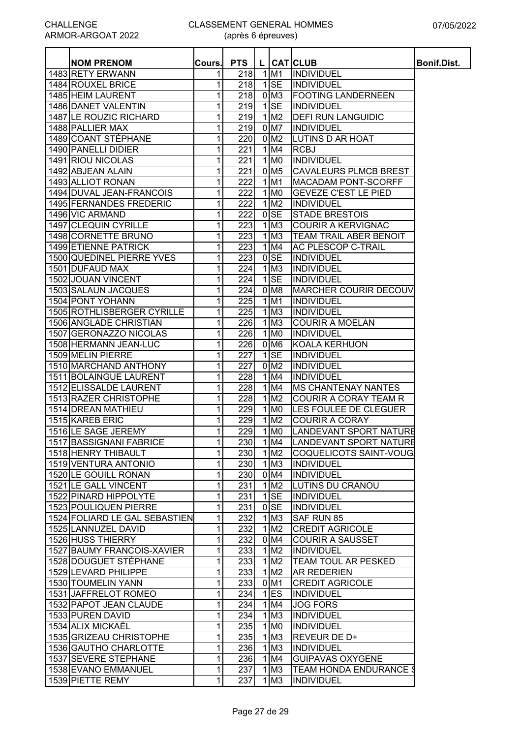CHALLENGE ARMOR-ARGOAT 2022

CLASSEMENT GENERAL HOMMES (après 6 épreuves)

07/05/2022

| | NOM PRENOM | Cours. | PTS | L | CAT | CLUB | Bonif.Dist. |
|---|---|---|---|---|---|---|---|
| 1483 | RETY ERWANN | 1 | 218 | 1 | M1 | INDIVIDUEL | |
| 1484 | ROUXEL BRICE | 1 | 218 | 1 | SE | INDIVIDUEL | |
| 1485 | HEIM LAURENT | 1 | 218 | 0 | M3 | FOOTING LANDERNEEN | |
| 1486 | DANET VALENTIN | 1 | 219 | 1 | SE | INDIVIDUEL | |
| 1487 | LE ROUZIC RICHARD | 1 | 219 | 1 | M2 | DEFI RUN LANGUIDIC | |
| 1488 | PALLIER MAX | 1 | 219 | 0 | M7 | INDIVIDUEL | |
| 1489 | COANT STÉPHANE | 1 | 220 | 0 | M2 | LUTINS D AR HOAT | |
| 1490 | PANELLI DIDIER | 1 | 221 | 1 | M4 | RCBJ | |
| 1491 | RIOU NICOLAS | 1 | 221 | 1 | M0 | INDIVIDUEL | |
| 1492 | ABJEAN ALAIN | 1 | 221 | 0 | M5 | CAVALEURS PLMCB BREST | |
| 1493 | ALLIOT RONAN | 1 | 222 | 1 | M1 | MACADAM PONT-SCORFF | |
| 1494 | DUVAL JEAN-FRANCOIS | 1 | 222 | 1 | M0 | GEVEZE C'EST LE PIED | |
| 1495 | FERNANDES FREDERIC | 1 | 222 | 1 | M2 | INDIVIDUEL | |
| 1496 | VIC ARMAND | 1 | 222 | 0 | SE | STADE BRESTOIS | |
| 1497 | CLEQUIN CYRILLE | 1 | 223 | 1 | M3 | COURIR A KERVIGNAC | |
| 1498 | CORNETTE BRUNO | 1 | 223 | 1 | M3 | TEAM TRAIL ABER BENOIT | |
| 1499 | ETIENNE PATRICK | 1 | 223 | 1 | M4 | AC PLESCOP C-TRAIL | |
| 1500 | QUEDINEL PIERRE YVES | 1 | 223 | 0 | SE | INDIVIDUEL | |
| 1501 | DUFAUD MAX | 1 | 224 | 1 | M3 | INDIVIDUEL | |
| 1502 | JOUAN VINCENT | 1 | 224 | 1 | SE | INDIVIDUEL | |
| 1503 | SALAUN JACQUES | 1 | 224 | 0 | M8 | MARCHER COURIR DECOUV | |
| 1504 | PONT YOHANN | 1 | 225 | 1 | M1 | INDIVIDUEL | |
| 1505 | ROTHLISBERGER CYRILLE | 1 | 225 | 1 | M3 | INDIVIDUEL | |
| 1506 | ANGLADE CHRISTIAN | 1 | 226 | 1 | M3 | COURIR A MOELAN | |
| 1507 | GERONAZZO NICOLAS | 1 | 226 | 1 | M0 | INDIVIDUEL | |
| 1508 | HERMANN JEAN-LUC | 1 | 226 | 0 | M6 | KOALA KERHUON | |
| 1509 | MELIN PIERRE | 1 | 227 | 1 | SE | INDIVIDUEL | |
| 1510 | MARCHAND ANTHONY | 1 | 227 | 0 | M2 | INDIVIDUEL | |
| 1511 | BOLAINGUE LAURENT | 1 | 228 | 1 | M4 | INDIVIDUEL | |
| 1512 | ELISSALDE LAURENT | 1 | 228 | 1 | M4 | MS CHANTENAY NANTES | |
| 1513 | RAZER CHRISTOPHE | 1 | 228 | 1 | M2 | COURIR A CORAY TEAM R | |
| 1514 | DREAN MATHIEU | 1 | 229 | 1 | M0 | LES FOULEE DE CLEGUER | |
| 1515 | KAREB ERIC | 1 | 229 | 1 | M2 | COURIR A CORAY | |
| 1516 | LE SAGE JEREMY | 1 | 229 | 1 | M0 | LANDEVANT SPORT NATURE | |
| 1517 | BASSIGNANI FABRICE | 1 | 230 | 1 | M4 | LANDEVANT SPORT NATURE | |
| 1518 | HENRY THIBAULT | 1 | 230 | 1 | M2 | COQUELICOTS SAINT-VOUGA | |
| 1519 | VENTURA ANTONIO | 1 | 230 | 1 | M3 | INDIVIDUEL | |
| 1520 | LE GOUILL RONAN | 1 | 230 | 0 | M4 | INDIVIDUEL | |
| 1521 | LE GALL VINCENT | 1 | 231 | 1 | M2 | LUTINS DU CRANOU | |
| 1522 | PINARD HIPPOLYTE | 1 | 231 | 1 | SE | INDIVIDUEL | |
| 1523 | POULIQUEN PIERRE | 1 | 231 | 0 | SE | INDIVIDUEL | |
| 1524 | FOLIARD LE GAL SEBASTIEN | 1 | 232 | 1 | M3 | SAF RUN 85 | |
| 1525 | LANNUZEL DAVID | 1 | 232 | 1 | M2 | CREDIT AGRICOLE | |
| 1526 | HUSS THIERRY | 1 | 232 | 0 | M4 | COURIR A SAUSSET | |
| 1527 | BAUMY FRANCOIS-XAVIER | 1 | 233 | 1 | M2 | INDIVIDUEL | |
| 1528 | DOUGUET STÉPHANE | 1 | 233 | 1 | M2 | TEAM TOUL AR PESKED | |
| 1529 | LEVARD PHILIPPE | 1 | 233 | 1 | M2 | AR REDERIEN | |
| 1530 | TOUMELIN YANN | 1 | 233 | 0 | M1 | CREDIT AGRICOLE | |
| 1531 | JAFFRELOT ROMEO | 1 | 234 | 1 | ES | INDIVIDUEL | |
| 1532 | PAPOT JEAN CLAUDE | 1 | 234 | 1 | M4 | JOG FORS | |
| 1533 | PUREN DAVID | 1 | 234 | 1 | M3 | INDIVIDUEL | |
| 1534 | ALIX MICKAËL | 1 | 235 | 1 | M0 | INDIVIDUEL | |
| 1535 | GRIZEAU CHRISTOPHE | 1 | 235 | 1 | M3 | REVEUR DE D+ | |
| 1536 | GAUTHO CHARLOTTE | 1 | 236 | 1 | M3 | INDIVIDUEL | |
| 1537 | SEVERE STEPHANE | 1 | 236 | 1 | M4 | GUIPAVAS OXYGENE | |
| 1538 | EVANO EMMANUEL | 1 | 237 | 1 | M3 | TEAM HONDA ENDURANCE S | |
| 1539 | PIETTE REMY | 1 | 237 | 1 | M3 | INDIVIDUEL | |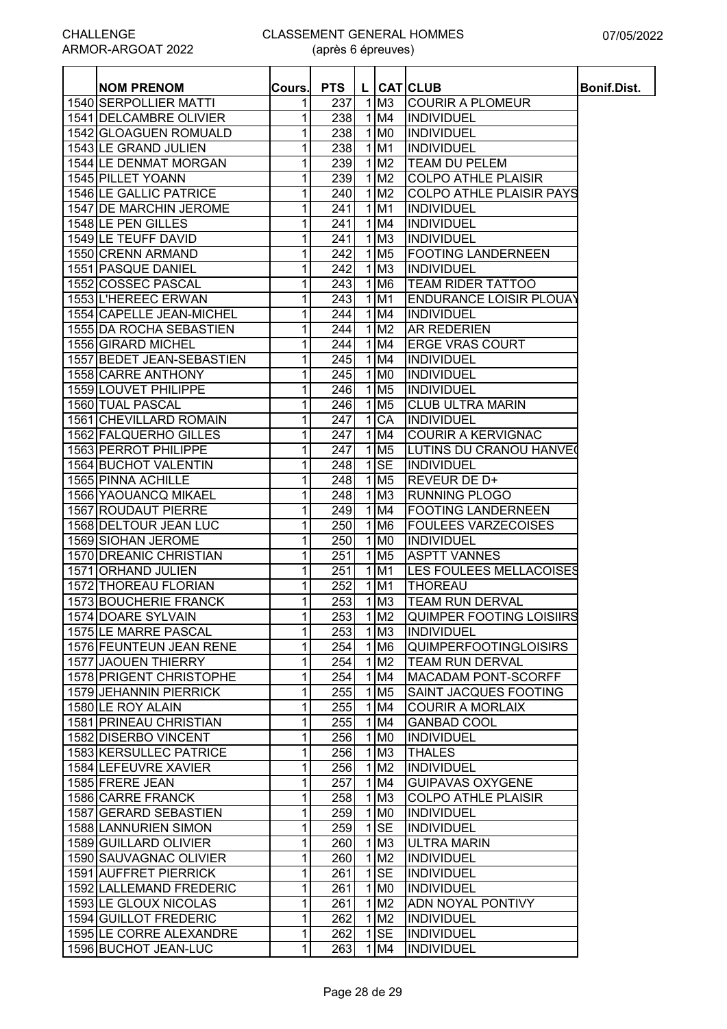| | NOM PRENOM | Cours. | PTS | L | CAT | CLUB | Bonif.Dist. |
|---|---|---|---|---|---|---|---|
| 1540 | SERPOLLIER MATTI | 1 | 237 | 1 | M3 | COURIR A PLOMEUR | |
| 1541 | DELCAMBRE OLIVIER | 1 | 238 | 1 | M4 | INDIVIDUEL | |
| 1542 | GLOAGUEN ROMUALD | 1 | 238 | 1 | M0 | INDIVIDUEL | |
| 1543 | LE GRAND JULIEN | 1 | 238 | 1 | M1 | INDIVIDUEL | |
| 1544 | LE DENMAT MORGAN | 1 | 239 | 1 | M2 | TEAM DU PELEM | |
| 1545 | PILLET YOANN | 1 | 239 | 1 | M2 | COLPO ATHLE PLAISIR | |
| 1546 | LE GALLIC PATRICE | 1 | 240 | 1 | M2 | COLPO ATHLE PLAISIR PAYS | |
| 1547 | DE MARCHIN JEROME | 1 | 241 | 1 | M1 | INDIVIDUEL | |
| 1548 | LE PEN GILLES | 1 | 241 | 1 | M4 | INDIVIDUEL | |
| 1549 | LE TEUFF DAVID | 1 | 241 | 1 | M3 | INDIVIDUEL | |
| 1550 | CRENN ARMAND | 1 | 242 | 1 | M5 | FOOTING LANDERNEEN | |
| 1551 | PASQUE DANIEL | 1 | 242 | 1 | M3 | INDIVIDUEL | |
| 1552 | COSSEC PASCAL | 1 | 243 | 1 | M6 | TEAM RIDER TATTOO | |
| 1553 | L'HEREEC ERWAN | 1 | 243 | 1 | M1 | ENDURANCE LOISIR PLOUAY | |
| 1554 | CAPELLE JEAN-MICHEL | 1 | 244 | 1 | M4 | INDIVIDUEL | |
| 1555 | DA ROCHA SEBASTIEN | 1 | 244 | 1 | M2 | AR REDERIEN | |
| 1556 | GIRARD MICHEL | 1 | 244 | 1 | M4 | ERGE VRAS COURT | |
| 1557 | BEDET JEAN-SEBASTIEN | 1 | 245 | 1 | M4 | INDIVIDUEL | |
| 1558 | CARRE ANTHONY | 1 | 245 | 1 | M0 | INDIVIDUEL | |
| 1559 | LOUVET PHILIPPE | 1 | 246 | 1 | M5 | INDIVIDUEL | |
| 1560 | TUAL PASCAL | 1 | 246 | 1 | M5 | CLUB ULTRA MARIN | |
| 1561 | CHEVILLARD ROMAIN | 1 | 247 | 1 | CA | INDIVIDUEL | |
| 1562 | FALQUERHO GILLES | 1 | 247 | 1 | M4 | COURIR A KERVIGNAC | |
| 1563 | PERROT PHILIPPE | 1 | 247 | 1 | M5 | LUTINS DU CRANOU HANVE( | |
| 1564 | BUCHOT VALENTIN | 1 | 248 | 1 | SE | INDIVIDUEL | |
| 1565 | PINNA ACHILLE | 1 | 248 | 1 | M5 | REVEUR DE D+ | |
| 1566 | YAOUANCQ MIKAEL | 1 | 248 | 1 | M3 | RUNNING PLOGO | |
| 1567 | ROUDAUT PIERRE | 1 | 249 | 1 | M4 | FOOTING LANDERNEEN | |
| 1568 | DELTOUR JEAN LUC | 1 | 250 | 1 | M6 | FOULEES VARZECOISES | |
| 1569 | SIOHAN JEROME | 1 | 250 | 1 | M0 | INDIVIDUEL | |
| 1570 | DREANIC CHRISTIAN | 1 | 251 | 1 | M5 | ASPTT VANNES | |
| 1571 | ORHAND JULIEN | 1 | 251 | 1 | M1 | LES FOULEES MELLACOISES | |
| 1572 | THOREAU FLORIAN | 1 | 252 | 1 | M1 | THOREAU | |
| 1573 | BOUCHERIE FRANCK | 1 | 253 | 1 | M3 | TEAM RUN DERVAL | |
| 1574 | DOARE SYLVAIN | 1 | 253 | 1 | M2 | QUIMPER FOOTING LOISIIRS | |
| 1575 | LE MARRE PASCAL | 1 | 253 | 1 | M3 | INDIVIDUEL | |
| 1576 | FEUNTEUN JEAN RENE | 1 | 254 | 1 | M6 | QUIMPERFOOTINGLOISIRS | |
| 1577 | JAOUEN THIERRY | 1 | 254 | 1 | M2 | TEAM RUN DERVAL | |
| 1578 | PRIGENT CHRISTOPHE | 1 | 254 | 1 | M4 | MACADAM PONT-SCORFF | |
| 1579 | JEHANNIN PIERRICK | 1 | 255 | 1 | M5 | SAINT JACQUES FOOTING | |
| 1580 | LE ROY ALAIN | 1 | 255 | 1 | M4 | COURIR A MORLAIX | |
| 1581 | PRINEAU CHRISTIAN | 1 | 255 | 1 | M4 | GANBAD COOL | |
| 1582 | DISERBO VINCENT | 1 | 256 | 1 | M0 | INDIVIDUEL | |
| 1583 | KERSULLEC PATRICE | 1 | 256 | 1 | M3 | THALES | |
| 1584 | LEFEUVRE XAVIER | 1 | 256 | 1 | M2 | INDIVIDUEL | |
| 1585 | FRERE JEAN | 1 | 257 | 1 | M4 | GUIPAVAS OXYGENE | |
| 1586 | CARRE FRANCK | 1 | 258 | 1 | M3 | COLPO ATHLE PLAISIR | |
| 1587 | GERARD SEBASTIEN | 1 | 259 | 1 | M0 | INDIVIDUEL | |
| 1588 | LANNURIEN SIMON | 1 | 259 | 1 | SE | INDIVIDUEL | |
| 1589 | GUILLARD OLIVIER | 1 | 260 | 1 | M3 | ULTRA MARIN | |
| 1590 | SAUVAGNAC OLIVIER | 1 | 260 | 1 | M2 | INDIVIDUEL | |
| 1591 | AUFFRET PIERRICK | 1 | 261 | 1 | SE | INDIVIDUEL | |
| 1592 | LALLEMAND FREDERIC | 1 | 261 | 1 | M0 | INDIVIDUEL | |
| 1593 | LE GLOUX NICOLAS | 1 | 261 | 1 | M2 | ADN NOYAL PONTIVY | |
| 1594 | GUILLOT FREDERIC | 1 | 262 | 1 | M2 | INDIVIDUEL | |
| 1595 | LE CORRE ALEXANDRE | 1 | 262 | 1 | SE | INDIVIDUEL | |
| 1596 | BUCHOT JEAN-LUC | 1 | 263 | 1 | M4 | INDIVIDUEL | |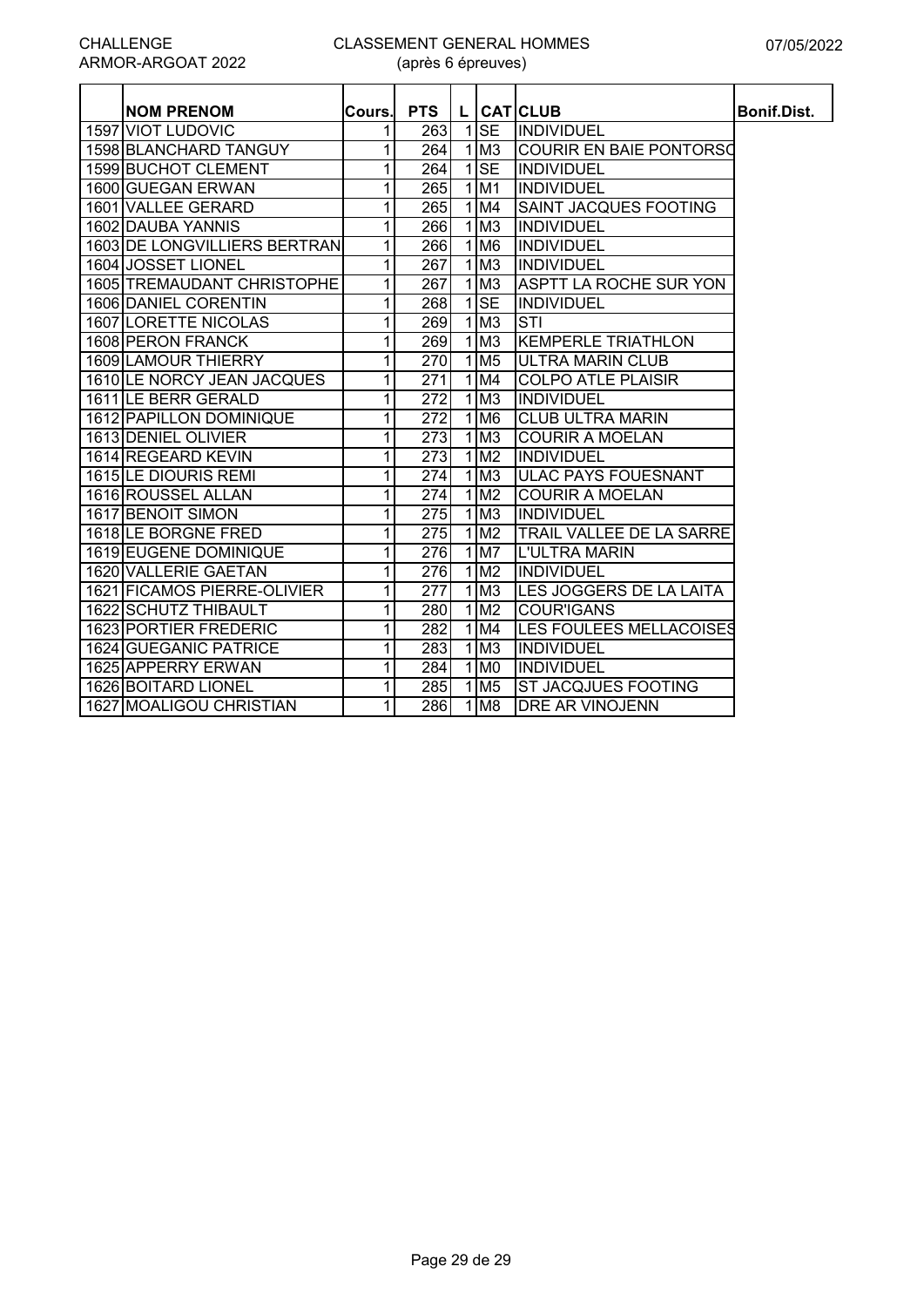CHALLENGE ARMOR-ARGOAT 2022

CLASSEMENT GENERAL HOMMES (après 6 épreuves)

07/05/2022

| | NOM PRENOM | Cours. | PTS | L | CAT | CLUB | Bonif.Dist. |
|---|---|---|---|---|---|---|---|
| 1597 | VIOT LUDOVIC | 1 | 263 | 1 | SE | INDIVIDUEL | |
| 1598 | BLANCHARD TANGUY | 1 | 264 | 1 | M3 | COURIR EN BAIE PONTORSO | |
| 1599 | BUCHOT CLEMENT | 1 | 264 | 1 | SE | INDIVIDUEL | |
| 1600 | GUEGAN ERWAN | 1 | 265 | 1 | M1 | INDIVIDUEL | |
| 1601 | VALLEE GERARD | 1 | 265 | 1 | M4 | SAINT JACQUES FOOTING | |
| 1602 | DAUBA YANNIS | 1 | 266 | 1 | M3 | INDIVIDUEL | |
| 1603 | DE LONGVILLIERS BERTRAN | 1 | 266 | 1 | M6 | INDIVIDUEL | |
| 1604 | JOSSET LIONEL | 1 | 267 | 1 | M3 | INDIVIDUEL | |
| 1605 | TREMAUDANT CHRISTOPHE | 1 | 267 | 1 | M3 | ASPTT LA ROCHE SUR YON | |
| 1606 | DANIEL CORENTIN | 1 | 268 | 1 | SE | INDIVIDUEL | |
| 1607 | LORETTE NICOLAS | 1 | 269 | 1 | M3 | STI | |
| 1608 | PERON FRANCK | 1 | 269 | 1 | M3 | KEMPERLE TRIATHLON | |
| 1609 | LAMOUR THIERRY | 1 | 270 | 1 | M5 | ULTRA MARIN CLUB | |
| 1610 | LE NORCY JEAN JACQUES | 1 | 271 | 1 | M4 | COLPO ATLE PLAISIR | |
| 1611 | LE BERR GERALD | 1 | 272 | 1 | M3 | INDIVIDUEL | |
| 1612 | PAPILLON DOMINIQUE | 1 | 272 | 1 | M6 | CLUB ULTRA MARIN | |
| 1613 | DENIEL OLIVIER | 1 | 273 | 1 | M3 | COURIR A MOELAN | |
| 1614 | REGEARD KEVIN | 1 | 273 | 1 | M2 | INDIVIDUEL | |
| 1615 | LE DIOURIS REMI | 1 | 274 | 1 | M3 | ULAC PAYS FOUESNANT | |
| 1616 | ROUSSEL ALLAN | 1 | 274 | 1 | M2 | COURIR A MOELAN | |
| 1617 | BENOIT SIMON | 1 | 275 | 1 | M3 | INDIVIDUEL | |
| 1618 | LE BORGNE FRED | 1 | 275 | 1 | M2 | TRAIL VALLEE DE LA SARRE | |
| 1619 | EUGENE DOMINIQUE | 1 | 276 | 1 | M7 | L'ULTRA MARIN | |
| 1620 | VALLERIE GAETAN | 1 | 276 | 1 | M2 | INDIVIDUEL | |
| 1621 | FICAMOS PIERRE-OLIVIER | 1 | 277 | 1 | M3 | LES JOGGERS DE LA LAITA | |
| 1622 | SCHUTZ THIBAULT | 1 | 280 | 1 | M2 | COUR'IGANS | |
| 1623 | PORTIER FREDERIC | 1 | 282 | 1 | M4 | LES FOULEES MELLACOISES | |
| 1624 | GUEGANIC PATRICE | 1 | 283 | 1 | M3 | INDIVIDUEL | |
| 1625 | APPERRY ERWAN | 1 | 284 | 1 | M0 | INDIVIDUEL | |
| 1626 | BOITARD LIONEL | 1 | 285 | 1 | M5 | ST JACQJUES FOOTING | |
| 1627 | MOALIGOU CHRISTIAN | 1 | 286 | 1 | M8 | DRE AR VINOJENN | |